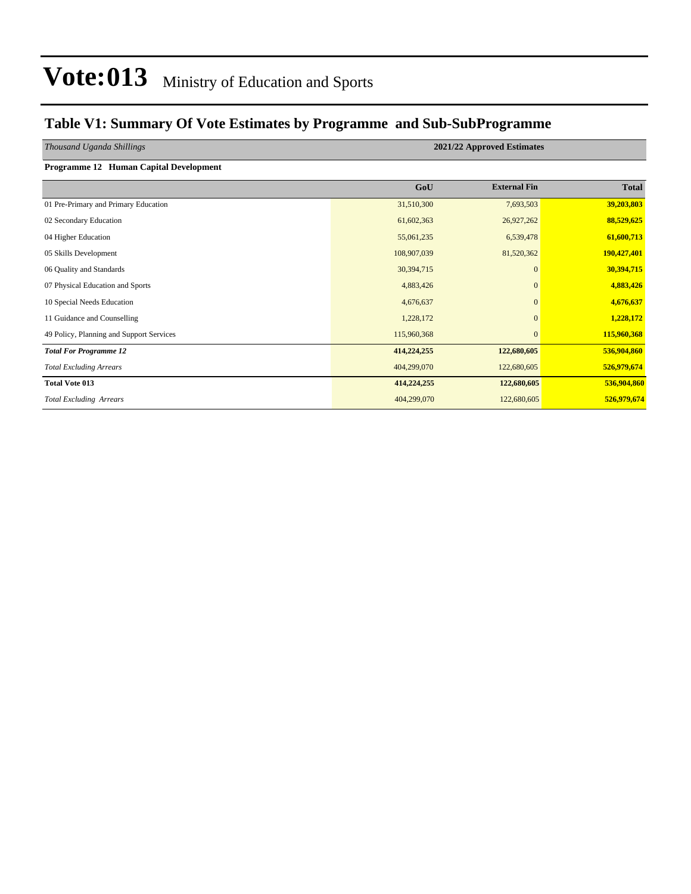# Vote:013 Ministry of Education and Sports

## Table V1: Summary Of Vote Estimates by Programme and Sub-SubProgramme

| *Thousand Uganda Shillings* | 2021/22 Approved Estimates | | |
|---|---|---|---|
| **Programme 12 Human Capital Development** | | | |
| | **GoU** | **External Fin** | **Total** |
| 01 Pre-Primary and Primary Education | 31,510,300 | 7,693,503 | **39,203,803** |
| 02 Secondary Education | 61,602,363 | 26,927,262 | **88,529,625** |
| 04 Higher Education | 55,061,235 | 6,539,478 | **61,600,713** |
| 05 Skills Development | 108,907,039 | 81,520,362 | **190,427,401** |
| 06 Quality and Standards | 30,394,715 | 0 | **30,394,715** |
| 07 Physical Education and Sports | 4,883,426 | 0 | **4,883,426** |
| 10 Special Needs Education | 4,676,637 | 0 | **4,676,637** |
| 11 Guidance and Counselling | 1,228,172 | 0 | **1,228,172** |
| 49 Policy, Planning and Support Services | 115,960,368 | 0 | **115,960,368** |
| ***Total For Programme 12*** | **414,224,255** | **122,680,605** | **536,904,860** |
| *Total Excluding Arrears* | 404,299,070 | 122,680,605 | **526,979,674** |
| **Total Vote 013** | **414,224,255** | **122,680,605** | **536,904,860** |
| *Total Excluding Arrears* | 404,299,070 | 122,680,605 | **526,979,674** |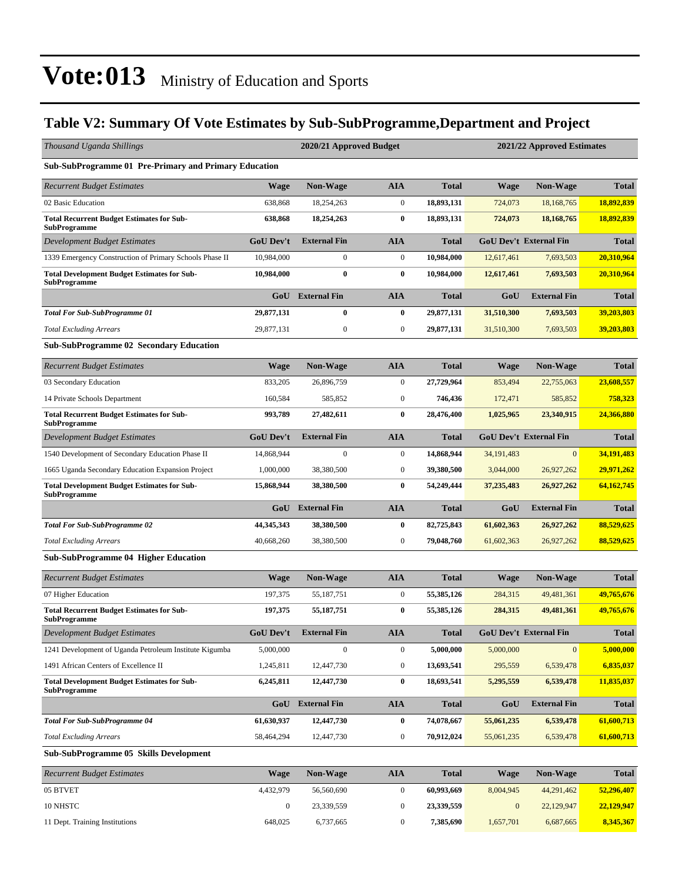# Vote:013 Ministry of Education and Sports

## Table V2: Summary Of Vote Estimates by Sub-SubProgramme,Department and Project

| *Thousand Uganda Shillings* | 2020/21 Approved Budget | | | | 2021/22 Approved Estimates | | |
|---|---|---|---|---|---|---|---|
| **Sub-SubProgramme 01 Pre-Primary and Primary Education** | | | | | | | |
| *Recurrent Budget Estimates* | **Wage** | **Non-Wage** | **AIA** | **Total** | **Wage** | **Non-Wage** | **Total** |
| 02 Basic Education | 638,868 | 18,254,263 | 0 | **18,893,131** | 724,073 | 18,168,765 | **18,892,839** |
| **Total Recurrent Budget Estimates for Sub-SubProgramme** | **638,868** | **18,254,263** | **0** | **18,893,131** | **724,073** | **18,168,765** | **18,892,839** |
| *Development Budget Estimates* | **GoU Dev't** | **External Fin** | **AIA** | **Total** | **GoU Dev't** | **External Fin** | **Total** |
| 1339 Emergency Construction of Primary Schools Phase II | 10,984,000 | 0 | 0 | **10,984,000** | 12,617,461 | 7,693,503 | **20,310,964** |
| **Total Development Budget Estimates for Sub-SubProgramme** | **10,984,000** | **0** | **0** | **10,984,000** | **12,617,461** | **7,693,503** | **20,310,964** |
| | **GoU** | **External Fin** | **AIA** | **Total** | **GoU** | **External Fin** | **Total** |
| ***Total For Sub-SubProgramme 01*** | **29,877,131** | **0** | **0** | **29,877,131** | **31,510,300** | **7,693,503** | **39,203,803** |
| *Total Excluding Arrears* | 29,877,131 | 0 | 0 | **29,877,131** | 31,510,300 | 7,693,503 | **39,203,803** |
| **Sub-SubProgramme 02 Secondary Education** | | | | | | | |
| *Recurrent Budget Estimates* | **Wage** | **Non-Wage** | **AIA** | **Total** | **Wage** | **Non-Wage** | **Total** |
| 03 Secondary Education | 833,205 | 26,896,759 | 0 | **27,729,964** | 853,494 | 22,755,063 | **23,608,557** |
| 14 Private Schools Department | 160,584 | 585,852 | 0 | **746,436** | 172,471 | 585,852 | **758,323** |
| **Total Recurrent Budget Estimates for Sub-SubProgramme** | **993,789** | **27,482,611** | **0** | **28,476,400** | **1,025,965** | **23,340,915** | **24,366,880** |
| *Development Budget Estimates* | **GoU Dev't** | **External Fin** | **AIA** | **Total** | **GoU Dev't** | **External Fin** | **Total** |
| 1540 Development of Secondary Education Phase II | 14,868,944 | 0 | 0 | **14,868,944** | 34,191,483 | 0 | **34,191,483** |
| 1665 Uganda Secondary Education Expansion Project | 1,000,000 | 38,380,500 | 0 | **39,380,500** | 3,044,000 | 26,927,262 | **29,971,262** |
| **Total Development Budget Estimates for Sub-SubProgramme** | **15,868,944** | **38,380,500** | **0** | **54,249,444** | **37,235,483** | **26,927,262** | **64,162,745** |
| | **GoU** | **External Fin** | **AIA** | **Total** | **GoU** | **External Fin** | **Total** |
| ***Total For Sub-SubProgramme 02*** | **44,345,343** | **38,380,500** | **0** | **82,725,843** | **61,602,363** | **26,927,262** | **88,529,625** |
| *Total Excluding Arrears* | 40,668,260 | 38,380,500 | 0 | **79,048,760** | 61,602,363 | 26,927,262 | **88,529,625** |
| **Sub-SubProgramme 04 Higher Education** | | | | | | | |
| *Recurrent Budget Estimates* | **Wage** | **Non-Wage** | **AIA** | **Total** | **Wage** | **Non-Wage** | **Total** |
| 07 Higher Education | 197,375 | 55,187,751 | 0 | **55,385,126** | 284,315 | 49,481,361 | **49,765,676** |
| **Total Recurrent Budget Estimates for Sub-SubProgramme** | **197,375** | **55,187,751** | **0** | **55,385,126** | **284,315** | **49,481,361** | **49,765,676** |
| *Development Budget Estimates* | **GoU Dev't** | **External Fin** | **AIA** | **Total** | **GoU Dev't** | **External Fin** | **Total** |
| 1241 Development of Uganda Petroleum Institute Kigumba | 5,000,000 | 0 | 0 | **5,000,000** | 5,000,000 | 0 | **5,000,000** |
| 1491 African Centers of Excellence II | 1,245,811 | 12,447,730 | 0 | **13,693,541** | 295,559 | 6,539,478 | **6,835,037** |
| **Total Development Budget Estimates for Sub-SubProgramme** | **6,245,811** | **12,447,730** | **0** | **18,693,541** | **5,295,559** | **6,539,478** | **11,835,037** |
| | **GoU** | **External Fin** | **AIA** | **Total** | **GoU** | **External Fin** | **Total** |
| ***Total For Sub-SubProgramme 04*** | **61,630,937** | **12,447,730** | **0** | **74,078,667** | **55,061,235** | **6,539,478** | **61,600,713** |
| *Total Excluding Arrears* | 58,464,294 | 12,447,730 | 0 | **70,912,024** | 55,061,235 | 6,539,478 | **61,600,713** |
| **Sub-SubProgramme 05 Skills Development** | | | | | | | |
| *Recurrent Budget Estimates* | **Wage** | **Non-Wage** | **AIA** | **Total** | **Wage** | **Non-Wage** | **Total** |
| 05 BTVET | 4,432,979 | 56,560,690 | 0 | **60,993,669** | 8,004,945 | 44,291,462 | **52,296,407** |
| 10 NHSTC | 0 | 23,339,559 | 0 | **23,339,559** | 0 | 22,129,947 | **22,129,947** |
| 11 Dept. Training Institutions | 648,025 | 6,737,665 | 0 | **7,385,690** | 1,657,701 | 6,687,665 | **8,345,367** |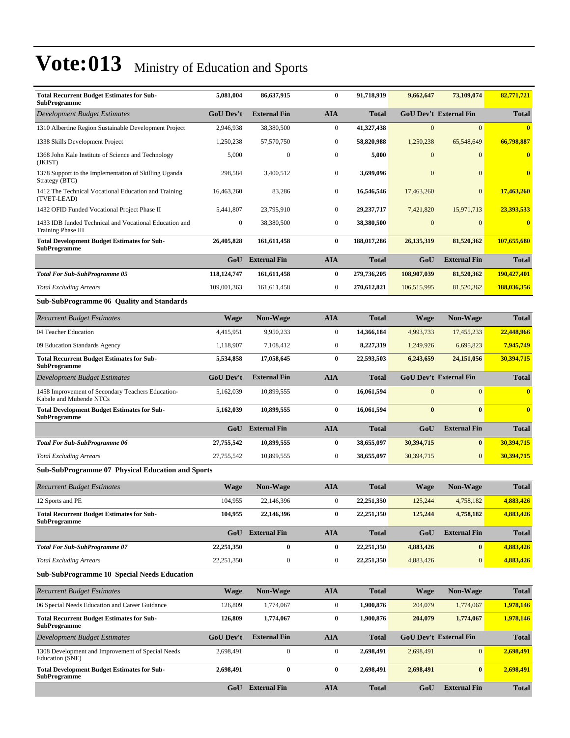# Vote:013 Ministry of Education and Sports

| | | | | | | | |
|---|---|---|---|---|---|---|---|
| **Total Recurrent Budget Estimates for Sub-SubProgramme** | **5,081,004** | **86,637,915** | **0** | **91,718,919** | **9,662,647** | **73,109,074** | **82,771,721** |
| *Development Budget Estimates* | **GoU Dev't** | **External Fin** | **AIA** | **Total** | **GoU Dev't** | **External Fin** | **Total** |
| 1310 Albertine Region Sustainable Development Project | 2,946,938 | 38,380,500 | 0 | **41,327,438** | 0 | 0 | **0** |
| 1338 Skills Development Project | 1,250,238 | 57,570,750 | 0 | **58,820,988** | 1,250,238 | 65,548,649 | **66,798,887** |
| 1368 John Kale Institute of Science and Technology (JKIST) | 5,000 | 0 | 0 | **5,000** | 0 | 0 | **0** |
| 1378 Support to the Implementation of Skilling Uganda Strategy (BTC) | 298,584 | 3,400,512 | 0 | **3,699,096** | 0 | 0 | **0** |
| 1412 The Technical Vocational Education and Training (TVET-LEAD) | 16,463,260 | 83,286 | 0 | **16,546,546** | 17,463,260 | 0 | **17,463,260** |
| 1432 OFID Funded Vocational Project Phase II | 5,441,807 | 23,795,910 | 0 | **29,237,717** | 7,421,820 | 15,971,713 | **23,393,533** |
| 1433 IDB funded Technical and Vocational Education and Training Phase III | 0 | 38,380,500 | 0 | **38,380,500** | 0 | 0 | **0** |
| **Total Development Budget Estimates for Sub-SubProgramme** | **26,405,828** | **161,611,458** | **0** | **188,017,286** | **26,135,319** | **81,520,362** | **107,655,680** |
| | **GoU** | **External Fin** | **AIA** | **Total** | **GoU** | **External Fin** | **Total** |
| ***Total For Sub-SubProgramme 05*** | **118,124,747** | **161,611,458** | **0** | **279,736,205** | **108,907,039** | **81,520,362** | **190,427,401** |
| *Total Excluding Arrears* | 109,001,363 | 161,611,458 | 0 | 270,612,821 | 106,515,995 | 81,520,362 | **188,036,356** |

**Sub-SubProgramme 06 Quality and Standards**

| *Recurrent Budget Estimates* | **Wage** | **Non-Wage** | **AIA** | **Total** | **Wage** | **Non-Wage** | **Total** |
|---|---|---|---|---|---|---|---|
| 04 Teacher Education | 4,415,951 | 9,950,233 | 0 | **14,366,184** | 4,993,733 | 17,455,233 | **22,448,966** |
| 09 Education Standards Agency | 1,118,907 | 7,108,412 | 0 | **8,227,319** | 1,249,926 | 6,695,823 | **7,945,749** |
| **Total Recurrent Budget Estimates for Sub-SubProgramme** | **5,534,858** | **17,058,645** | **0** | **22,593,503** | **6,243,659** | **24,151,056** | **30,394,715** |
| *Development Budget Estimates* | **GoU Dev't** | **External Fin** | **AIA** | **Total** | **GoU Dev't** | **External Fin** | **Total** |
| 1458 Improvement of Secondary Teachers Education-Kabale and Mubende NTCs | 5,162,039 | 10,899,555 | 0 | **16,061,594** | 0 | 0 | **0** |
| **Total Development Budget Estimates for Sub-SubProgramme** | **5,162,039** | **10,899,555** | **0** | **16,061,594** | **0** | **0** | **0** |
| | **GoU** | **External Fin** | **AIA** | **Total** | **GoU** | **External Fin** | **Total** |
| ***Total For Sub-SubProgramme 06*** | **27,755,542** | **10,899,555** | **0** | **38,655,097** | **30,394,715** | **0** | **30,394,715** |
| *Total Excluding Arrears* | 27,755,542 | 10,899,555 | 0 | 38,655,097 | 30,394,715 | 0 | **30,394,715** |

**Sub-SubProgramme 07 Physical Education and Sports**

| *Recurrent Budget Estimates* | **Wage** | **Non-Wage** | **AIA** | **Total** | **Wage** | **Non-Wage** | **Total** |
|---|---|---|---|---|---|---|---|
| 12 Sports and PE | 104,955 | 22,146,396 | 0 | **22,251,350** | 125,244 | 4,758,182 | **4,883,426** |
| **Total Recurrent Budget Estimates for Sub-SubProgramme** | **104,955** | **22,146,396** | **0** | **22,251,350** | **125,244** | **4,758,182** | **4,883,426** |
| | **GoU** | **External Fin** | **AIA** | **Total** | **GoU** | **External Fin** | **Total** |
| ***Total For Sub-SubProgramme 07*** | **22,251,350** | **0** | **0** | **22,251,350** | **4,883,426** | **0** | **4,883,426** |
| *Total Excluding Arrears* | 22,251,350 | 0 | 0 | 22,251,350 | 4,883,426 | 0 | **4,883,426** |

**Sub-SubProgramme 10 Special Needs Education**

| *Recurrent Budget Estimates* | **Wage** | **Non-Wage** | **AIA** | **Total** | **Wage** | **Non-Wage** | **Total** |
|---|---|---|---|---|---|---|---|
| 06 Special Needs Education and Career Guidance | 126,809 | 1,774,067 | 0 | **1,900,876** | 204,079 | 1,774,067 | **1,978,146** |
| **Total Recurrent Budget Estimates for Sub-SubProgramme** | **126,809** | **1,774,067** | **0** | **1,900,876** | **204,079** | **1,774,067** | **1,978,146** |
| *Development Budget Estimates* | **GoU Dev't** | **External Fin** | **AIA** | **Total** | **GoU Dev't** | **External Fin** | **Total** |
| 1308 Development and Improvement of Special Needs Education (SNE) | 2,698,491 | 0 | 0 | **2,698,491** | 2,698,491 | 0 | **2,698,491** |
| **Total Development Budget Estimates for Sub-SubProgramme** | **2,698,491** | **0** | **0** | **2,698,491** | **2,698,491** | **0** | **2,698,491** |
| | **GoU** | **External Fin** | **AIA** | **Total** | **GoU** | **External Fin** | **Total** |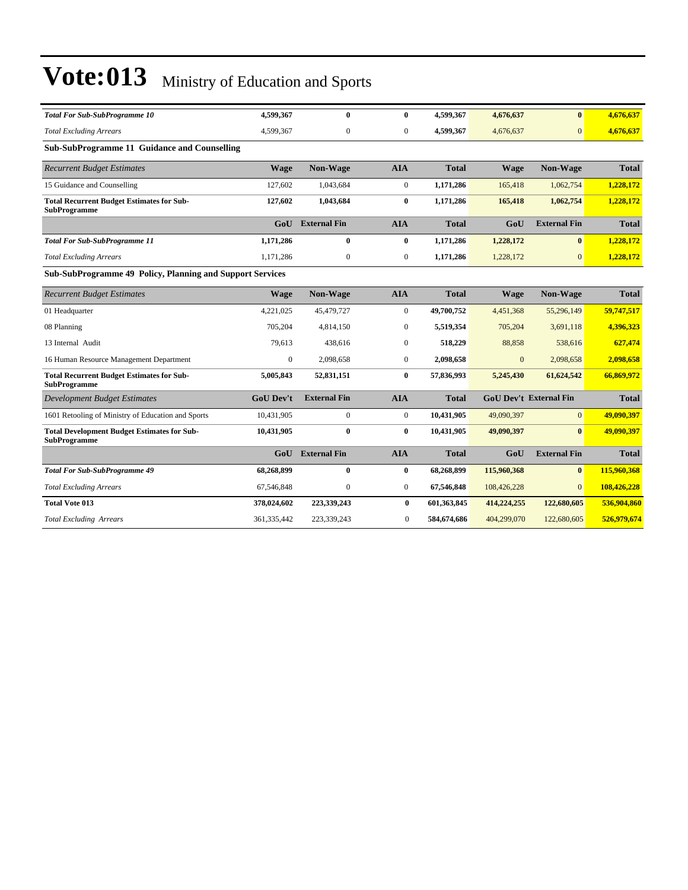# Vote:013 Ministry of Education and Sports

| | | | | | | | |
|---|---|---|---|---|---|---|---|
| ***Total For Sub-SubProgramme 10*** | **4,599,367** | **0** | **0** | **4,599,367** | **4,676,637** | **0** | **4,676,637** |
| *Total Excluding Arrears* | 4,599,367 | 0 | 0 | **4,599,367** | 4,676,637 | 0 | **4,676,637** |

**Sub-SubProgramme 11 Guidance and Counselling**

| *Recurrent Budget Estimates* | Wage | Non-Wage | AIA | Total | Wage | Non-Wage | Total |
|---|---|---|---|---|---|---|---|
| 15 Guidance and Counselling | 127,602 | 1,043,684 | 0 | **1,171,286** | 165,418 | 1,062,754 | **1,228,172** |
| **Total Recurrent Budget Estimates for Sub-SubProgramme** | **127,602** | **1,043,684** | **0** | **1,171,286** | **165,418** | **1,062,754** | **1,228,172** |
| | **GoU** | **External Fin** | **AIA** | **Total** | **GoU** | **External Fin** | **Total** |
| ***Total For Sub-SubProgramme 11*** | **1,171,286** | **0** | **0** | **1,171,286** | **1,228,172** | **0** | **1,228,172** |
| *Total Excluding Arrears* | 1,171,286 | 0 | 0 | **1,171,286** | 1,228,172 | 0 | **1,228,172** |

**Sub-SubProgramme 49 Policy, Planning and Support Services**

| *Recurrent Budget Estimates* | Wage | Non-Wage | AIA | Total | Wage | Non-Wage | Total |
|---|---|---|---|---|---|---|---|
| 01 Headquarter | 4,221,025 | 45,479,727 | 0 | **49,700,752** | 4,451,368 | 55,296,149 | **59,747,517** |
| 08 Planning | 705,204 | 4,814,150 | 0 | **5,519,354** | 705,204 | 3,691,118 | **4,396,323** |
| 13 Internal Audit | 79,613 | 438,616 | 0 | **518,229** | 88,858 | 538,616 | **627,474** |
| 16 Human Resource Management Department | 0 | 2,098,658 | 0 | **2,098,658** | 0 | 2,098,658 | **2,098,658** |
| **Total Recurrent Budget Estimates for Sub-SubProgramme** | **5,005,843** | **52,831,151** | **0** | **57,836,993** | **5,245,430** | **61,624,542** | **66,869,972** |
| *Development Budget Estimates* | **GoU Dev't** | **External Fin** | **AIA** | **Total** | **GoU Dev't** | **External Fin** | **Total** |
| 1601 Retooling of Ministry of Education and Sports | 10,431,905 | 0 | 0 | **10,431,905** | 49,090,397 | 0 | **49,090,397** |
| **Total Development Budget Estimates for Sub-SubProgramme** | **10,431,905** | **0** | **0** | **10,431,905** | **49,090,397** | **0** | **49,090,397** |
| | **GoU** | **External Fin** | **AIA** | **Total** | **GoU** | **External Fin** | **Total** |
| ***Total For Sub-SubProgramme 49*** | **68,268,899** | **0** | **0** | **68,268,899** | **115,960,368** | **0** | **115,960,368** |
| *Total Excluding Arrears* | 67,546,848 | 0 | 0 | **67,546,848** | 108,426,228 | 0 | **108,426,228** |
| **Total Vote 013** | **378,024,602** | **223,339,243** | **0** | **601,363,845** | **414,224,255** | **122,680,605** | **536,904,860** |
| *Total Excluding Arrears* | 361,335,442 | 223,339,243 | 0 | **584,674,686** | 404,299,070 | 122,680,605 | **526,979,674** |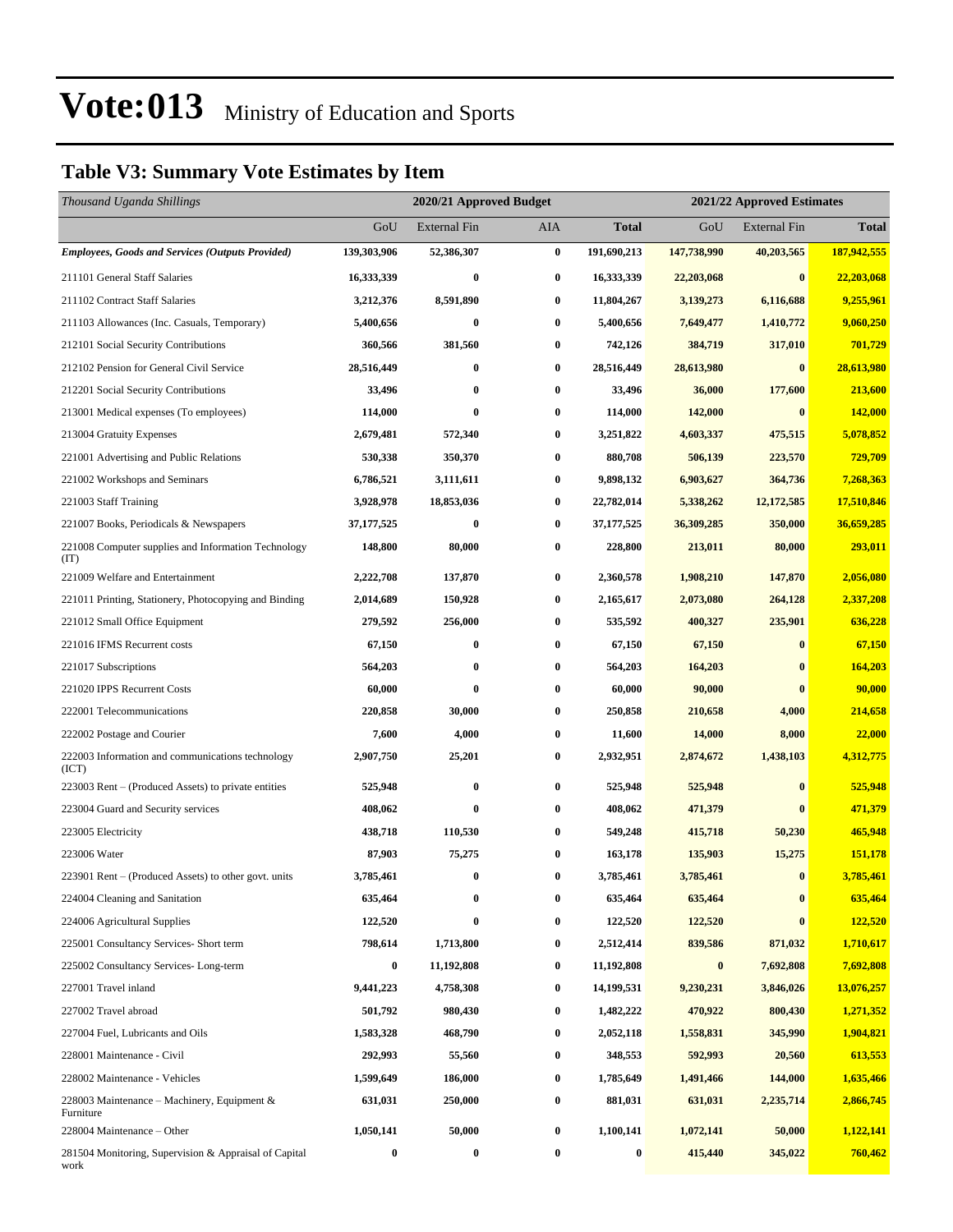# Vote:013 Ministry of Education and Sports

## Table V3: Summary Vote Estimates by Item

| *Thousand Uganda Shillings* | 2020/21 Approved Budget | | | | 2021/22 Approved Estimates | | |
|---|---|---|---|---|---|---|---|
| | GoU | External Fin | AIA | **Total** | GoU | External Fin | **Total** |
| ***Employees, Goods and Services (Outputs Provided)*** | **139,303,906** | **52,386,307** | **0** | **191,690,213** | **147,738,990** | **40,203,565** | **187,942,555** |
| 211101 General Staff Salaries | **16,333,339** | **0** | **0** | **16,333,339** | **22,203,068** | **0** | **22,203,068** |
| 211102 Contract Staff Salaries | **3,212,376** | **8,591,890** | **0** | **11,804,267** | **3,139,273** | **6,116,688** | **9,255,961** |
| 211103 Allowances (Inc. Casuals, Temporary) | **5,400,656** | **0** | **0** | **5,400,656** | **7,649,477** | **1,410,772** | **9,060,250** |
| 212101 Social Security Contributions | **360,566** | **381,560** | **0** | **742,126** | **384,719** | **317,010** | **701,729** |
| 212102 Pension for General Civil Service | **28,516,449** | **0** | **0** | **28,516,449** | **28,613,980** | **0** | **28,613,980** |
| 212201 Social Security Contributions | **33,496** | **0** | **0** | **33,496** | **36,000** | **177,600** | **213,600** |
| 213001 Medical expenses (To employees) | **114,000** | **0** | **0** | **114,000** | **142,000** | **0** | **142,000** |
| 213004 Gratuity Expenses | **2,679,481** | **572,340** | **0** | **3,251,822** | **4,603,337** | **475,515** | **5,078,852** |
| 221001 Advertising and Public Relations | **530,338** | **350,370** | **0** | **880,708** | **506,139** | **223,570** | **729,709** |
| 221002 Workshops and Seminars | **6,786,521** | **3,111,611** | **0** | **9,898,132** | **6,903,627** | **364,736** | **7,268,363** |
| 221003 Staff Training | **3,928,978** | **18,853,036** | **0** | **22,782,014** | **5,338,262** | **12,172,585** | **17,510,846** |
| 221007 Books, Periodicals & Newspapers | **37,177,525** | **0** | **0** | **37,177,525** | **36,309,285** | **350,000** | **36,659,285** |
| 221008 Computer supplies and Information Technology (IT) | **148,800** | **80,000** | **0** | **228,800** | **213,011** | **80,000** | **293,011** |
| 221009 Welfare and Entertainment | **2,222,708** | **137,870** | **0** | **2,360,578** | **1,908,210** | **147,870** | **2,056,080** |
| 221011 Printing, Stationery, Photocopying and Binding | **2,014,689** | **150,928** | **0** | **2,165,617** | **2,073,080** | **264,128** | **2,337,208** |
| 221012 Small Office Equipment | **279,592** | **256,000** | **0** | **535,592** | **400,327** | **235,901** | **636,228** |
| 221016 IFMS Recurrent costs | **67,150** | **0** | **0** | **67,150** | **67,150** | **0** | **67,150** |
| 221017 Subscriptions | **564,203** | **0** | **0** | **564,203** | **164,203** | **0** | **164,203** |
| 221020 IPPS Recurrent Costs | **60,000** | **0** | **0** | **60,000** | **90,000** | **0** | **90,000** |
| 222001 Telecommunications | **220,858** | **30,000** | **0** | **250,858** | **210,658** | **4,000** | **214,658** |
| 222002 Postage and Courier | **7,600** | **4,000** | **0** | **11,600** | **14,000** | **8,000** | **22,000** |
| 222003 Information and communications technology (ICT) | **2,907,750** | **25,201** | **0** | **2,932,951** | **2,874,672** | **1,438,103** | **4,312,775** |
| 223003 Rent – (Produced Assets) to private entities | **525,948** | **0** | **0** | **525,948** | **525,948** | **0** | **525,948** |
| 223004 Guard and Security services | **408,062** | **0** | **0** | **408,062** | **471,379** | **0** | **471,379** |
| 223005 Electricity | **438,718** | **110,530** | **0** | **549,248** | **415,718** | **50,230** | **465,948** |
| 223006 Water | **87,903** | **75,275** | **0** | **163,178** | **135,903** | **15,275** | **151,178** |
| 223901 Rent – (Produced Assets) to other govt. units | **3,785,461** | **0** | **0** | **3,785,461** | **3,785,461** | **0** | **3,785,461** |
| 224004 Cleaning and Sanitation | **635,464** | **0** | **0** | **635,464** | **635,464** | **0** | **635,464** |
| 224006 Agricultural Supplies | **122,520** | **0** | **0** | **122,520** | **122,520** | **0** | **122,520** |
| 225001 Consultancy Services- Short term | **798,614** | **1,713,800** | **0** | **2,512,414** | **839,586** | **871,032** | **1,710,617** |
| 225002 Consultancy Services- Long-term | **0** | **11,192,808** | **0** | **11,192,808** | **0** | **7,692,808** | **7,692,808** |
| 227001 Travel inland | **9,441,223** | **4,758,308** | **0** | **14,199,531** | **9,230,231** | **3,846,026** | **13,076,257** |
| 227002 Travel abroad | **501,792** | **980,430** | **0** | **1,482,222** | **470,922** | **800,430** | **1,271,352** |
| 227004 Fuel, Lubricants and Oils | **1,583,328** | **468,790** | **0** | **2,052,118** | **1,558,831** | **345,990** | **1,904,821** |
| 228001 Maintenance - Civil | **292,993** | **55,560** | **0** | **348,553** | **592,993** | **20,560** | **613,553** |
| 228002 Maintenance - Vehicles | **1,599,649** | **186,000** | **0** | **1,785,649** | **1,491,466** | **144,000** | **1,635,466** |
| 228003 Maintenance – Machinery, Equipment & Furniture | **631,031** | **250,000** | **0** | **881,031** | **631,031** | **2,235,714** | **2,866,745** |
| 228004 Maintenance – Other | **1,050,141** | **50,000** | **0** | **1,100,141** | **1,072,141** | **50,000** | **1,122,141** |
| 281504 Monitoring, Supervision & Appraisal of Capital work | **0** | **0** | **0** | **0** | **415,440** | **345,022** | **760,462** |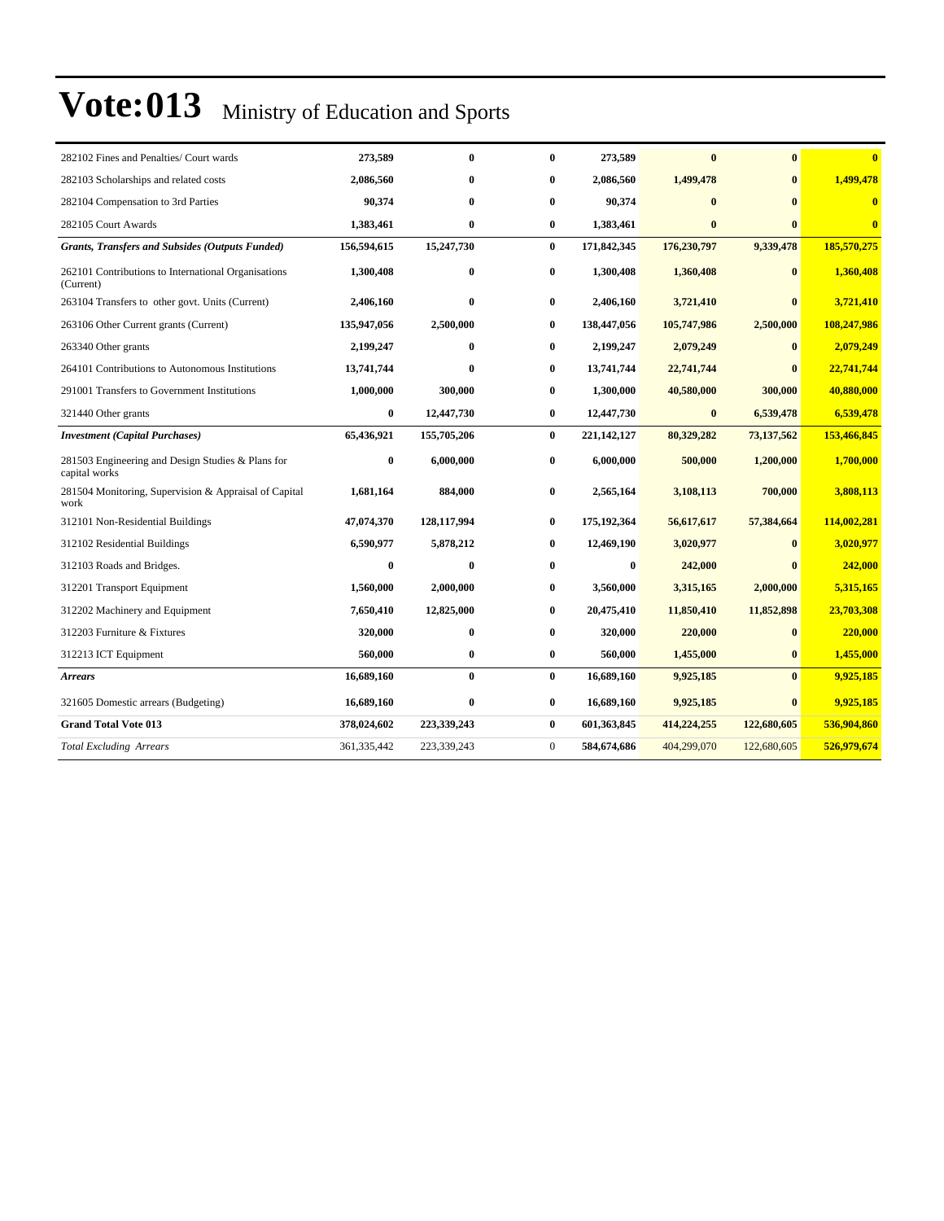# Vote:013 Ministry of Education and Sports

| | | | | | | | |
|---|---|---|---|---|---|---|---|
| 282102 Fines and Penalties/ Court wards | 273,589 | 0 | 0 | 273,589 | 0 | 0 | 0 |
| 282103 Scholarships and related costs | 2,086,560 | 0 | 0 | 2,086,560 | 1,499,478 | 0 | 1,499,478 |
| 282104 Compensation to 3rd Parties | 90,374 | 0 | 0 | 90,374 | 0 | 0 | 0 |
| 282105 Court Awards | 1,383,461 | 0 | 0 | 1,383,461 | 0 | 0 | 0 |
| ***Grants, Transfers and Subsides (Outputs Funded)*** | **156,594,615** | **15,247,730** | **0** | **171,842,345** | **176,230,797** | **9,339,478** | **185,570,275** |
| 262101 Contributions to International Organisations (Current) | 1,300,408 | 0 | 0 | 1,300,408 | 1,360,408 | 0 | 1,360,408 |
| 263104 Transfers to other govt. Units (Current) | 2,406,160 | 0 | 0 | 2,406,160 | 3,721,410 | 0 | 3,721,410 |
| 263106 Other Current grants (Current) | 135,947,056 | 2,500,000 | 0 | 138,447,056 | 105,747,986 | 2,500,000 | 108,247,986 |
| 263340 Other grants | 2,199,247 | 0 | 0 | 2,199,247 | 2,079,249 | 0 | 2,079,249 |
| 264101 Contributions to Autonomous Institutions | 13,741,744 | 0 | 0 | 13,741,744 | 22,741,744 | 0 | 22,741,744 |
| 291001 Transfers to Government Institutions | 1,000,000 | 300,000 | 0 | 1,300,000 | 40,580,000 | 300,000 | 40,880,000 |
| 321440 Other grants | 0 | 12,447,730 | 0 | 12,447,730 | 0 | 6,539,478 | 6,539,478 |
| ***Investment (Capital Purchases)*** | **65,436,921** | **155,705,206** | **0** | **221,142,127** | **80,329,282** | **73,137,562** | **153,466,845** |
| 281503 Engineering and Design Studies & Plans for capital works | 0 | 6,000,000 | 0 | 6,000,000 | 500,000 | 1,200,000 | 1,700,000 |
| 281504 Monitoring, Supervision & Appraisal of Capital work | 1,681,164 | 884,000 | 0 | 2,565,164 | 3,108,113 | 700,000 | 3,808,113 |
| 312101 Non-Residential Buildings | 47,074,370 | 128,117,994 | 0 | 175,192,364 | 56,617,617 | 57,384,664 | 114,002,281 |
| 312102 Residential Buildings | 6,590,977 | 5,878,212 | 0 | 12,469,190 | 3,020,977 | 0 | 3,020,977 |
| 312103 Roads and Bridges. | 0 | 0 | 0 | 0 | 242,000 | 0 | 242,000 |
| 312201 Transport Equipment | 1,560,000 | 2,000,000 | 0 | 3,560,000 | 3,315,165 | 2,000,000 | 5,315,165 |
| 312202 Machinery and Equipment | 7,650,410 | 12,825,000 | 0 | 20,475,410 | 11,850,410 | 11,852,898 | 23,703,308 |
| 312203 Furniture & Fixtures | 320,000 | 0 | 0 | 320,000 | 220,000 | 0 | 220,000 |
| 312213 ICT Equipment | 560,000 | 0 | 0 | 560,000 | 1,455,000 | 0 | 1,455,000 |
| ***Arrears*** | **16,689,160** | **0** | **0** | **16,689,160** | **9,925,185** | **0** | **9,925,185** |
| 321605 Domestic arrears (Budgeting) | 16,689,160 | 0 | 0 | 16,689,160 | 9,925,185 | 0 | 9,925,185 |
| **Grand Total Vote 013** | **378,024,602** | **223,339,243** | **0** | **601,363,845** | **414,224,255** | **122,680,605** | **536,904,860** |
| *Total Excluding Arrears* | 361,335,442 | 223,339,243 | 0 | **584,674,686** | 404,299,070 | 122,680,605 | **526,979,674** |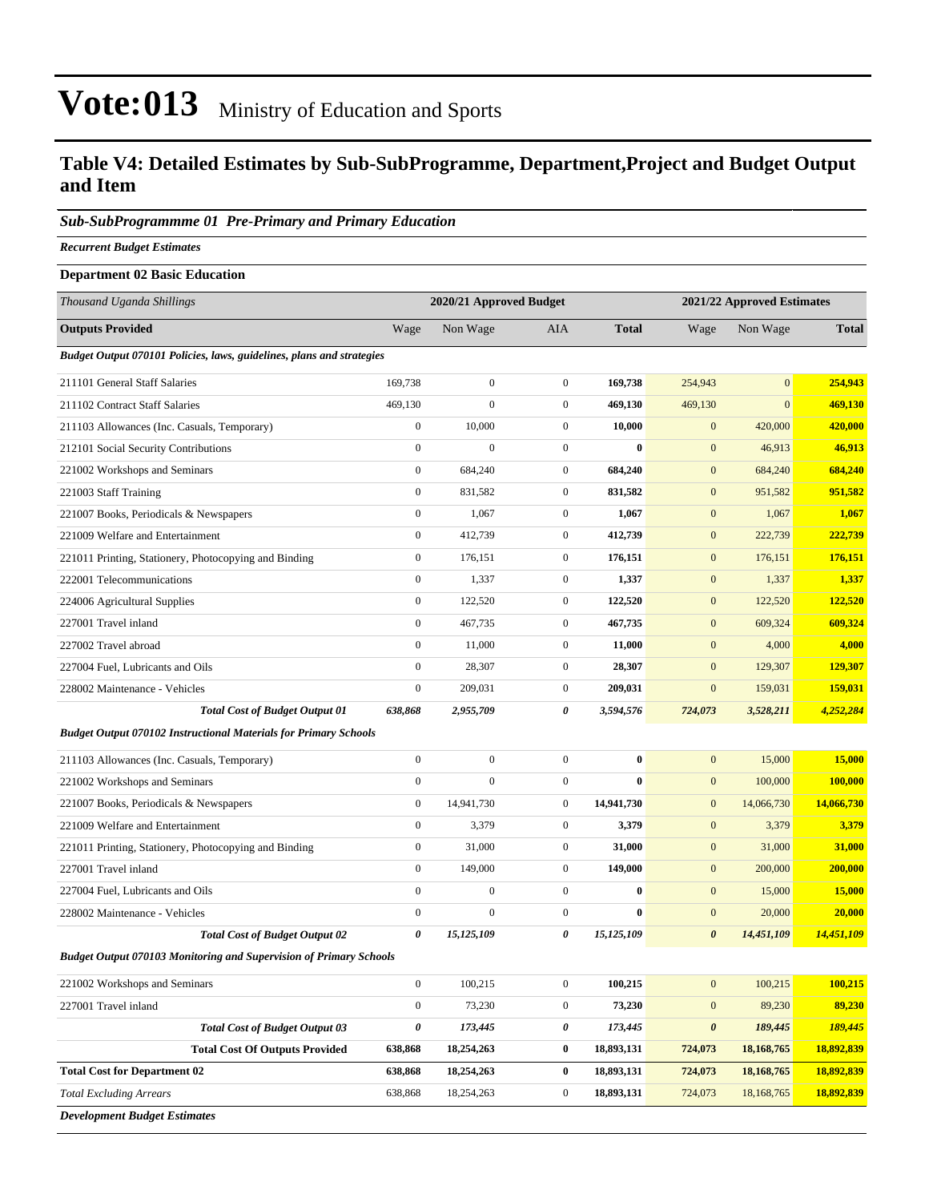# Vote:013 Ministry of Education and Sports

## Table V4: Detailed Estimates by Sub-SubProgramme, Department,Project and Budget Output and Item

### *Sub-SubProgrammme 01 Pre-Primary and Primary Education*

***Recurrent Budget Estimates***

**Department 02 Basic Education**

| *Thousand Uganda Shillings* | 2020/21 Approved Budget | | | | 2021/22 Approved Estimates | | |
|---|---|---|---|---|---|---|---|
| **Outputs Provided** | Wage | Non Wage | AIA | **Total** | Wage | Non Wage | **Total** |
| ***Budget Output 070101 Policies, laws, guidelines, plans and strategies*** | | | | | | | |
| 211101 General Staff Salaries | 169,738 | 0 | 0 | **169,738** | 254,943 | 0 | **254,943** |
| 211102 Contract Staff Salaries | 469,130 | 0 | 0 | **469,130** | 469,130 | 0 | **469,130** |
| 211103 Allowances (Inc. Casuals, Temporary) | 0 | 10,000 | 0 | **10,000** | 0 | 420,000 | **420,000** |
| 212101 Social Security Contributions | 0 | 0 | 0 | **0** | 0 | 46,913 | **46,913** |
| 221002 Workshops and Seminars | 0 | 684,240 | 0 | **684,240** | 0 | 684,240 | **684,240** |
| 221003 Staff Training | 0 | 831,582 | 0 | **831,582** | 0 | 951,582 | **951,582** |
| 221007 Books, Periodicals & Newspapers | 0 | 1,067 | 0 | **1,067** | 0 | 1,067 | **1,067** |
| 221009 Welfare and Entertainment | 0 | 412,739 | 0 | **412,739** | 0 | 222,739 | **222,739** |
| 221011 Printing, Stationery, Photocopying and Binding | 0 | 176,151 | 0 | **176,151** | 0 | 176,151 | **176,151** |
| 222001 Telecommunications | 0 | 1,337 | 0 | **1,337** | 0 | 1,337 | **1,337** |
| 224006 Agricultural Supplies | 0 | 122,520 | 0 | **122,520** | 0 | 122,520 | **122,520** |
| 227001 Travel inland | 0 | 467,735 | 0 | **467,735** | 0 | 609,324 | **609,324** |
| 227002 Travel abroad | 0 | 11,000 | 0 | **11,000** | 0 | 4,000 | **4,000** |
| 227004 Fuel, Lubricants and Oils | 0 | 28,307 | 0 | **28,307** | 0 | 129,307 | **129,307** |
| 228002 Maintenance - Vehicles | 0 | 209,031 | 0 | **209,031** | 0 | 159,031 | **159,031** |
| ***Total Cost of Budget Output 01*** | ***638,868*** | ***2,955,709*** | ***0*** | ***3,594,576*** | ***724,073*** | ***3,528,211*** | ***4,252,284*** |
| ***Budget Output 070102 Instructional Materials for Primary Schools*** | | | | | | | |
| 211103 Allowances (Inc. Casuals, Temporary) | 0 | 0 | 0 | **0** | 0 | 15,000 | **15,000** |
| 221002 Workshops and Seminars | 0 | 0 | 0 | **0** | 0 | 100,000 | **100,000** |
| 221007 Books, Periodicals & Newspapers | 0 | 14,941,730 | 0 | **14,941,730** | 0 | 14,066,730 | **14,066,730** |
| 221009 Welfare and Entertainment | 0 | 3,379 | 0 | **3,379** | 0 | 3,379 | **3,379** |
| 221011 Printing, Stationery, Photocopying and Binding | 0 | 31,000 | 0 | **31,000** | 0 | 31,000 | **31,000** |
| 227001 Travel inland | 0 | 149,000 | 0 | **149,000** | 0 | 200,000 | **200,000** |
| 227004 Fuel, Lubricants and Oils | 0 | 0 | 0 | **0** | 0 | 15,000 | **15,000** |
| 228002 Maintenance - Vehicles | 0 | 0 | 0 | **0** | 0 | 20,000 | **20,000** |
| ***Total Cost of Budget Output 02*** | ***0*** | ***15,125,109*** | ***0*** | ***15,125,109*** | ***0*** | ***14,451,109*** | ***14,451,109*** |
| ***Budget Output 070103 Monitoring and Supervision of Primary Schools*** | | | | | | | |
| 221002 Workshops and Seminars | 0 | 100,215 | 0 | **100,215** | 0 | 100,215 | **100,215** |
| 227001 Travel inland | 0 | 73,230 | 0 | **73,230** | 0 | 89,230 | **89,230** |
| ***Total Cost of Budget Output 03*** | ***0*** | ***173,445*** | ***0*** | ***173,445*** | ***0*** | ***189,445*** | ***189,445*** |
| **Total Cost Of Outputs Provided** | **638,868** | **18,254,263** | **0** | **18,893,131** | **724,073** | **18,168,765** | **18,892,839** |
| **Total Cost for Department 02** | **638,868** | **18,254,263** | **0** | **18,893,131** | **724,073** | **18,168,765** | **18,892,839** |
| *Total Excluding Arrears* | 638,868 | 18,254,263 | 0 | **18,893,131** | 724,073 | 18,168,765 | **18,892,839** |

***Development Budget Estimates***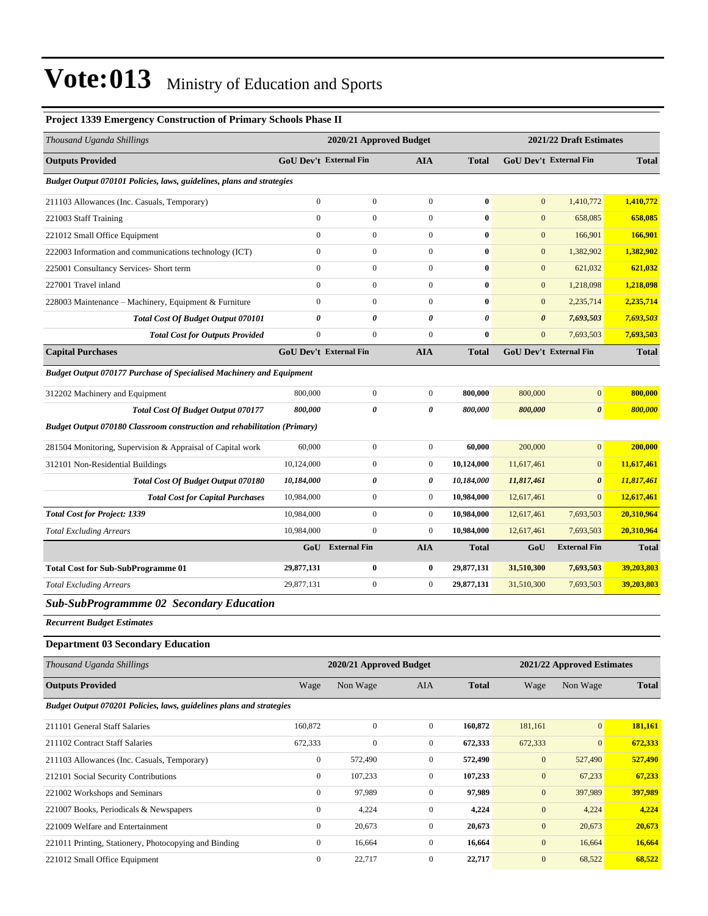# Vote:013 Ministry of Education and Sports

### Project 1339 Emergency Construction of Primary Schools Phase II

| *Thousand Uganda Shillings* | 2020/21 Approved Budget | | | | 2021/22 Draft Estimates | | |
|---|---|---|---|---|---|---|---|
| **Outputs Provided** | **GoU Dev't** | **External Fin** | **AIA** | **Total** | **GoU Dev't** | **External Fin** | **Total** |
| ***Budget Output 070101 Policies, laws, guidelines, plans and strategies*** | | | | | | | |
| 211103 Allowances (Inc. Casuals, Temporary) | 0 | 0 | 0 | **0** | 0 | 1,410,772 | **1,410,772** |
| 221003 Staff Training | 0 | 0 | 0 | **0** | 0 | 658,085 | **658,085** |
| 221012 Small Office Equipment | 0 | 0 | 0 | **0** | 0 | 166,901 | **166,901** |
| 222003 Information and communications technology (ICT) | 0 | 0 | 0 | **0** | 0 | 1,382,902 | **1,382,902** |
| 225001 Consultancy Services- Short term | 0 | 0 | 0 | **0** | 0 | 621,032 | **621,032** |
| 227001 Travel inland | 0 | 0 | 0 | **0** | 0 | 1,218,098 | **1,218,098** |
| 228003 Maintenance – Machinery, Equipment & Furniture | 0 | 0 | 0 | **0** | 0 | 2,235,714 | **2,235,714** |
| ***Total Cost Of Budget Output 070101*** | ***0*** | ***0*** | ***0*** | ***0*** | ***0*** | ***7,693,503*** | ***7,693,503*** |
| ***Total Cost for Outputs Provided*** | 0 | 0 | 0 | **0** | 0 | 7,693,503 | **7,693,503** |
| **Capital Purchases** | **GoU Dev't** | **External Fin** | **AIA** | **Total** | **GoU Dev't** | **External Fin** | **Total** |
| ***Budget Output 070177 Purchase of Specialised Machinery and Equipment*** | | | | | | | |
| 312202 Machinery and Equipment | 800,000 | 0 | 0 | **800,000** | 800,000 | 0 | **800,000** |
| ***Total Cost Of Budget Output 070177*** | ***800,000*** | ***0*** | ***0*** | ***800,000*** | ***800,000*** | ***0*** | ***800,000*** |
| ***Budget Output 070180 Classroom construction and rehabilitation (Primary)*** | | | | | | | |
| 281504 Monitoring, Supervision & Appraisal of Capital work | 60,000 | 0 | 0 | **60,000** | 200,000 | 0 | **200,000** |
| 312101 Non-Residential Buildings | 10,124,000 | 0 | 0 | **10,124,000** | 11,617,461 | 0 | **11,617,461** |
| ***Total Cost Of Budget Output 070180*** | ***10,184,000*** | ***0*** | ***0*** | ***10,184,000*** | ***11,817,461*** | ***0*** | ***11,817,461*** |
| ***Total Cost for Capital Purchases*** | 10,984,000 | 0 | 0 | **10,984,000** | 12,617,461 | 0 | **12,617,461** |
| ***Total Cost for Project: 1339*** | 10,984,000 | 0 | 0 | **10,984,000** | 12,617,461 | 7,693,503 | **20,310,964** |
| *Total Excluding Arrears* | 10,984,000 | 0 | 0 | **10,984,000** | 12,617,461 | 7,693,503 | **20,310,964** |
| | **GoU** | **External Fin** | **AIA** | **Total** | **GoU** | **External Fin** | **Total** |
| **Total Cost for Sub-SubProgramme 01** | **29,877,131** | **0** | **0** | **29,877,131** | **31,510,300** | **7,693,503** | **39,203,803** |
| *Total Excluding Arrears* | 29,877,131 | 0 | 0 | **29,877,131** | 31,510,300 | 7,693,503 | **39,203,803** |

## *Sub-SubProgrammme 02 Secondary Education*

***Recurrent Budget Estimates***

### Department 03 Secondary Education

| *Thousand Uganda Shillings* | 2020/21 Approved Budget | | | | 2021/22 Approved Estimates | | |
|---|---|---|---|---|---|---|---|
| **Outputs Provided** | Wage | Non Wage | AIA | **Total** | Wage | Non Wage | **Total** |
| ***Budget Output 070201 Policies, laws, guidelines plans and strategies*** | | | | | | | |
| 211101 General Staff Salaries | 160,872 | 0 | 0 | **160,872** | 181,161 | 0 | **181,161** |
| 211102 Contract Staff Salaries | 672,333 | 0 | 0 | **672,333** | 672,333 | 0 | **672,333** |
| 211103 Allowances (Inc. Casuals, Temporary) | 0 | 572,490 | 0 | **572,490** | 0 | 527,490 | **527,490** |
| 212101 Social Security Contributions | 0 | 107,233 | 0 | **107,233** | 0 | 67,233 | **67,233** |
| 221002 Workshops and Seminars | 0 | 97,989 | 0 | **97,989** | 0 | 397,989 | **397,989** |
| 221007 Books, Periodicals & Newspapers | 0 | 4,224 | 0 | **4,224** | 0 | 4,224 | **4,224** |
| 221009 Welfare and Entertainment | 0 | 20,673 | 0 | **20,673** | 0 | 20,673 | **20,673** |
| 221011 Printing, Stationery, Photocopying and Binding | 0 | 16,664 | 0 | **16,664** | 0 | 16,664 | **16,664** |
| 221012 Small Office Equipment | 0 | 22,717 | 0 | **22,717** | 0 | 68,522 | **68,522** |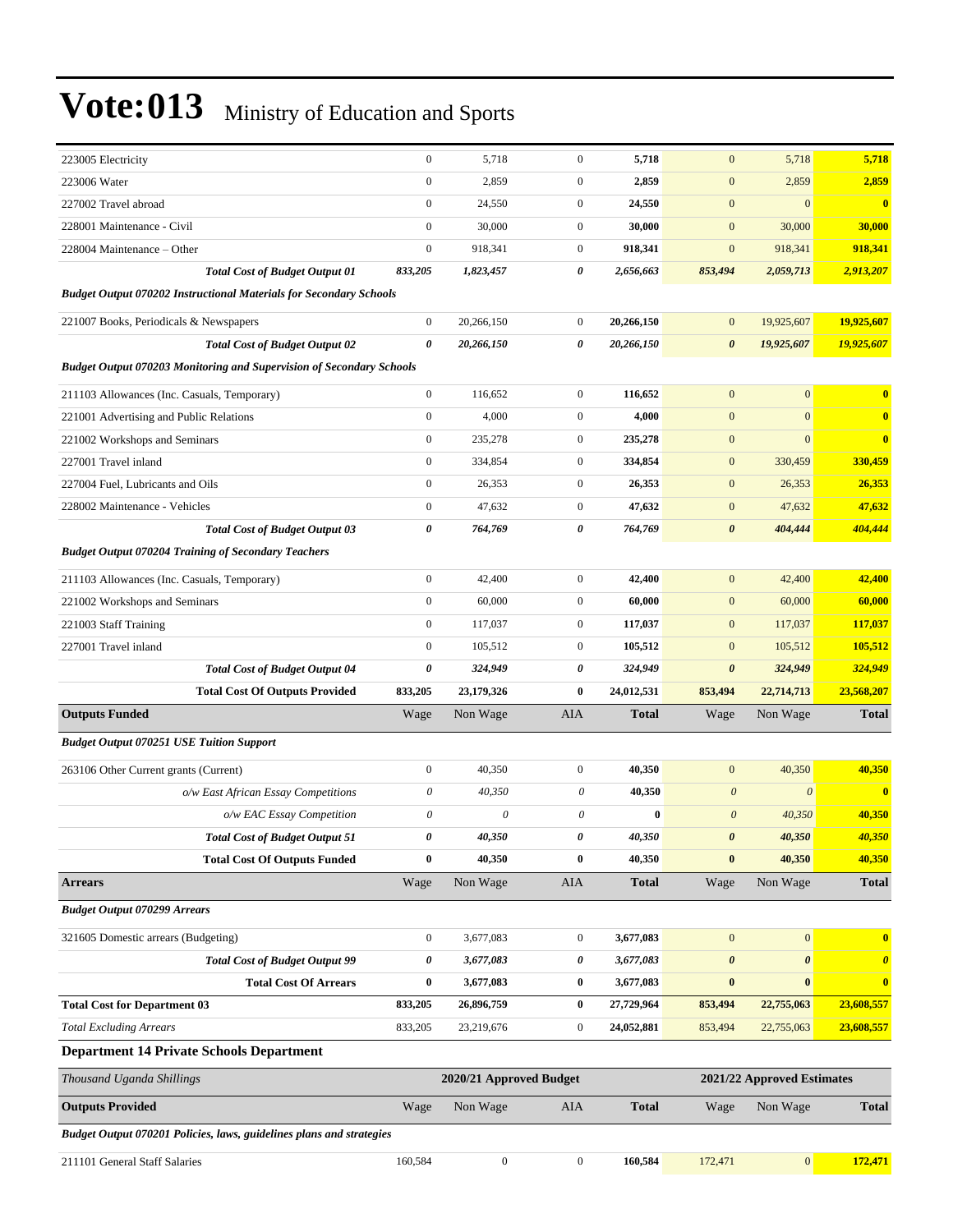# Vote:013 Ministry of Education and Sports

| | | | | | | | |
|---|---|---|---|---|---|---|---|
| 223005 Electricity | 0 | 5,718 | 0 | **5,718** | 0 | 5,718 | **5,718** |
| 223006 Water | 0 | 2,859 | 0 | **2,859** | 0 | 2,859 | **2,859** |
| 227002 Travel abroad | 0 | 24,550 | 0 | **24,550** | 0 | 0 | **0** |
| 228001 Maintenance - Civil | 0 | 30,000 | 0 | **30,000** | 0 | 30,000 | **30,000** |
| 228004 Maintenance – Other | 0 | 918,341 | 0 | **918,341** | 0 | 918,341 | **918,341** |
| ***Total Cost of Budget Output 01*** | ***833,205*** | ***1,823,457*** | ***0*** | ***2,656,663*** | ***853,494*** | ***2,059,713*** | ***2,913,207*** |
| ***Budget Output 070202 Instructional Materials for Secondary Schools*** | | | | | | | |
| 221007 Books, Periodicals & Newspapers | 0 | 20,266,150 | 0 | **20,266,150** | 0 | 19,925,607 | **19,925,607** |
| ***Total Cost of Budget Output 02*** | ***0*** | ***20,266,150*** | ***0*** | ***20,266,150*** | ***0*** | ***19,925,607*** | ***19,925,607*** |
| ***Budget Output 070203 Monitoring and Supervision of Secondary Schools*** | | | | | | | |
| 211103 Allowances (Inc. Casuals, Temporary) | 0 | 116,652 | 0 | **116,652** | 0 | 0 | **0** |
| 221001 Advertising and Public Relations | 0 | 4,000 | 0 | **4,000** | 0 | 0 | **0** |
| 221002 Workshops and Seminars | 0 | 235,278 | 0 | **235,278** | 0 | 0 | **0** |
| 227001 Travel inland | 0 | 334,854 | 0 | **334,854** | 0 | 330,459 | **330,459** |
| 227004 Fuel, Lubricants and Oils | 0 | 26,353 | 0 | **26,353** | 0 | 26,353 | **26,353** |
| 228002 Maintenance - Vehicles | 0 | 47,632 | 0 | **47,632** | 0 | 47,632 | **47,632** |
| ***Total Cost of Budget Output 03*** | ***0*** | ***764,769*** | ***0*** | ***764,769*** | ***0*** | ***404,444*** | ***404,444*** |
| ***Budget Output 070204 Training of Secondary Teachers*** | | | | | | | |
| 211103 Allowances (Inc. Casuals, Temporary) | 0 | 42,400 | 0 | **42,400** | 0 | 42,400 | **42,400** |
| 221002 Workshops and Seminars | 0 | 60,000 | 0 | **60,000** | 0 | 60,000 | **60,000** |
| 221003 Staff Training | 0 | 117,037 | 0 | **117,037** | 0 | 117,037 | **117,037** |
| 227001 Travel inland | 0 | 105,512 | 0 | **105,512** | 0 | 105,512 | **105,512** |
| ***Total Cost of Budget Output 04*** | ***0*** | ***324,949*** | ***0*** | ***324,949*** | ***0*** | ***324,949*** | ***324,949*** |
| **Total Cost Of Outputs Provided** | **833,205** | **23,179,326** | **0** | **24,012,531** | **853,494** | **22,714,713** | **23,568,207** |
| **Outputs Funded** | Wage | Non Wage | AIA | **Total** | Wage | Non Wage | **Total** |
| ***Budget Output 070251 USE Tuition Support*** | | | | | | | |
| 263106 Other Current grants (Current) | 0 | 40,350 | 0 | **40,350** | 0 | 40,350 | **40,350** |
| *o/w East African Essay Competitions* | *0* | *40,350* | *0* | **40,350** | *0* | *0* | **0** |
| *o/w EAC Essay Competition* | *0* | *0* | *0* | **0** | *0* | *40,350* | **40,350** |
| ***Total Cost of Budget Output 51*** | ***0*** | ***40,350*** | ***0*** | ***40,350*** | ***0*** | ***40,350*** | ***40,350*** |
| **Total Cost Of Outputs Funded** | **0** | **40,350** | **0** | **40,350** | **0** | **40,350** | **40,350** |
| **Arrears** | Wage | Non Wage | AIA | **Total** | Wage | Non Wage | **Total** |
| ***Budget Output 070299 Arrears*** | | | | | | | |
| 321605 Domestic arrears (Budgeting) | 0 | 3,677,083 | 0 | **3,677,083** | 0 | 0 | **0** |
| ***Total Cost of Budget Output 99*** | ***0*** | ***3,677,083*** | ***0*** | ***3,677,083*** | ***0*** | ***0*** | ***0*** |
| **Total Cost Of Arrears** | **0** | **3,677,083** | **0** | **3,677,083** | **0** | **0** | **0** |
| **Total Cost for Department 03** | **833,205** | **26,896,759** | **0** | **27,729,964** | **853,494** | **22,755,063** | **23,608,557** |
| *Total Excluding Arrears* | 833,205 | 23,219,676 | 0 | 24,052,881 | 853,494 | 22,755,063 | **23,608,557** |

### Department 14 Private Schools Department

| *Thousand Uganda Shillings* | | **2020/21 Approved Budget** | | | | **2021/22 Approved Estimates** | |
|---|---|---|---|---|---|---|---|
| **Outputs Provided** | Wage | Non Wage | AIA | **Total** | Wage | Non Wage | **Total** |
| ***Budget Output 070201 Policies, laws, guidelines plans and strategies*** | | | | | | | |
| 211101 General Staff Salaries | 160,584 | 0 | 0 | **160,584** | 172,471 | 0 | **172,471** |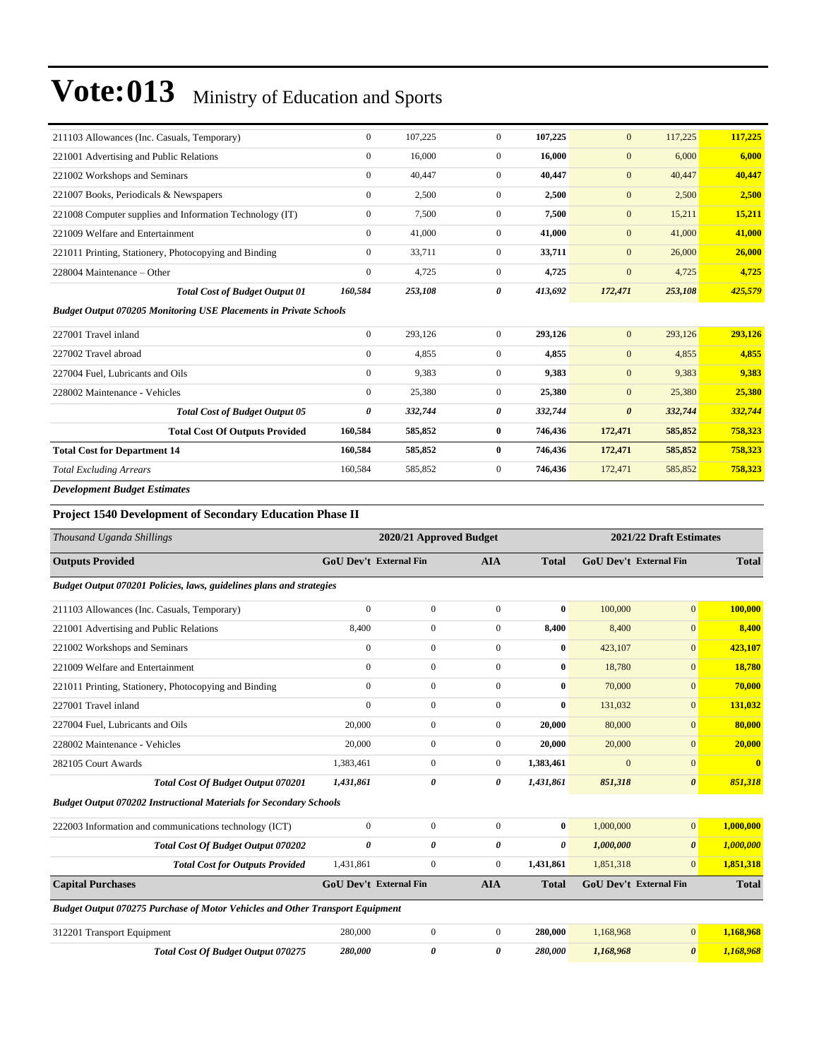# Vote:013 Ministry of Education and Sports

| | | | | | | | |
|---|---|---|---|---|---|---|---|
| 211103 Allowances (Inc. Casuals, Temporary) | 0 | 107,225 | 0 | **107,225** | 0 | 117,225 | **117,225** |
| 221001 Advertising and Public Relations | 0 | 16,000 | 0 | **16,000** | 0 | 6,000 | **6,000** |
| 221002 Workshops and Seminars | 0 | 40,447 | 0 | **40,447** | 0 | 40,447 | **40,447** |
| 221007 Books, Periodicals & Newspapers | 0 | 2,500 | 0 | **2,500** | 0 | 2,500 | **2,500** |
| 221008 Computer supplies and Information Technology (IT) | 0 | 7,500 | 0 | **7,500** | 0 | 15,211 | **15,211** |
| 221009 Welfare and Entertainment | 0 | 41,000 | 0 | **41,000** | 0 | 41,000 | **41,000** |
| 221011 Printing, Stationery, Photocopying and Binding | 0 | 33,711 | 0 | **33,711** | 0 | 26,000 | **26,000** |
| 228004 Maintenance – Other | 0 | 4,725 | 0 | **4,725** | 0 | 4,725 | **4,725** |
| ***Total Cost of Budget Output 01*** | ***160,584*** | ***253,108*** | ***0*** | ***413,692*** | ***172,471*** | ***253,108*** | ***425,579*** |
| ***Budget Output 070205 Monitoring USE Placements in Private Schools*** | | | | | | | |
| 227001 Travel inland | 0 | 293,126 | 0 | **293,126** | 0 | 293,126 | **293,126** |
| 227002 Travel abroad | 0 | 4,855 | 0 | **4,855** | 0 | 4,855 | **4,855** |
| 227004 Fuel, Lubricants and Oils | 0 | 9,383 | 0 | **9,383** | 0 | 9,383 | **9,383** |
| 228002 Maintenance - Vehicles | 0 | 25,380 | 0 | **25,380** | 0 | 25,380 | **25,380** |
| ***Total Cost of Budget Output 05*** | ***0*** | ***332,744*** | ***0*** | ***332,744*** | ***0*** | ***332,744*** | ***332,744*** |
| **Total Cost Of Outputs Provided** | **160,584** | **585,852** | **0** | **746,436** | **172,471** | **585,852** | **758,323** |
| **Total Cost for Department 14** | **160,584** | **585,852** | **0** | **746,436** | **172,471** | **585,852** | **758,323** |
| *Total Excluding Arrears* | 160,584 | 585,852 | 0 | 746,436 | 172,471 | 585,852 | 758,323 |

***Development Budget Estimates***

**Project 1540 Development of Secondary Education Phase II**

| *Thousand Uganda Shillings* | 2020/21 Approved Budget | | | | 2021/22 Draft Estimates | | |
|---|---|---|---|---|---|---|---|
| **Outputs Provided** | **GoU Dev't** | **External Fin** | **AIA** | **Total** | **GoU Dev't** | **External Fin** | **Total** |
| ***Budget Output 070201 Policies, laws, guidelines plans and strategies*** | | | | | | | |
| 211103 Allowances (Inc. Casuals, Temporary) | 0 | 0 | 0 | **0** | 100,000 | 0 | **100,000** |
| 221001 Advertising and Public Relations | 8,400 | 0 | 0 | **8,400** | 8,400 | 0 | **8,400** |
| 221002 Workshops and Seminars | 0 | 0 | 0 | **0** | 423,107 | 0 | **423,107** |
| 221009 Welfare and Entertainment | 0 | 0 | 0 | **0** | 18,780 | 0 | **18,780** |
| 221011 Printing, Stationery, Photocopying and Binding | 0 | 0 | 0 | **0** | 70,000 | 0 | **70,000** |
| 227001 Travel inland | 0 | 0 | 0 | **0** | 131,032 | 0 | **131,032** |
| 227004 Fuel, Lubricants and Oils | 20,000 | 0 | 0 | **20,000** | 80,000 | 0 | **80,000** |
| 228002 Maintenance - Vehicles | 20,000 | 0 | 0 | **20,000** | 20,000 | 0 | **20,000** |
| 282105 Court Awards | 1,383,461 | 0 | 0 | **1,383,461** | 0 | 0 | **0** |
| ***Total Cost Of Budget Output 070201*** | ***1,431,861*** | ***0*** | ***0*** | ***1,431,861*** | ***851,318*** | ***0*** | ***851,318*** |
| ***Budget Output 070202 Instructional Materials for Secondary Schools*** | | | | | | | |
| 222003 Information and communications technology (ICT) | 0 | 0 | 0 | **0** | 1,000,000 | 0 | **1,000,000** |
| ***Total Cost Of Budget Output 070202*** | ***0*** | ***0*** | ***0*** | ***0*** | ***1,000,000*** | ***0*** | ***1,000,000*** |
| ***Total Cost for Outputs Provided*** | 1,431,861 | 0 | 0 | **1,431,861** | 1,851,318 | 0 | **1,851,318** |
| **Capital Purchases** | **GoU Dev't** | **External Fin** | **AIA** | **Total** | **GoU Dev't** | **External Fin** | **Total** |
| ***Budget Output 070275 Purchase of Motor Vehicles and Other Transport Equipment*** | | | | | | | |
| 312201 Transport Equipment | 280,000 | 0 | 0 | **280,000** | 1,168,968 | 0 | **1,168,968** |
| ***Total Cost Of Budget Output 070275*** | ***280,000*** | ***0*** | ***0*** | ***280,000*** | ***1,168,968*** | ***0*** | ***1,168,968*** |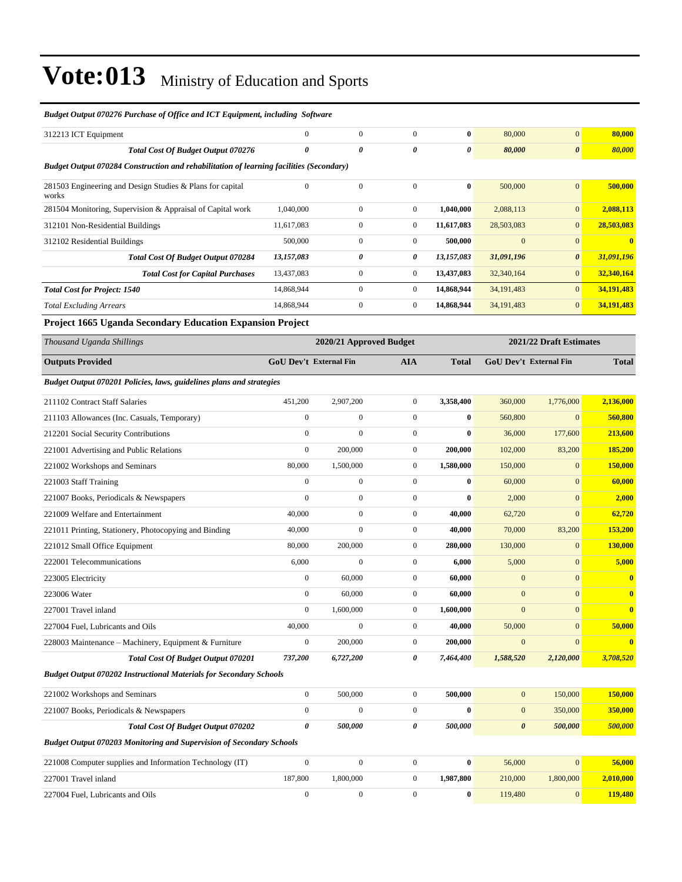# Vote:013 Ministry of Education and Sports

*Budget Output 070276 Purchase of Office and ICT Equipment, including Software*

| | | | | | | | |
|---|---|---|---|---|---|---|---|
| 312213 ICT Equipment | 0 | 0 | 0 | **0** | 80,000 | 0 | **80,000** |
| ***Total Cost Of Budget Output 070276*** | ***0*** | ***0*** | ***0*** | ***0*** | ***80,000*** | ***0*** | ***80,000*** |

*Budget Output 070284 Construction and rehabilitation of learning facilities (Secondary)*

| | | | | | | | |
|---|---|---|---|---|---|---|---|
| 281503 Engineering and Design Studies & Plans for capital works | 0 | 0 | 0 | **0** | 500,000 | 0 | **500,000** |
| 281504 Monitoring, Supervision & Appraisal of Capital work | 1,040,000 | 0 | 0 | **1,040,000** | 2,088,113 | 0 | **2,088,113** |
| 312101 Non-Residential Buildings | 11,617,083 | 0 | 0 | **11,617,083** | 28,503,083 | 0 | **28,503,083** |
| 312102 Residential Buildings | 500,000 | 0 | 0 | **500,000** | 0 | 0 | **0** |
| ***Total Cost Of Budget Output 070284*** | ***13,157,083*** | ***0*** | ***0*** | ***13,157,083*** | ***31,091,196*** | ***0*** | ***31,091,196*** |
| ***Total Cost for Capital Purchases*** | 13,437,083 | 0 | 0 | **13,437,083** | 32,340,164 | 0 | **32,340,164** |
| ***Total Cost for Project: 1540*** | 14,868,944 | 0 | 0 | **14,868,944** | 34,191,483 | 0 | **34,191,483** |
| *Total Excluding Arrears* | 14,868,944 | 0 | 0 | **14,868,944** | 34,191,483 | 0 | **34,191,483** |

**Project 1665 Uganda Secondary Education Expansion Project**

| *Thousand Uganda Shillings* | 2020/21 Approved Budget | | | | 2021/22 Draft Estimates | | |
|---|---|---|---|---|---|---|---|
| **Outputs Provided** | **GoU Dev't** | **External Fin** | **AIA** | **Total** | **GoU Dev't** | **External Fin** | **Total** |
| ***Budget Output 070201 Policies, laws, guidelines plans and strategies*** | | | | | | | |
| 211102 Contract Staff Salaries | 451,200 | 2,907,200 | 0 | **3,358,400** | 360,000 | 1,776,000 | **2,136,000** |
| 211103 Allowances (Inc. Casuals, Temporary) | 0 | 0 | 0 | **0** | 560,800 | 0 | **560,800** |
| 212201 Social Security Contributions | 0 | 0 | 0 | **0** | 36,000 | 177,600 | **213,600** |
| 221001 Advertising and Public Relations | 0 | 200,000 | 0 | **200,000** | 102,000 | 83,200 | **185,200** |
| 221002 Workshops and Seminars | 80,000 | 1,500,000 | 0 | **1,580,000** | 150,000 | 0 | **150,000** |
| 221003 Staff Training | 0 | 0 | 0 | **0** | 60,000 | 0 | **60,000** |
| 221007 Books, Periodicals & Newspapers | 0 | 0 | 0 | **0** | 2,000 | 0 | **2,000** |
| 221009 Welfare and Entertainment | 40,000 | 0 | 0 | **40,000** | 62,720 | 0 | **62,720** |
| 221011 Printing, Stationery, Photocopying and Binding | 40,000 | 0 | 0 | **40,000** | 70,000 | 83,200 | **153,200** |
| 221012 Small Office Equipment | 80,000 | 200,000 | 0 | **280,000** | 130,000 | 0 | **130,000** |
| 222001 Telecommunications | 6,000 | 0 | 0 | **6,000** | 5,000 | 0 | **5,000** |
| 223005 Electricity | 0 | 60,000 | 0 | **60,000** | 0 | 0 | **0** |
| 223006 Water | 0 | 60,000 | 0 | **60,000** | 0 | 0 | **0** |
| 227001 Travel inland | 0 | 1,600,000 | 0 | **1,600,000** | 0 | 0 | **0** |
| 227004 Fuel, Lubricants and Oils | 40,000 | 0 | 0 | **40,000** | 50,000 | 0 | **50,000** |
| 228003 Maintenance – Machinery, Equipment & Furniture | 0 | 200,000 | 0 | **200,000** | 0 | 0 | **0** |
| ***Total Cost Of Budget Output 070201*** | ***737,200*** | ***6,727,200*** | ***0*** | ***7,464,400*** | ***1,588,520*** | ***2,120,000*** | ***3,708,520*** |
| ***Budget Output 070202 Instructional Materials for Secondary Schools*** | | | | | | | |
| 221002 Workshops and Seminars | 0 | 500,000 | 0 | **500,000** | 0 | 150,000 | **150,000** |
| 221007 Books, Periodicals & Newspapers | 0 | 0 | 0 | **0** | 0 | 350,000 | **350,000** |
| ***Total Cost Of Budget Output 070202*** | ***0*** | ***500,000*** | ***0*** | ***500,000*** | ***0*** | ***500,000*** | ***500,000*** |
| ***Budget Output 070203 Monitoring and Supervision of Secondary Schools*** | | | | | | | |
| 221008 Computer supplies and Information Technology (IT) | 0 | 0 | 0 | **0** | 56,000 | 0 | **56,000** |
| 227001 Travel inland | 187,800 | 1,800,000 | 0 | **1,987,800** | 210,000 | 1,800,000 | **2,010,000** |
| 227004 Fuel, Lubricants and Oils | 0 | 0 | 0 | **0** | 119,480 | 0 | **119,480** |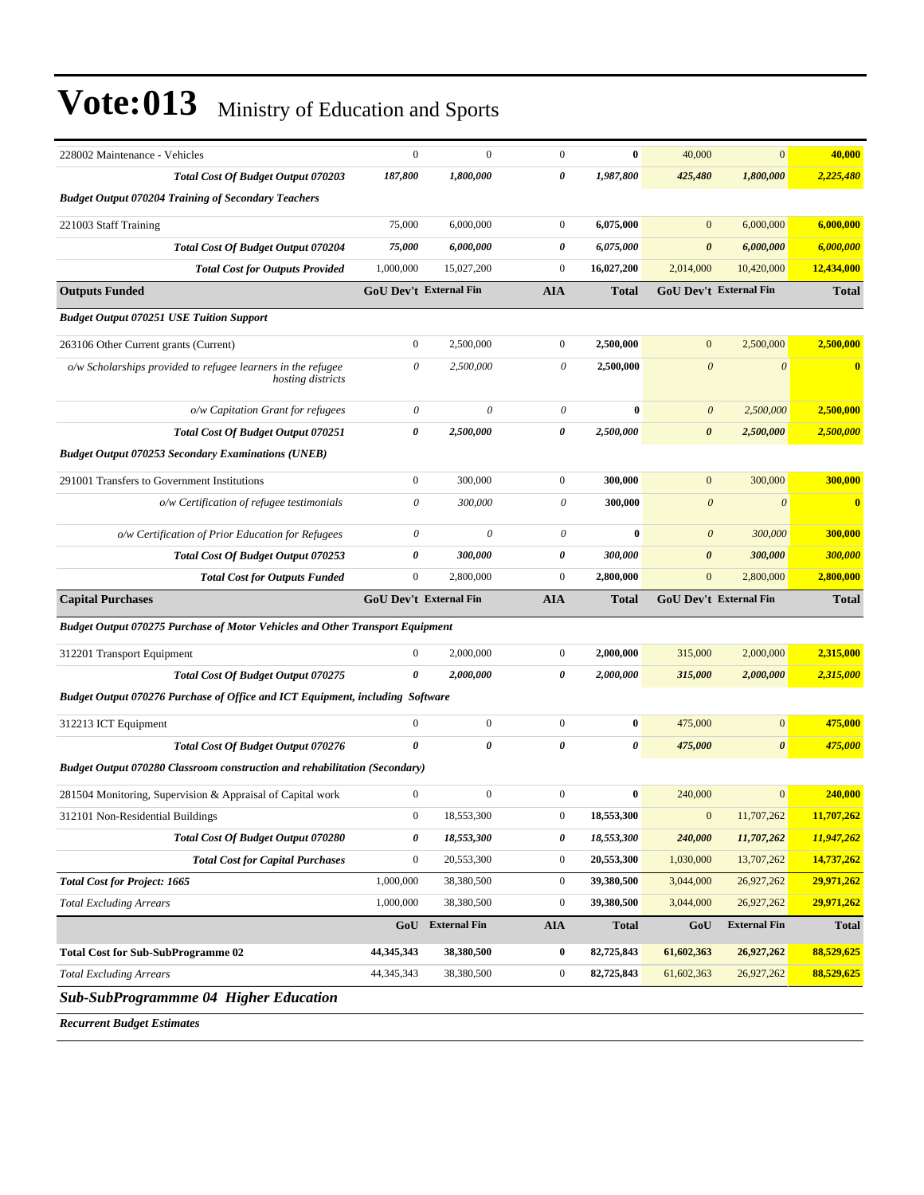# Vote:013 Ministry of Education and Sports

| | | | | | | | |
|---|---|---|---|---|---|---|---|
| 228002 Maintenance - Vehicles | 0 | 0 | 0 | **0** | 40,000 | 0 | **40,000** |
| ***Total Cost Of Budget Output 070203*** | ***187,800*** | ***1,800,000*** | ***0*** | ***1,987,800*** | ***425,480*** | ***1,800,000*** | ***2,225,480*** |
| ***Budget Output 070204 Training of Secondary Teachers*** | | | | | | | |
| 221003 Staff Training | 75,000 | 6,000,000 | 0 | **6,075,000** | 0 | 6,000,000 | **6,000,000** |
| ***Total Cost Of Budget Output 070204*** | ***75,000*** | ***6,000,000*** | ***0*** | ***6,075,000*** | ***0*** | ***6,000,000*** | ***6,000,000*** |
| ***Total Cost for Outputs Provided*** | 1,000,000 | 15,027,200 | 0 | **16,027,200** | 2,014,000 | 10,420,000 | **12,434,000** |
| **Outputs Funded** | **GoU Dev't** | **External Fin** | **AIA** | **Total** | **GoU Dev't** | **External Fin** | **Total** |
| ***Budget Output 070251 USE Tuition Support*** | | | | | | | |
| 263106 Other Current grants (Current) | 0 | 2,500,000 | 0 | **2,500,000** | 0 | 2,500,000 | **2,500,000** |
| *o/w Scholarships provided to refugee learners in the refugee hosting districts* | *0* | *2,500,000* | *0* | **2,500,000** | *0* | *0* | **0** |
| *o/w Capitation Grant for refugees* | *0* | *0* | *0* | **0** | *0* | *2,500,000* | **2,500,000** |
| ***Total Cost Of Budget Output 070251*** | ***0*** | ***2,500,000*** | ***0*** | ***2,500,000*** | ***0*** | ***2,500,000*** | ***2,500,000*** |
| ***Budget Output 070253 Secondary Examinations (UNEB)*** | | | | | | | |
| 291001 Transfers to Government Institutions | 0 | 300,000 | 0 | **300,000** | 0 | 300,000 | **300,000** |
| *o/w Certification of refugee testimonials* | *0* | *300,000* | *0* | **300,000** | *0* | *0* | **0** |
| *o/w Certification of Prior Education for Refugees* | *0* | *0* | *0* | **0** | *0* | *300,000* | **300,000** |
| ***Total Cost Of Budget Output 070253*** | ***0*** | ***300,000*** | ***0*** | ***300,000*** | ***0*** | ***300,000*** | ***300,000*** |
| ***Total Cost for Outputs Funded*** | 0 | 2,800,000 | 0 | **2,800,000** | 0 | 2,800,000 | **2,800,000** |
| **Capital Purchases** | **GoU Dev't** | **External Fin** | **AIA** | **Total** | **GoU Dev't** | **External Fin** | **Total** |
| ***Budget Output 070275 Purchase of Motor Vehicles and Other Transport Equipment*** | | | | | | | |
| 312201 Transport Equipment | 0 | 2,000,000 | 0 | **2,000,000** | 315,000 | 2,000,000 | **2,315,000** |
| ***Total Cost Of Budget Output 070275*** | ***0*** | ***2,000,000*** | ***0*** | ***2,000,000*** | ***315,000*** | ***2,000,000*** | ***2,315,000*** |
| ***Budget Output 070276 Purchase of Office and ICT Equipment, including Software*** | | | | | | | |
| 312213 ICT Equipment | 0 | 0 | 0 | **0** | 475,000 | 0 | **475,000** |
| ***Total Cost Of Budget Output 070276*** | ***0*** | ***0*** | ***0*** | ***0*** | ***475,000*** | ***0*** | ***475,000*** |
| ***Budget Output 070280 Classroom construction and rehabilitation (Secondary)*** | | | | | | | |
| 281504 Monitoring, Supervision & Appraisal of Capital work | 0 | 0 | 0 | **0** | 240,000 | 0 | **240,000** |
| 312101 Non-Residential Buildings | 0 | 18,553,300 | 0 | **18,553,300** | 0 | 11,707,262 | **11,707,262** |
| ***Total Cost Of Budget Output 070280*** | ***0*** | ***18,553,300*** | ***0*** | ***18,553,300*** | ***240,000*** | ***11,707,262*** | ***11,947,262*** |
| ***Total Cost for Capital Purchases*** | 0 | 20,553,300 | 0 | **20,553,300** | 1,030,000 | 13,707,262 | **14,737,262** |
| ***Total Cost for Project: 1665*** | 1,000,000 | 38,380,500 | 0 | **39,380,500** | 3,044,000 | 26,927,262 | **29,971,262** |
| *Total Excluding Arrears* | 1,000,000 | 38,380,500 | 0 | **39,380,500** | 3,044,000 | 26,927,262 | **29,971,262** |
| | **GoU** | **External Fin** | **AIA** | **Total** | **GoU** | **External Fin** | **Total** |
| **Total Cost for Sub-SubProgramme 02** | **44,345,343** | **38,380,500** | **0** | **82,725,843** | **61,602,363** | **26,927,262** | **88,529,625** |
| *Total Excluding Arrears* | 44,345,343 | 38,380,500 | 0 | **82,725,843** | 61,602,363 | 26,927,262 | **88,529,625** |

## *Sub-SubProgrammme 04 Higher Education*

***Recurrent Budget Estimates***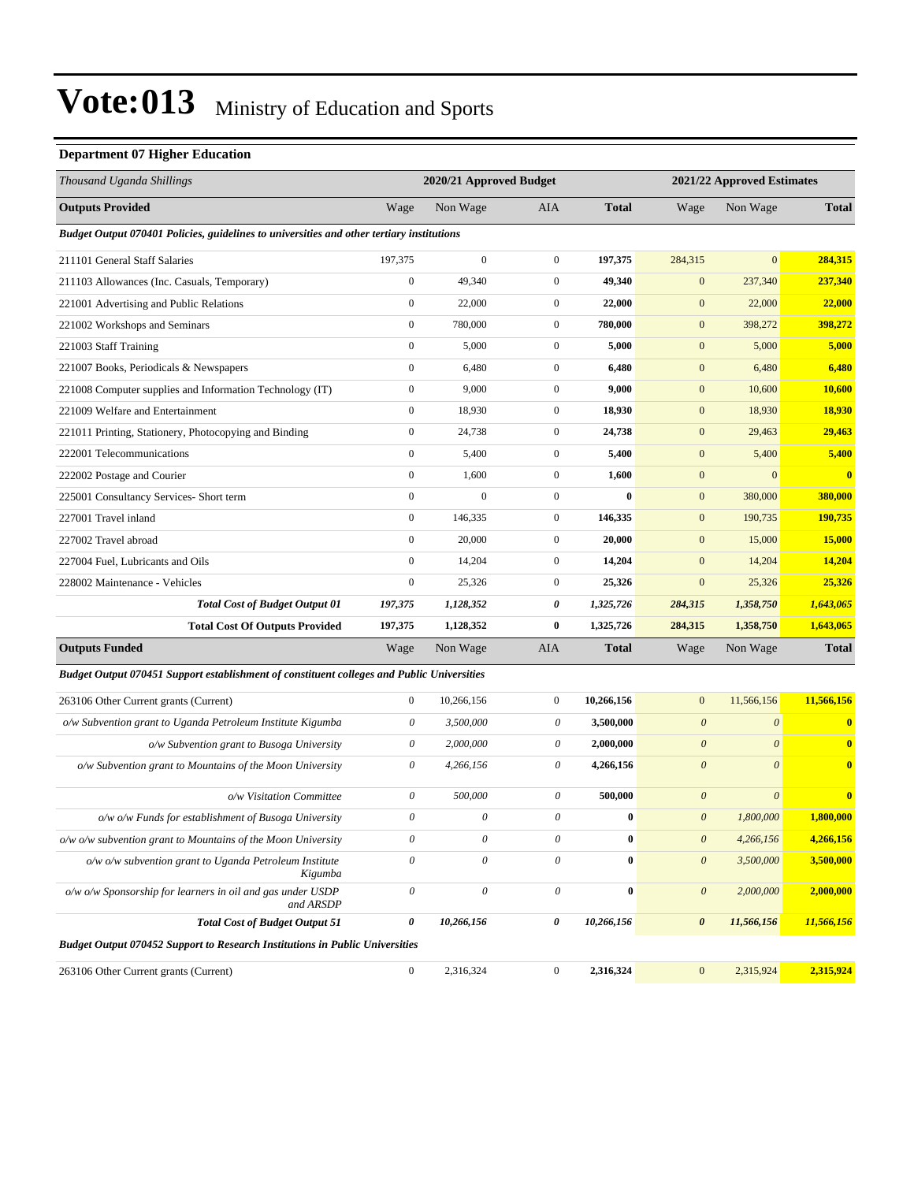# Vote:013 Ministry of Education and Sports

**Department 07 Higher Education**

| *Thousand Uganda Shillings* | 2020/21 Approved Budget | | | | 2021/22 Approved Estimates | | |
|---|---|---|---|---|---|---|---|
| **Outputs Provided** | Wage | Non Wage | AIA | **Total** | Wage | Non Wage | **Total** |
| ***Budget Output 070401 Policies, guidelines to universities and other tertiary institutions*** | | | | | | | |
| 211101 General Staff Salaries | 197,375 | 0 | 0 | **197,375** | 284,315 | 0 | **284,315** |
| 211103 Allowances (Inc. Casuals, Temporary) | 0 | 49,340 | 0 | **49,340** | 0 | 237,340 | **237,340** |
| 221001 Advertising and Public Relations | 0 | 22,000 | 0 | **22,000** | 0 | 22,000 | **22,000** |
| 221002 Workshops and Seminars | 0 | 780,000 | 0 | **780,000** | 0 | 398,272 | **398,272** |
| 221003 Staff Training | 0 | 5,000 | 0 | **5,000** | 0 | 5,000 | **5,000** |
| 221007 Books, Periodicals & Newspapers | 0 | 6,480 | 0 | **6,480** | 0 | 6,480 | **6,480** |
| 221008 Computer supplies and Information Technology (IT) | 0 | 9,000 | 0 | **9,000** | 0 | 10,600 | **10,600** |
| 221009 Welfare and Entertainment | 0 | 18,930 | 0 | **18,930** | 0 | 18,930 | **18,930** |
| 221011 Printing, Stationery, Photocopying and Binding | 0 | 24,738 | 0 | **24,738** | 0 | 29,463 | **29,463** |
| 222001 Telecommunications | 0 | 5,400 | 0 | **5,400** | 0 | 5,400 | **5,400** |
| 222002 Postage and Courier | 0 | 1,600 | 0 | **1,600** | 0 | 0 | **0** |
| 225001 Consultancy Services- Short term | 0 | 0 | 0 | **0** | 0 | 380,000 | **380,000** |
| 227001 Travel inland | 0 | 146,335 | 0 | **146,335** | 0 | 190,735 | **190,735** |
| 227002 Travel abroad | 0 | 20,000 | 0 | **20,000** | 0 | 15,000 | **15,000** |
| 227004 Fuel, Lubricants and Oils | 0 | 14,204 | 0 | **14,204** | 0 | 14,204 | **14,204** |
| 228002 Maintenance - Vehicles | 0 | 25,326 | 0 | **25,326** | 0 | 25,326 | **25,326** |
| ***Total Cost of Budget Output 01*** | ***197,375*** | ***1,128,352*** | ***0*** | ***1,325,726*** | ***284,315*** | ***1,358,750*** | ***1,643,065*** |
| **Total Cost Of Outputs Provided** | **197,375** | **1,128,352** | **0** | **1,325,726** | **284,315** | **1,358,750** | **1,643,065** |
| **Outputs Funded** | Wage | Non Wage | AIA | **Total** | Wage | Non Wage | **Total** |
| ***Budget Output 070451 Support establishment of constituent colleges and Public Universities*** | | | | | | | |
| 263106 Other Current grants (Current) | 0 | 10,266,156 | 0 | **10,266,156** | 0 | 11,566,156 | **11,566,156** |
| *o/w Subvention grant to Uganda Petroleum Institute Kigumba* | *0* | *3,500,000* | *0* | **3,500,000** | *0* | *0* | **0** |
| *o/w Subvention grant to Busoga University* | *0* | *2,000,000* | *0* | **2,000,000** | *0* | *0* | **0** |
| *o/w Subvention grant to Mountains of the Moon University* | *0* | *4,266,156* | *0* | **4,266,156** | *0* | *0* | **0** |
| *o/w Visitation Committee* | *0* | *500,000* | *0* | **500,000** | *0* | *0* | **0** |
| *o/w o/w Funds for establishment of Busoga University* | *0* | *0* | *0* | **0** | *0* | *1,800,000* | **1,800,000** |
| *o/w o/w subvention grant to Mountains of the Moon University* | *0* | *0* | *0* | **0** | *0* | *4,266,156* | **4,266,156** |
| *o/w o/w subvention grant to Uganda Petroleum Institute Kigumba* | *0* | *0* | *0* | **0** | *0* | *3,500,000* | **3,500,000** |
| *o/w o/w Sponsorship for learners in oil and gas under USDP and ARSDP* | *0* | *0* | *0* | **0** | *0* | *2,000,000* | **2,000,000** |
| ***Total Cost of Budget Output 51*** | ***0*** | ***10,266,156*** | ***0*** | ***10,266,156*** | ***0*** | ***11,566,156*** | ***11,566,156*** |
| ***Budget Output 070452 Support to Research Institutions in Public Universities*** | | | | | | | |
| 263106 Other Current grants (Current) | 0 | 2,316,324 | 0 | **2,316,324** | 0 | 2,315,924 | **2,315,924** |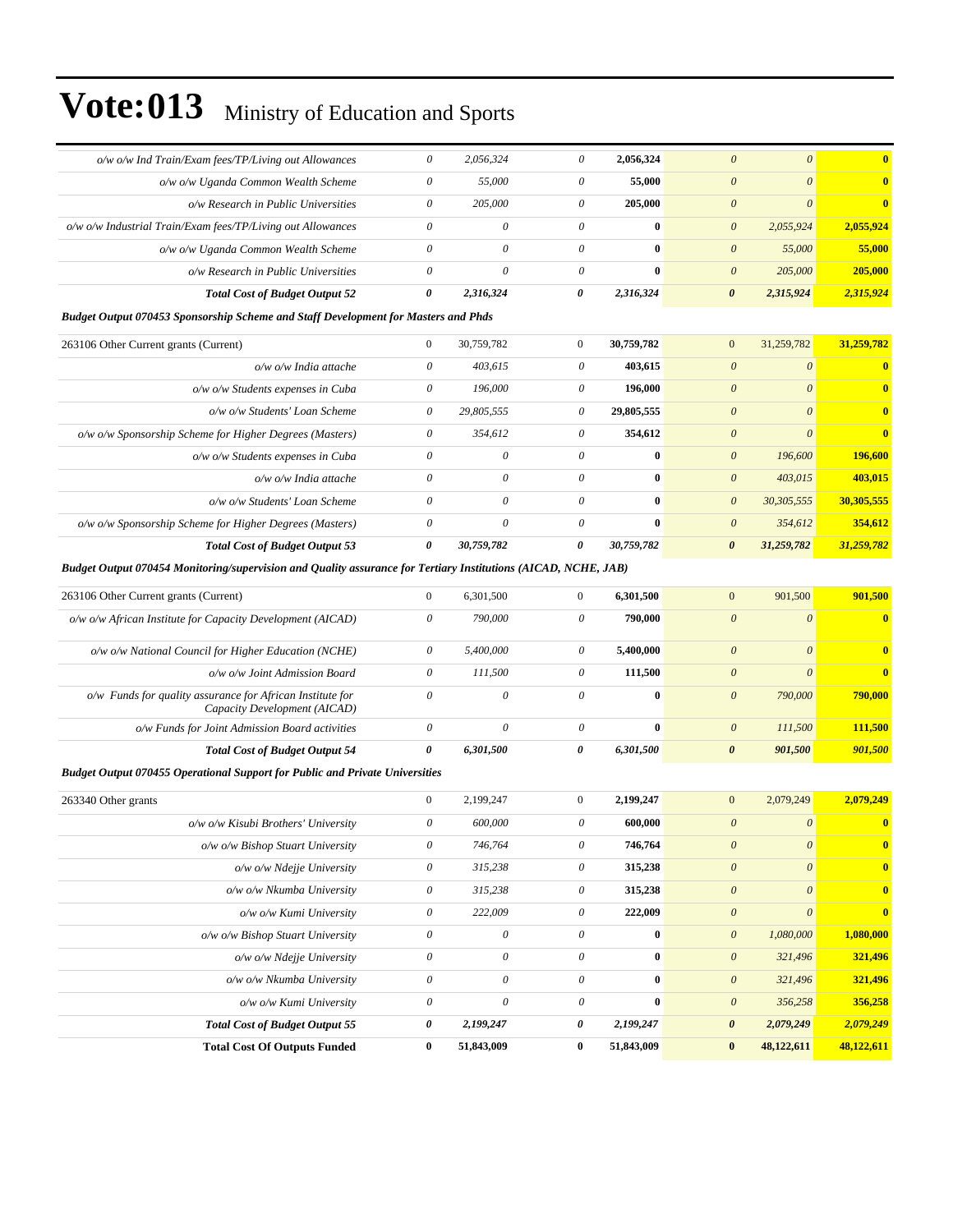# Vote:013 Ministry of Education and Sports

| | | | | | | | |
|---|---|---|---|---|---|---|---|
| *o/w o/w Ind Train/Exam fees/TP/Living out Allowances* | *0* | *2,056,324* | *0* | **2,056,324** | *0* | *0* | **0** |
| *o/w o/w Uganda Common Wealth Scheme* | *0* | *55,000* | *0* | **55,000** | *0* | *0* | **0** |
| *o/w Research in Public Universities* | *0* | *205,000* | *0* | **205,000** | *0* | *0* | **0** |
| *o/w o/w Industrial Train/Exam fees/TP/Living out Allowances* | *0* | *0* | *0* | **0** | *0* | *2,055,924* | **2,055,924** |
| *o/w o/w Uganda Common Wealth Scheme* | *0* | *0* | *0* | **0** | *0* | *55,000* | **55,000** |
| *o/w Research in Public Universities* | *0* | *0* | *0* | **0** | *0* | *205,000* | **205,000** |
| ***Total Cost of Budget Output 52*** | ***0*** | ***2,316,324*** | ***0*** | ***2,316,324*** | ***0*** | ***2,315,924*** | ***2,315,924*** |
| ***Budget Output 070453 Sponsorship Scheme and Staff Development for Masters and Phds*** | | | | | | | |
| 263106 Other Current grants (Current) | 0 | 30,759,782 | 0 | **30,759,782** | 0 | 31,259,782 | **31,259,782** |
| *o/w o/w India attache* | *0* | *403,615* | *0* | **403,615** | *0* | *0* | **0** |
| *o/w o/w Students expenses in Cuba* | *0* | *196,000* | *0* | **196,000** | *0* | *0* | **0** |
| *o/w o/w Students' Loan Scheme* | *0* | *29,805,555* | *0* | **29,805,555** | *0* | *0* | **0** |
| *o/w o/w Sponsorship Scheme for Higher Degrees (Masters)* | *0* | *354,612* | *0* | **354,612** | *0* | *0* | **0** |
| *o/w o/w Students expenses in Cuba* | *0* | *0* | *0* | **0** | *0* | *196,600* | **196,600** |
| *o/w o/w India attache* | *0* | *0* | *0* | **0** | *0* | *403,015* | **403,015** |
| *o/w o/w Students' Loan Scheme* | *0* | *0* | *0* | **0** | *0* | *30,305,555* | **30,305,555** |
| *o/w o/w Sponsorship Scheme for Higher Degrees (Masters)* | *0* | *0* | *0* | **0** | *0* | *354,612* | **354,612** |
| ***Total Cost of Budget Output 53*** | ***0*** | ***30,759,782*** | ***0*** | ***30,759,782*** | ***0*** | ***31,259,782*** | ***31,259,782*** |
| ***Budget Output 070454 Monitoring/supervision and Quality assurance for Tertiary Institutions (AICAD, NCHE, JAB)*** | | | | | | | |
| 263106 Other Current grants (Current) | 0 | 6,301,500 | 0 | **6,301,500** | 0 | 901,500 | **901,500** |
| *o/w o/w African Institute for Capacity Development (AICAD)* | *0* | *790,000* | *0* | **790,000** | *0* | *0* | **0** |
| *o/w o/w National Council for Higher Education (NCHE)* | *0* | *5,400,000* | *0* | **5,400,000** | *0* | *0* | **0** |
| *o/w o/w Joint Admission Board* | *0* | *111,500* | *0* | **111,500** | *0* | *0* | **0** |
| *o/w Funds for quality assurance for African Institute for Capacity Development (AICAD)* | *0* | *0* | *0* | **0** | *0* | *790,000* | **790,000** |
| *o/w Funds for Joint Admission Board activities* | *0* | *0* | *0* | **0** | *0* | *111,500* | **111,500** |
| ***Total Cost of Budget Output 54*** | ***0*** | ***6,301,500*** | ***0*** | ***6,301,500*** | ***0*** | ***901,500*** | ***901,500*** |
| ***Budget Output 070455 Operational Support for Public and Private Universities*** | | | | | | | |
| 263340 Other grants | 0 | 2,199,247 | 0 | **2,199,247** | 0 | 2,079,249 | **2,079,249** |
| *o/w o/w Kisubi Brothers' University* | *0* | *600,000* | *0* | **600,000** | *0* | *0* | **0** |
| *o/w o/w Bishop Stuart University* | *0* | *746,764* | *0* | **746,764** | *0* | *0* | **0** |
| *o/w o/w Ndejje University* | *0* | *315,238* | *0* | **315,238** | *0* | *0* | **0** |
| *o/w o/w Nkumba University* | *0* | *315,238* | *0* | **315,238** | *0* | *0* | **0** |
| *o/w o/w Kumi University* | *0* | *222,009* | *0* | **222,009** | *0* | *0* | **0** |
| *o/w o/w Bishop Stuart University* | *0* | *0* | *0* | **0** | *0* | *1,080,000* | **1,080,000** |
| *o/w o/w Ndejje University* | *0* | *0* | *0* | **0** | *0* | *321,496* | **321,496** |
| *o/w o/w Nkumba University* | *0* | *0* | *0* | **0** | *0* | *321,496* | **321,496** |
| *o/w o/w Kumi University* | *0* | *0* | *0* | **0** | *0* | *356,258* | **356,258** |
| ***Total Cost of Budget Output 55*** | ***0*** | ***2,199,247*** | ***0*** | ***2,199,247*** | ***0*** | ***2,079,249*** | ***2,079,249*** |
| **Total Cost Of Outputs Funded** | **0** | **51,843,009** | **0** | **51,843,009** | **0** | **48,122,611** | **48,122,611** |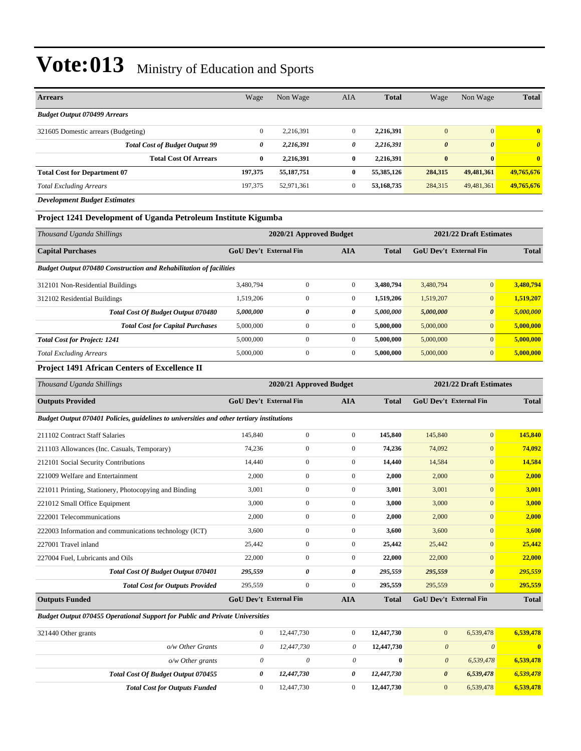# Vote:013 Ministry of Education and Sports

| Arrears | Wage | Non Wage | AIA | Total | Wage | Non Wage | Total |
|---|---|---|---|---|---|---|---|
| ***Budget Output 070499 Arrears*** | | | | | | | |
| 321605 Domestic arrears (Budgeting) | 0 | 2,216,391 | 0 | **2,216,391** | 0 | 0 | **0** |
| ***Total Cost of Budget Output 99*** | ***0*** | ***2,216,391*** | ***0*** | ***2,216,391*** | ***0*** | ***0*** | ***0*** |
| **Total Cost Of Arrears** | **0** | **2,216,391** | **0** | **2,216,391** | **0** | **0** | **0** |
| **Total Cost for Department 07** | **197,375** | **55,187,751** | **0** | **55,385,126** | **284,315** | **49,481,361** | **49,765,676** |
| *Total Excluding Arrears* | 197,375 | 52,971,361 | 0 | **53,168,735** | 284,315 | 49,481,361 | **49,765,676** |

***Development Budget Estimates***

### Project 1241 Development of Uganda Petroleum Institute Kigumba

| *Thousand Uganda Shillings* | 2020/21 Approved Budget | | | | 2021/22 Draft Estimates | | |
|---|---|---|---|---|---|---|---|
| **Capital Purchases** | **GoU Dev't** | **External Fin** | **AIA** | **Total** | **GoU Dev't** | **External Fin** | **Total** |
| ***Budget Output 070480 Construction and Rehabilitation of facilities*** | | | | | | | |
| 312101 Non-Residential Buildings | 3,480,794 | 0 | 0 | **3,480,794** | 3,480,794 | 0 | **3,480,794** |
| 312102 Residential Buildings | 1,519,206 | 0 | 0 | **1,519,206** | 1,519,207 | 0 | **1,519,207** |
| ***Total Cost Of Budget Output 070480*** | ***5,000,000*** | ***0*** | ***0*** | ***5,000,000*** | ***5,000,000*** | ***0*** | ***5,000,000*** |
| ***Total Cost for Capital Purchases*** | 5,000,000 | 0 | 0 | **5,000,000** | 5,000,000 | 0 | **5,000,000** |
| ***Total Cost for Project: 1241*** | 5,000,000 | 0 | 0 | **5,000,000** | 5,000,000 | 0 | **5,000,000** |
| *Total Excluding Arrears* | 5,000,000 | 0 | 0 | **5,000,000** | 5,000,000 | 0 | **5,000,000** |

### Project 1491 African Centers of Excellence II

| *Thousand Uganda Shillings* | 2020/21 Approved Budget | | | | 2021/22 Draft Estimates | | |
|---|---|---|---|---|---|---|---|
| **Outputs Provided** | **GoU Dev't** | **External Fin** | **AIA** | **Total** | **GoU Dev't** | **External Fin** | **Total** |
| ***Budget Output 070401 Policies, guidelines to universities and other tertiary institutions*** | | | | | | | |
| 211102 Contract Staff Salaries | 145,840 | 0 | 0 | **145,840** | 145,840 | 0 | **145,840** |
| 211103 Allowances (Inc. Casuals, Temporary) | 74,236 | 0 | 0 | **74,236** | 74,092 | 0 | **74,092** |
| 212101 Social Security Contributions | 14,440 | 0 | 0 | **14,440** | 14,584 | 0 | **14,584** |
| 221009 Welfare and Entertainment | 2,000 | 0 | 0 | **2,000** | 2,000 | 0 | **2,000** |
| 221011 Printing, Stationery, Photocopying and Binding | 3,001 | 0 | 0 | **3,001** | 3,001 | 0 | **3,001** |
| 221012 Small Office Equipment | 3,000 | 0 | 0 | **3,000** | 3,000 | 0 | **3,000** |
| 222001 Telecommunications | 2,000 | 0 | 0 | **2,000** | 2,000 | 0 | **2,000** |
| 222003 Information and communications technology (ICT) | 3,600 | 0 | 0 | **3,600** | 3,600 | 0 | **3,600** |
| 227001 Travel inland | 25,442 | 0 | 0 | **25,442** | 25,442 | 0 | **25,442** |
| 227004 Fuel, Lubricants and Oils | 22,000 | 0 | 0 | **22,000** | 22,000 | 0 | **22,000** |
| ***Total Cost Of Budget Output 070401*** | ***295,559*** | ***0*** | ***0*** | ***295,559*** | ***295,559*** | ***0*** | ***295,559*** |
| ***Total Cost for Outputs Provided*** | 295,559 | 0 | 0 | **295,559** | 295,559 | 0 | **295,559** |
| **Outputs Funded** | **GoU Dev't** | **External Fin** | **AIA** | **Total** | **GoU Dev't** | **External Fin** | **Total** |
| ***Budget Output 070455 Operational Support for Public and Private Universities*** | | | | | | | |
| 321440 Other grants | 0 | 12,447,730 | 0 | **12,447,730** | 0 | 6,539,478 | **6,539,478** |
| *o/w Other Grants* | *0* | *12,447,730* | *0* | **12,447,730** | *0* | *0* | **0** |
| *o/w Other grants* | *0* | *0* | *0* | **0** | *0* | *6,539,478* | **6,539,478** |
| ***Total Cost Of Budget Output 070455*** | ***0*** | ***12,447,730*** | ***0*** | ***12,447,730*** | ***0*** | ***6,539,478*** | ***6,539,478*** |
| ***Total Cost for Outputs Funded*** | 0 | 12,447,730 | 0 | **12,447,730** | 0 | 6,539,478 | **6,539,478** |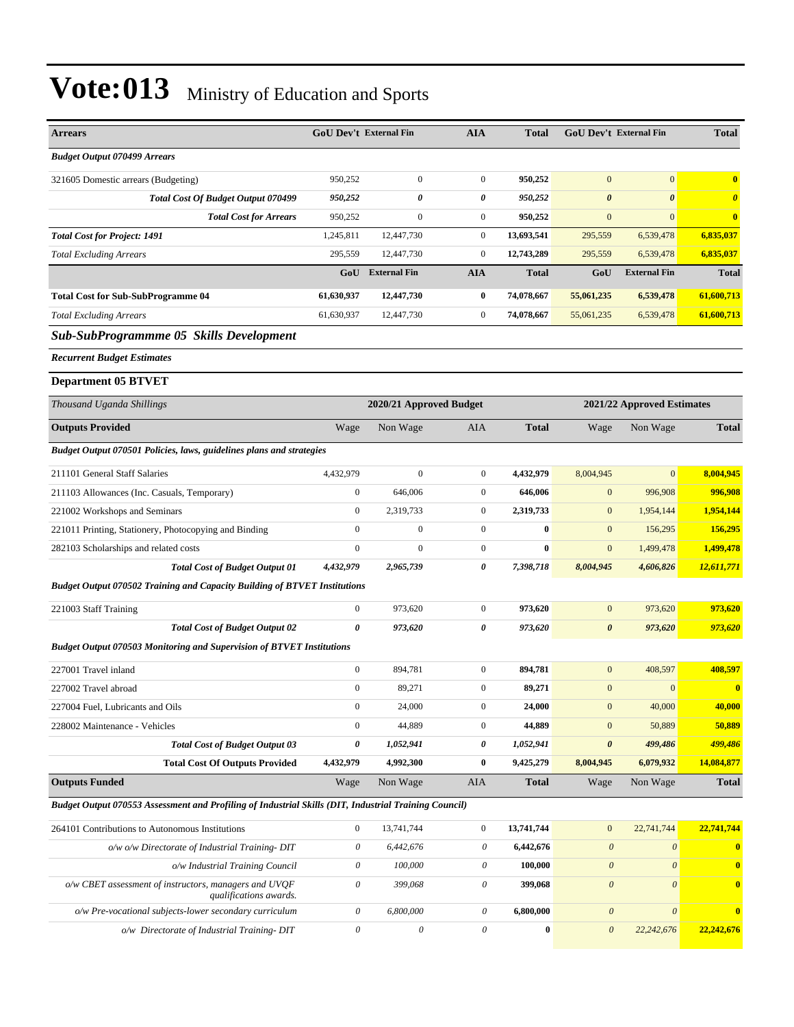# Vote:013 Ministry of Education and Sports

| Arrears | GoU Dev't | External Fin | AIA | Total | GoU Dev't | External Fin | Total |
|---|---|---|---|---|---|---|---|
| *Budget Output 070499 Arrears* | | | | | | | |
| 321605 Domestic arrears (Budgeting) | 950,252 | 0 | 0 | **950,252** | 0 | 0 | **0** |
| ***Total Cost Of Budget Output 070499*** | ***950,252*** | ***0*** | ***0*** | ***950,252*** | ***0*** | ***0*** | ***0*** |
| ***Total Cost for Arrears*** | 950,252 | 0 | 0 | **950,252** | 0 | 0 | **0** |
| ***Total Cost for Project: 1491*** | 1,245,811 | 12,447,730 | 0 | **13,693,541** | 295,559 | 6,539,478 | **6,835,037** |
| *Total Excluding Arrears* | 295,559 | 12,447,730 | 0 | **12,743,289** | 295,559 | 6,539,478 | **6,835,037** |
| | **GoU** | **External Fin** | **AIA** | **Total** | **GoU** | **External Fin** | **Total** |
| **Total Cost for Sub-SubProgramme 04** | **61,630,937** | **12,447,730** | **0** | **74,078,667** | **55,061,235** | **6,539,478** | **61,600,713** |
| *Total Excluding Arrears* | 61,630,937 | 12,447,730 | 0 | **74,078,667** | 55,061,235 | 6,539,478 | **61,600,713** |

## *Sub-SubProgrammme 05 Skills Development*

***Recurrent Budget Estimates***

### Department 05 BTVET

| *Thousand Uganda Shillings* | 2020/21 Approved Budget | | | | 2021/22 Approved Estimates | | |
|---|---|---|---|---|---|---|---|
| **Outputs Provided** | Wage | Non Wage | AIA | **Total** | Wage | Non Wage | **Total** |
| ***Budget Output 070501 Policies, laws, guidelines plans and strategies*** | | | | | | | |
| 211101 General Staff Salaries | 4,432,979 | 0 | 0 | **4,432,979** | 8,004,945 | 0 | **8,004,945** |
| 211103 Allowances (Inc. Casuals, Temporary) | 0 | 646,006 | 0 | **646,006** | 0 | 996,908 | **996,908** |
| 221002 Workshops and Seminars | 0 | 2,319,733 | 0 | **2,319,733** | 0 | 1,954,144 | **1,954,144** |
| 221011 Printing, Stationery, Photocopying and Binding | 0 | 0 | 0 | **0** | 0 | 156,295 | **156,295** |
| 282103 Scholarships and related costs | 0 | 0 | 0 | **0** | 0 | 1,499,478 | **1,499,478** |
| ***Total Cost of Budget Output 01*** | ***4,432,979*** | ***2,965,739*** | ***0*** | ***7,398,718*** | ***8,004,945*** | ***4,606,826*** | ***12,611,771*** |
| ***Budget Output 070502 Training and Capacity Building of BTVET Institutions*** | | | | | | | |
| 221003 Staff Training | 0 | 973,620 | 0 | **973,620** | 0 | 973,620 | **973,620** |
| ***Total Cost of Budget Output 02*** | ***0*** | ***973,620*** | ***0*** | ***973,620*** | ***0*** | ***973,620*** | ***973,620*** |
| ***Budget Output 070503 Monitoring and Supervision of BTVET Institutions*** | | | | | | | |
| 227001 Travel inland | 0 | 894,781 | 0 | **894,781** | 0 | 408,597 | **408,597** |
| 227002 Travel abroad | 0 | 89,271 | 0 | **89,271** | 0 | 0 | **0** |
| 227004 Fuel, Lubricants and Oils | 0 | 24,000 | 0 | **24,000** | 0 | 40,000 | **40,000** |
| 228002 Maintenance - Vehicles | 0 | 44,889 | 0 | **44,889** | 0 | 50,889 | **50,889** |
| ***Total Cost of Budget Output 03*** | ***0*** | ***1,052,941*** | ***0*** | ***1,052,941*** | ***0*** | ***499,486*** | ***499,486*** |
| **Total Cost Of Outputs Provided** | **4,432,979** | **4,992,300** | **0** | **9,425,279** | **8,004,945** | **6,079,932** | **14,084,877** |
| **Outputs Funded** | Wage | Non Wage | AIA | **Total** | Wage | Non Wage | **Total** |
| ***Budget Output 070553 Assessment and Profiling of Industrial Skills (DIT, Industrial Training Council)*** | | | | | | | |
| 264101 Contributions to Autonomous Institutions | 0 | 13,741,744 | 0 | **13,741,744** | 0 | 22,741,744 | **22,741,744** |
| *o/w o/w Directorate of Industrial Training- DIT* | *0* | *6,442,676* | *0* | **6,442,676** | *0* | *0* | **0** |
| *o/w Industrial Training Council* | *0* | *100,000* | *0* | **100,000** | *0* | *0* | **0** |
| *o/w CBET assessment of instructors, managers and UVQF qualifications awards.* | *0* | *399,068* | *0* | **399,068** | *0* | *0* | **0** |
| *o/w Pre-vocational subjects-lower secondary curriculum* | *0* | *6,800,000* | *0* | **6,800,000** | *0* | *0* | **0** |
| *o/w Directorate of Industrial Training- DIT* | *0* | *0* | *0* | **0** | *0* | *22,242,676* | **22,242,676** |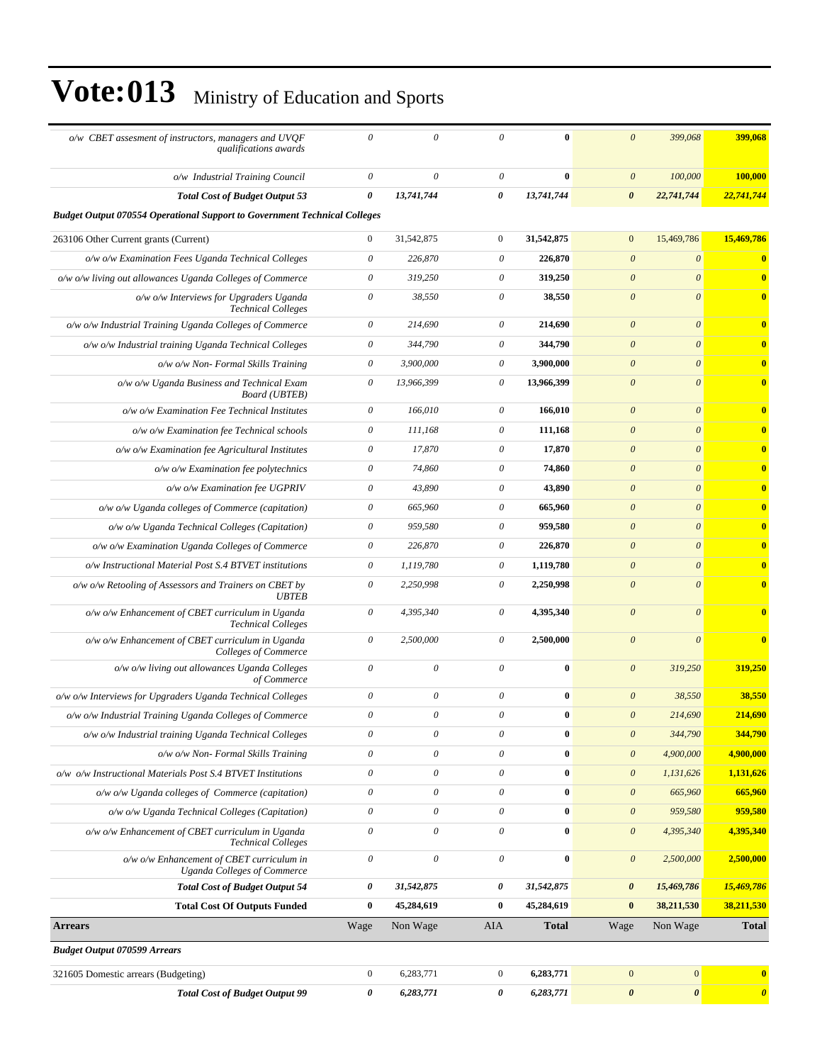# Vote:013 Ministry of Education and Sports

| | | | | | | | |
|---|---|---|---|---|---|---|---|
| *o/w CBET assesment of instructors, managers and UVQF qualifications awards* | *0* | *0* | *0* | **0** | *0* | *399,068* | **399,068** |
| *o/w Industrial Training Council* | *0* | *0* | *0* | **0** | *0* | *100,000* | **100,000** |
| ***Total Cost of Budget Output 53*** | ***0*** | ***13,741,744*** | ***0*** | ***13,741,744*** | ***0*** | ***22,741,744*** | ***22,741,744*** |
| ***Budget Output 070554 Operational Support to Government Technical Colleges*** | | | | | | | |
| 263106 Other Current grants (Current) | 0 | 31,542,875 | 0 | **31,542,875** | 0 | 15,469,786 | **15,469,786** |
| *o/w o/w Examination Fees Uganda Technical Colleges* | *0* | *226,870* | *0* | **226,870** | *0* | *0* | **0** |
| *o/w o/w living out allowances Uganda Colleges of Commerce* | *0* | *319,250* | *0* | **319,250** | *0* | *0* | **0** |
| *o/w o/w Interviews for Upgraders Uganda Technical Colleges* | *0* | *38,550* | *0* | **38,550** | *0* | *0* | **0** |
| *o/w o/w Industrial Training Uganda Colleges of Commerce* | *0* | *214,690* | *0* | **214,690** | *0* | *0* | **0** |
| *o/w o/w Industrial training Uganda Technical Colleges* | *0* | *344,790* | *0* | **344,790** | *0* | *0* | **0** |
| *o/w o/w Non- Formal Skills Training* | *0* | *3,900,000* | *0* | **3,900,000** | *0* | *0* | **0** |
| *o/w o/w Uganda Business and Technical Exam Board (UBTEB)* | *0* | *13,966,399* | *0* | **13,966,399** | *0* | *0* | **0** |
| *o/w o/w Examination Fee Technical Institutes* | *0* | *166,010* | *0* | **166,010** | *0* | *0* | **0** |
| *o/w o/w Examination fee Technical schools* | *0* | *111,168* | *0* | **111,168** | *0* | *0* | **0** |
| *o/w o/w Examination fee Agricultural Institutes* | *0* | *17,870* | *0* | **17,870** | *0* | *0* | **0** |
| *o/w o/w Examination fee polytechnics* | *0* | *74,860* | *0* | **74,860** | *0* | *0* | **0** |
| *o/w o/w Examination fee UGPRIV* | *0* | *43,890* | *0* | **43,890** | *0* | *0* | **0** |
| *o/w o/w Uganda colleges of Commerce (capitation)* | *0* | *665,960* | *0* | **665,960** | *0* | *0* | **0** |
| *o/w o/w Uganda Technical Colleges (Capitation)* | *0* | *959,580* | *0* | **959,580** | *0* | *0* | **0** |
| *o/w o/w Examination Uganda Colleges of Commerce* | *0* | *226,870* | *0* | **226,870** | *0* | *0* | **0** |
| *o/w Instructional Material Post S.4 BTVET institutions* | *0* | *1,119,780* | *0* | **1,119,780** | *0* | *0* | **0** |
| *o/w o/w Retooling of Assessors and Trainers on CBET by UBTEB* | *0* | *2,250,998* | *0* | **2,250,998** | *0* | *0* | **0** |
| *o/w o/w Enhancement of CBET curriculum in Uganda Technical Colleges* | *0* | *4,395,340* | *0* | **4,395,340** | *0* | *0* | **0** |
| *o/w o/w Enhancement of CBET curriculum in Uganda Colleges of Commerce* | *0* | *2,500,000* | *0* | **2,500,000** | *0* | *0* | **0** |
| *o/w o/w living out allowances Uganda Colleges of Commerce* | *0* | *0* | *0* | **0** | *0* | *319,250* | **319,250** |
| *o/w o/w Interviews for Upgraders Uganda Technical Colleges* | *0* | *0* | *0* | **0** | *0* | *38,550* | **38,550** |
| *o/w o/w Industrial Training Uganda Colleges of Commerce* | *0* | *0* | *0* | **0** | *0* | *214,690* | **214,690** |
| *o/w o/w Industrial training Uganda Technical Colleges* | *0* | *0* | *0* | **0** | *0* | *344,790* | **344,790** |
| *o/w o/w Non- Formal Skills Training* | *0* | *0* | *0* | **0** | *0* | *4,900,000* | **4,900,000** |
| *o/w o/w Instructional Materials Post S.4 BTVET Institutions* | *0* | *0* | *0* | **0** | *0* | *1,131,626* | **1,131,626** |
| *o/w o/w Uganda colleges of Commerce (capitation)* | *0* | *0* | *0* | **0** | *0* | *665,960* | **665,960** |
| *o/w o/w Uganda Technical Colleges (Capitation)* | *0* | *0* | *0* | **0** | *0* | *959,580* | **959,580** |
| *o/w o/w Enhancement of CBET curriculum in Uganda Technical Colleges* | *0* | *0* | *0* | **0** | *0* | *4,395,340* | **4,395,340** |
| *o/w o/w Enhancement of CBET curriculum in Uganda Colleges of Commerce* | *0* | *0* | *0* | **0** | *0* | *2,500,000* | **2,500,000** |
| ***Total Cost of Budget Output 54*** | ***0*** | ***31,542,875*** | ***0*** | ***31,542,875*** | ***0*** | ***15,469,786*** | ***15,469,786*** |
| **Total Cost Of Outputs Funded** | **0** | **45,284,619** | **0** | **45,284,619** | **0** | **38,211,530** | **38,211,530** |
| **Arrears** | Wage | Non Wage | AIA | **Total** | Wage | Non Wage | **Total** |
| ***Budget Output 070599 Arrears*** | | | | | | | |
| 321605 Domestic arrears (Budgeting) | 0 | 6,283,771 | 0 | **6,283,771** | 0 | 0 | **0** |
| ***Total Cost of Budget Output 99*** | ***0*** | ***6,283,771*** | ***0*** | ***6,283,771*** | ***0*** | ***0*** | ***0*** |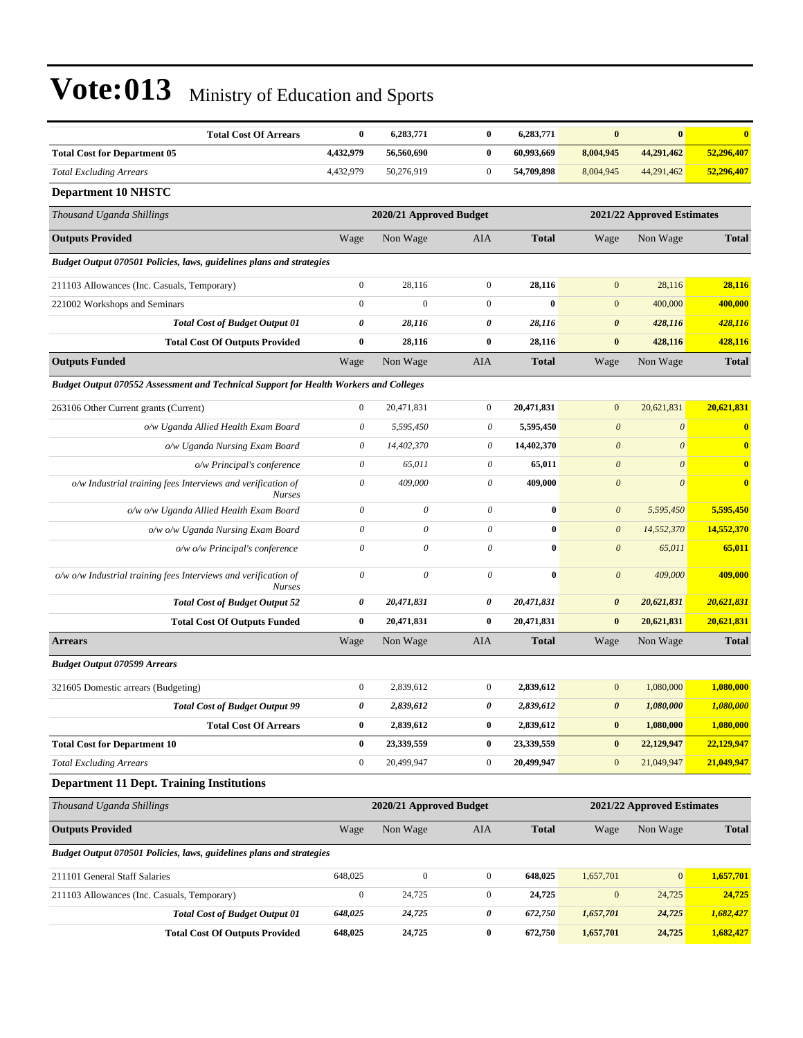# Vote:013 Ministry of Education and Sports

| | | | | | | | |
|---|---|---|---|---|---|---|---|
| ***Total Cost Of Arrears*** | **0** | **6,283,771** | **0** | **6,283,771** | **0** | **0** | **0** |
| **Total Cost for Department 05** | **4,432,979** | **56,560,690** | **0** | **60,993,669** | **8,004,945** | **44,291,462** | **52,296,407** |
| *Total Excluding Arrears* | 4,432,979 | 50,276,919 | 0 | **54,709,898** | 8,004,945 | 44,291,462 | **52,296,407** |

### Department 10 NHSTC

| *Thousand Uganda Shillings* | | 2020/21 Approved Budget | | | | 2021/22 Approved Estimates | |
|---|---|---|---|---|---|---|---|
| **Outputs Provided** | Wage | Non Wage | AIA | **Total** | Wage | Non Wage | **Total** |
| ***Budget Output 070501 Policies, laws, guidelines plans and strategies*** | | | | | | | |
| 211103 Allowances (Inc. Casuals, Temporary) | 0 | 28,116 | 0 | **28,116** | 0 | 28,116 | **28,116** |
| 221002 Workshops and Seminars | 0 | 0 | 0 | **0** | 0 | 400,000 | **400,000** |
| ***Total Cost of Budget Output 01*** | ***0*** | ***28,116*** | ***0*** | ***28,116*** | ***0*** | ***428,116*** | ***428,116*** |
| **Total Cost Of Outputs Provided** | **0** | **28,116** | **0** | **28,116** | **0** | **428,116** | **428,116** |
| **Outputs Funded** | Wage | Non Wage | AIA | **Total** | Wage | Non Wage | **Total** |
| ***Budget Output 070552 Assessment and Technical Support for Health Workers and Colleges*** | | | | | | | |
| 263106 Other Current grants (Current) | 0 | 20,471,831 | 0 | **20,471,831** | 0 | 20,621,831 | **20,621,831** |
| *o/w Uganda Allied Health Exam Board* | *0* | *5,595,450* | *0* | **5,595,450** | *0* | *0* | **0** |
| *o/w Uganda Nursing Exam Board* | *0* | *14,402,370* | *0* | **14,402,370** | *0* | *0* | **0** |
| *o/w Principal's conference* | *0* | *65,011* | *0* | **65,011** | *0* | *0* | **0** |
| *o/w Industrial training fees Interviews and verification of Nurses* | *0* | *409,000* | *0* | **409,000** | *0* | *0* | **0** |
| *o/w o/w Uganda Allied Health Exam Board* | *0* | *0* | *0* | **0** | *0* | *5,595,450* | **5,595,450** |
| *o/w o/w Uganda Nursing Exam Board* | *0* | *0* | *0* | **0** | *0* | *14,552,370* | **14,552,370** |
| *o/w o/w Principal's conference* | *0* | *0* | *0* | **0** | *0* | *65,011* | **65,011** |
| *o/w o/w Industrial training fees Interviews and verification of Nurses* | *0* | *0* | *0* | **0** | *0* | *409,000* | **409,000** |
| ***Total Cost of Budget Output 52*** | ***0*** | ***20,471,831*** | ***0*** | ***20,471,831*** | ***0*** | ***20,621,831*** | ***20,621,831*** |
| **Total Cost Of Outputs Funded** | **0** | **20,471,831** | **0** | **20,471,831** | **0** | **20,621,831** | **20,621,831** |
| **Arrears** | Wage | Non Wage | AIA | **Total** | Wage | Non Wage | **Total** |
| ***Budget Output 070599 Arrears*** | | | | | | | |
| 321605 Domestic arrears (Budgeting) | 0 | 2,839,612 | 0 | **2,839,612** | 0 | 1,080,000 | **1,080,000** |
| ***Total Cost of Budget Output 99*** | ***0*** | ***2,839,612*** | ***0*** | ***2,839,612*** | ***0*** | ***1,080,000*** | ***1,080,000*** |
| **Total Cost Of Arrears** | **0** | **2,839,612** | **0** | **2,839,612** | **0** | **1,080,000** | **1,080,000** |
| **Total Cost for Department 10** | **0** | **23,339,559** | **0** | **23,339,559** | **0** | **22,129,947** | **22,129,947** |
| *Total Excluding Arrears* | 0 | 20,499,947 | 0 | **20,499,947** | 0 | 21,049,947 | **21,049,947** |

### Department 11 Dept. Training Institutions

| *Thousand Uganda Shillings* | | 2020/21 Approved Budget | | | | 2021/22 Approved Estimates | |
|---|---|---|---|---|---|---|---|
| **Outputs Provided** | Wage | Non Wage | AIA | **Total** | Wage | Non Wage | **Total** |
| ***Budget Output 070501 Policies, laws, guidelines plans and strategies*** | | | | | | | |
| 211101 General Staff Salaries | 648,025 | 0 | 0 | **648,025** | 1,657,701 | 0 | **1,657,701** |
| 211103 Allowances (Inc. Casuals, Temporary) | 0 | 24,725 | 0 | **24,725** | 0 | 24,725 | **24,725** |
| ***Total Cost of Budget Output 01*** | ***648,025*** | ***24,725*** | ***0*** | ***672,750*** | ***1,657,701*** | ***24,725*** | ***1,682,427*** |
| **Total Cost Of Outputs Provided** | **648,025** | **24,725** | **0** | **672,750** | **1,657,701** | **24,725** | **1,682,427** |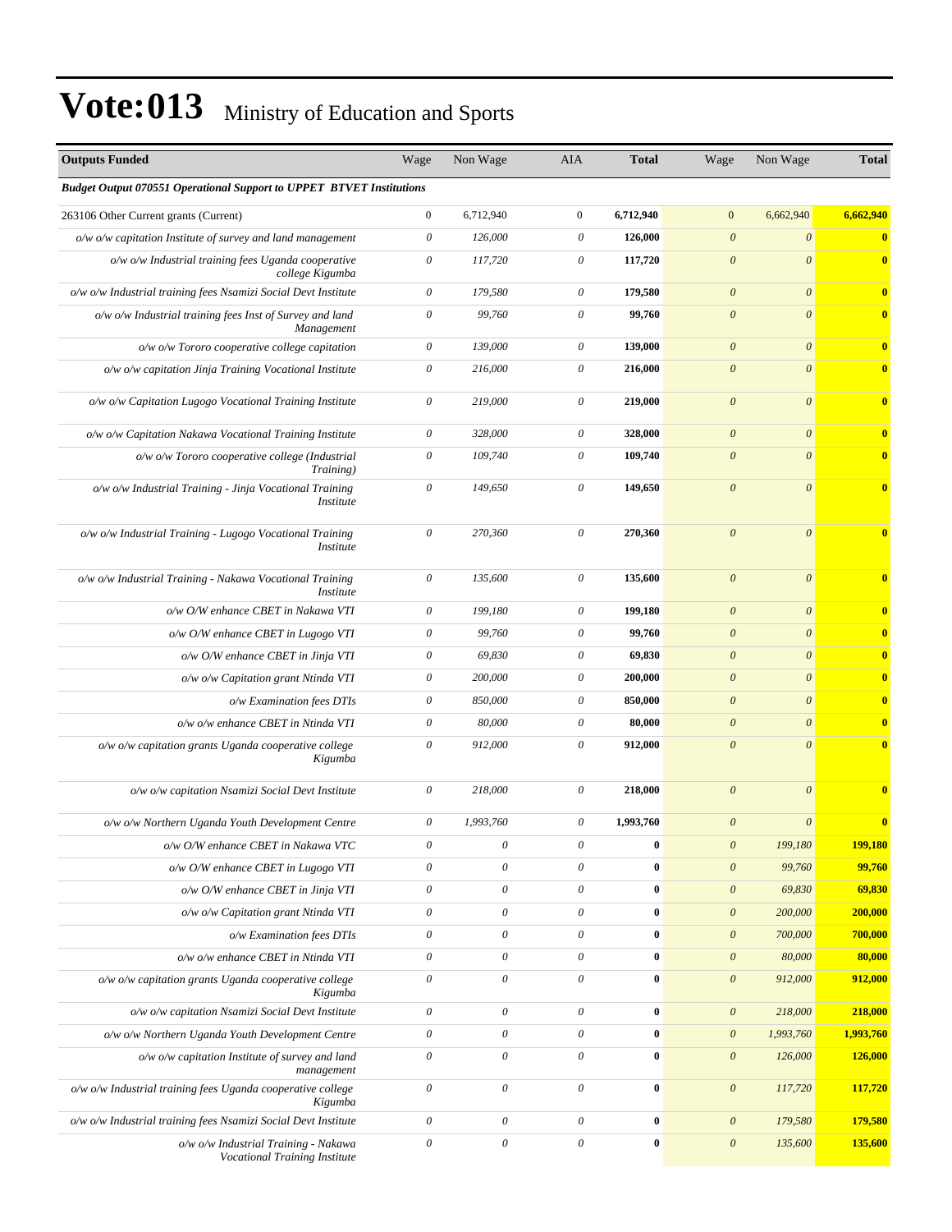# Vote:013 Ministry of Education and Sports

| Outputs Funded | Wage | Non Wage | AIA | Total | Wage | Non Wage | Total |
|---|---|---|---|---|---|---|---|
| ***Budget Output 070551 Operational Support to UPPET BTVET Institutions*** | | | | | | | |
| 263106 Other Current grants (Current) | 0 | 6,712,940 | 0 | **6,712,940** | 0 | 6,662,940 | **6,662,940** |
| *o/w o/w capitation Institute of survey and land management* | *0* | *126,000* | *0* | **126,000** | *0* | *0* | **0** |
| *o/w o/w Industrial training fees Uganda cooperative college Kigumba* | *0* | *117,720* | *0* | **117,720** | *0* | *0* | **0** |
| *o/w o/w Industrial training fees Nsamizi Social Devt Institute* | *0* | *179,580* | *0* | **179,580** | *0* | *0* | **0** |
| *o/w o/w Industrial training fees Inst of Survey and land Management* | *0* | *99,760* | *0* | **99,760** | *0* | *0* | **0** |
| *o/w o/w Tororo cooperative college capitation* | *0* | *139,000* | *0* | **139,000** | *0* | *0* | **0** |
| *o/w o/w capitation Jinja Training Vocational Institute* | *0* | *216,000* | *0* | **216,000** | *0* | *0* | **0** |
| *o/w o/w Capitation Lugogo Vocational Training Institute* | *0* | *219,000* | *0* | **219,000** | *0* | *0* | **0** |
| *o/w o/w Capitation Nakawa Vocational Training Institute* | *0* | *328,000* | *0* | **328,000** | *0* | *0* | **0** |
| *o/w o/w Tororo cooperative college (Industrial Training)* | *0* | *109,740* | *0* | **109,740** | *0* | *0* | **0** |
| *o/w o/w Industrial Training - Jinja Vocational Training Institute* | *0* | *149,650* | *0* | **149,650** | *0* | *0* | **0** |
| *o/w o/w Industrial Training - Lugogo Vocational Training Institute* | *0* | *270,360* | *0* | **270,360** | *0* | *0* | **0** |
| *o/w o/w Industrial Training - Nakawa Vocational Training Institute* | *0* | *135,600* | *0* | **135,600** | *0* | *0* | **0** |
| *o/w O/W enhance CBET in Nakawa VTI* | *0* | *199,180* | *0* | **199,180** | *0* | *0* | **0** |
| *o/w O/W enhance CBET in Lugogo VTI* | *0* | *99,760* | *0* | **99,760** | *0* | *0* | **0** |
| *o/w O/W enhance CBET in Jinja VTI* | *0* | *69,830* | *0* | **69,830** | *0* | *0* | **0** |
| *o/w o/w Capitation grant Ntinda VTI* | *0* | *200,000* | *0* | **200,000** | *0* | *0* | **0** |
| *o/w Examination fees DTIs* | *0* | *850,000* | *0* | **850,000** | *0* | *0* | **0** |
| *o/w o/w enhance CBET in Ntinda VTI* | *0* | *80,000* | *0* | **80,000** | *0* | *0* | **0** |
| *o/w o/w capitation grants Uganda cooperative college Kigumba* | *0* | *912,000* | *0* | **912,000** | *0* | *0* | **0** |
| *o/w o/w capitation Nsamizi Social Devt Institute* | *0* | *218,000* | *0* | **218,000** | *0* | *0* | **0** |
| *o/w o/w Northern Uganda Youth Development Centre* | *0* | *1,993,760* | *0* | **1,993,760** | *0* | *0* | **0** |
| *o/w O/W enhance CBET in Nakawa VTC* | *0* | *0* | *0* | **0** | *0* | *199,180* | **199,180** |
| *o/w O/W enhance CBET in Lugogo VTI* | *0* | *0* | *0* | **0** | *0* | *99,760* | **99,760** |
| *o/w O/W enhance CBET in Jinja VTI* | *0* | *0* | *0* | **0** | *0* | *69,830* | **69,830** |
| *o/w o/w Capitation grant Ntinda VTI* | *0* | *0* | *0* | **0** | *0* | *200,000* | **200,000** |
| *o/w Examination fees DTIs* | *0* | *0* | *0* | **0** | *0* | *700,000* | **700,000** |
| *o/w o/w enhance CBET in Ntinda VTI* | *0* | *0* | *0* | **0** | *0* | *80,000* | **80,000** |
| *o/w o/w capitation grants Uganda cooperative college Kigumba* | *0* | *0* | *0* | **0** | *0* | *912,000* | **912,000** |
| *o/w o/w capitation Nsamizi Social Devt Institute* | *0* | *0* | *0* | **0** | *0* | *218,000* | **218,000** |
| *o/w o/w Northern Uganda Youth Development Centre* | *0* | *0* | *0* | **0** | *0* | *1,993,760* | **1,993,760** |
| *o/w o/w capitation Institute of survey and land management* | *0* | *0* | *0* | **0** | *0* | *126,000* | **126,000** |
| *o/w o/w Industrial training fees Uganda cooperative college Kigumba* | *0* | *0* | *0* | **0** | *0* | *117,720* | **117,720** |
| *o/w o/w Industrial training fees Nsamizi Social Devt Institute* | *0* | *0* | *0* | **0** | *0* | *179,580* | **179,580** |
| *o/w o/w Industrial Training - Nakawa Vocational Training Institute* | *0* | *0* | *0* | **0** | *0* | *135,600* | **135,600** |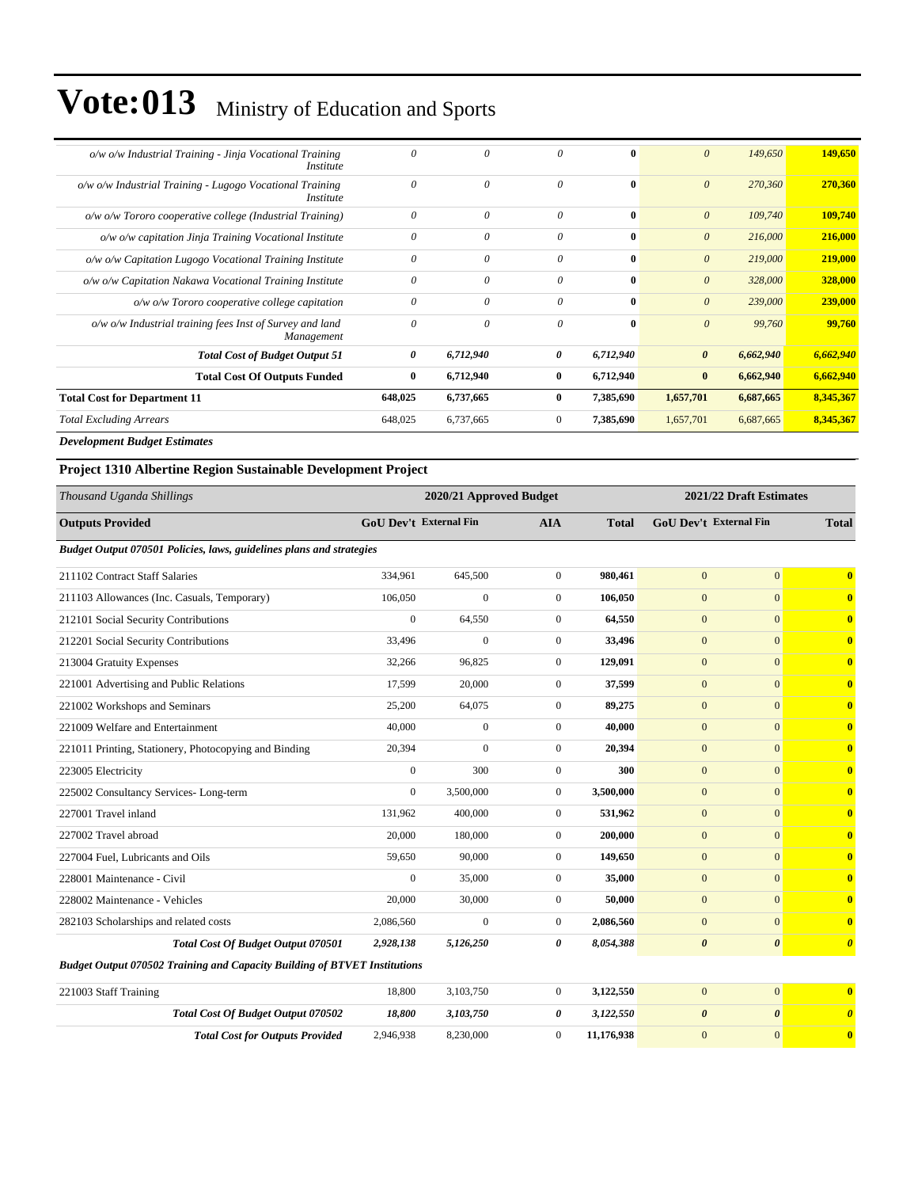# Vote:013 Ministry of Education and Sports

| | | | | | | | |
|---|---|---|---|---|---|---|---|
| *o/w o/w Industrial Training - Jinja Vocational Training Institute* | *0* | *0* | *0* | **0** | *0* | *149,650* | **149,650** |
| *o/w o/w Industrial Training - Lugogo Vocational Training Institute* | *0* | *0* | *0* | **0** | *0* | *270,360* | **270,360** |
| *o/w o/w Tororo cooperative college (Industrial Training)* | *0* | *0* | *0* | **0** | *0* | *109,740* | **109,740** |
| *o/w o/w capitation Jinja Training Vocational Institute* | *0* | *0* | *0* | **0** | *0* | *216,000* | **216,000** |
| *o/w o/w Capitation Lugogo Vocational Training Institute* | *0* | *0* | *0* | **0** | *0* | *219,000* | **219,000** |
| *o/w o/w Capitation Nakawa Vocational Training Institute* | *0* | *0* | *0* | **0** | *0* | *328,000* | **328,000** |
| *o/w o/w Tororo cooperative college capitation* | *0* | *0* | *0* | **0** | *0* | *239,000* | **239,000** |
| *o/w o/w Industrial training fees Inst of Survey and land Management* | *0* | *0* | *0* | **0** | *0* | *99,760* | **99,760** |
| ***Total Cost of Budget Output 51*** | ***0*** | ***6,712,940*** | ***0*** | ***6,712,940*** | ***0*** | ***6,662,940*** | ***6,662,940*** |
| **Total Cost Of Outputs Funded** | **0** | **6,712,940** | **0** | **6,712,940** | **0** | **6,662,940** | **6,662,940** |
| **Total Cost for Department 11** | **648,025** | **6,737,665** | **0** | **7,385,690** | **1,657,701** | **6,687,665** | **8,345,367** |
| *Total Excluding Arrears* | 648,025 | 6,737,665 | 0 | **7,385,690** | 1,657,701 | 6,687,665 | **8,345,367** |

***Development Budget Estimates***

**Project 1310 Albertine Region Sustainable Development Project**

| *Thousand Uganda Shillings* | 2020/21 Approved Budget | | | | 2021/22 Draft Estimates | | |
|---|---|---|---|---|---|---|---|
| **Outputs Provided** | **GoU Dev't** | **External Fin** | **AIA** | **Total** | **GoU Dev't** | **External Fin** | **Total** |
| ***Budget Output 070501 Policies, laws, guidelines plans and strategies*** | | | | | | | |
| 211102 Contract Staff Salaries | 334,961 | 645,500 | 0 | **980,461** | 0 | 0 | **0** |
| 211103 Allowances (Inc. Casuals, Temporary) | 106,050 | 0 | 0 | **106,050** | 0 | 0 | **0** |
| 212101 Social Security Contributions | 0 | 64,550 | 0 | **64,550** | 0 | 0 | **0** |
| 212201 Social Security Contributions | 33,496 | 0 | 0 | **33,496** | 0 | 0 | **0** |
| 213004 Gratuity Expenses | 32,266 | 96,825 | 0 | **129,091** | 0 | 0 | **0** |
| 221001 Advertising and Public Relations | 17,599 | 20,000 | 0 | **37,599** | 0 | 0 | **0** |
| 221002 Workshops and Seminars | 25,200 | 64,075 | 0 | **89,275** | 0 | 0 | **0** |
| 221009 Welfare and Entertainment | 40,000 | 0 | 0 | **40,000** | 0 | 0 | **0** |
| 221011 Printing, Stationery, Photocopying and Binding | 20,394 | 0 | 0 | **20,394** | 0 | 0 | **0** |
| 223005 Electricity | 0 | 300 | 0 | **300** | 0 | 0 | **0** |
| 225002 Consultancy Services- Long-term | 0 | 3,500,000 | 0 | **3,500,000** | 0 | 0 | **0** |
| 227001 Travel inland | 131,962 | 400,000 | 0 | **531,962** | 0 | 0 | **0** |
| 227002 Travel abroad | 20,000 | 180,000 | 0 | **200,000** | 0 | 0 | **0** |
| 227004 Fuel, Lubricants and Oils | 59,650 | 90,000 | 0 | **149,650** | 0 | 0 | **0** |
| 228001 Maintenance - Civil | 0 | 35,000 | 0 | **35,000** | 0 | 0 | **0** |
| 228002 Maintenance - Vehicles | 20,000 | 30,000 | 0 | **50,000** | 0 | 0 | **0** |
| 282103 Scholarships and related costs | 2,086,560 | 0 | 0 | **2,086,560** | 0 | 0 | **0** |
| ***Total Cost Of Budget Output 070501*** | ***2,928,138*** | ***5,126,250*** | ***0*** | ***8,054,388*** | ***0*** | ***0*** | ***0*** |
| ***Budget Output 070502 Training and Capacity Building of BTVET Institutions*** | | | | | | | |
| 221003 Staff Training | 18,800 | 3,103,750 | 0 | **3,122,550** | 0 | 0 | **0** |
| ***Total Cost Of Budget Output 070502*** | ***18,800*** | ***3,103,750*** | ***0*** | ***3,122,550*** | ***0*** | ***0*** | ***0*** |
| ***Total Cost for Outputs Provided*** | 2,946,938 | 8,230,000 | 0 | **11,176,938** | 0 | 0 | **0** |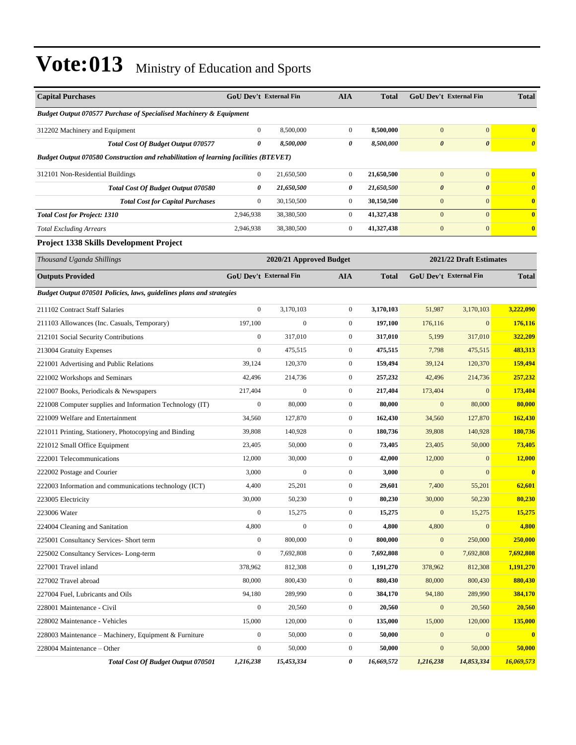# Vote:013 Ministry of Education and Sports

| Capital Purchases | GoU Dev't | External Fin | AIA | Total | GoU Dev't | External Fin | Total |
|---|---|---|---|---|---|---|---|
| ***Budget Output 070577 Purchase of Specialised Machinery & Equipment*** | | | | | | | |
| 312202 Machinery and Equipment | 0 | 8,500,000 | 0 | **8,500,000** | 0 | 0 | **0** |
| ***Total Cost Of Budget Output 070577*** | ***0*** | ***8,500,000*** | ***0*** | ***8,500,000*** | ***0*** | ***0*** | ***0*** |
| ***Budget Output 070580 Construction and rehabilitation of learning facilities (BTEVET)*** | | | | | | | |
| 312101 Non-Residential Buildings | 0 | 21,650,500 | 0 | **21,650,500** | 0 | 0 | **0** |
| ***Total Cost Of Budget Output 070580*** | ***0*** | ***21,650,500*** | ***0*** | ***21,650,500*** | ***0*** | ***0*** | ***0*** |
| ***Total Cost for Capital Purchases*** | 0 | 30,150,500 | 0 | **30,150,500** | 0 | 0 | **0** |
| ***Total Cost for Project: 1310*** | 2,946,938 | 38,380,500 | 0 | **41,327,438** | 0 | 0 | **0** |
| *Total Excluding Arrears* | 2,946,938 | 38,380,500 | 0 | **41,327,438** | 0 | 0 | **0** |

### Project 1338 Skills Development Project

| *Thousand Uganda Shillings* | 2020/21 Approved Budget | | | | 2021/22 Draft Estimates | | |
|---|---|---|---|---|---|---|---|
| **Outputs Provided** | **GoU Dev't** | **External Fin** | **AIA** | **Total** | **GoU Dev't** | **External Fin** | **Total** |
| ***Budget Output 070501 Policies, laws, guidelines plans and strategies*** | | | | | | | |
| 211102 Contract Staff Salaries | 0 | 3,170,103 | 0 | **3,170,103** | 51,987 | 3,170,103 | **3,222,090** |
| 211103 Allowances (Inc. Casuals, Temporary) | 197,100 | 0 | 0 | **197,100** | 176,116 | 0 | **176,116** |
| 212101 Social Security Contributions | 0 | 317,010 | 0 | **317,010** | 5,199 | 317,010 | **322,209** |
| 213004 Gratuity Expenses | 0 | 475,515 | 0 | **475,515** | 7,798 | 475,515 | **483,313** |
| 221001 Advertising and Public Relations | 39,124 | 120,370 | 0 | **159,494** | 39,124 | 120,370 | **159,494** |
| 221002 Workshops and Seminars | 42,496 | 214,736 | 0 | **257,232** | 42,496 | 214,736 | **257,232** |
| 221007 Books, Periodicals & Newspapers | 217,404 | 0 | 0 | **217,404** | 173,404 | 0 | **173,404** |
| 221008 Computer supplies and Information Technology (IT) | 0 | 80,000 | 0 | **80,000** | 0 | 80,000 | **80,000** |
| 221009 Welfare and Entertainment | 34,560 | 127,870 | 0 | **162,430** | 34,560 | 127,870 | **162,430** |
| 221011 Printing, Stationery, Photocopying and Binding | 39,808 | 140,928 | 0 | **180,736** | 39,808 | 140,928 | **180,736** |
| 221012 Small Office Equipment | 23,405 | 50,000 | 0 | **73,405** | 23,405 | 50,000 | **73,405** |
| 222001 Telecommunications | 12,000 | 30,000 | 0 | **42,000** | 12,000 | 0 | **12,000** |
| 222002 Postage and Courier | 3,000 | 0 | 0 | **3,000** | 0 | 0 | **0** |
| 222003 Information and communications technology (ICT) | 4,400 | 25,201 | 0 | **29,601** | 7,400 | 55,201 | **62,601** |
| 223005 Electricity | 30,000 | 50,230 | 0 | **80,230** | 30,000 | 50,230 | **80,230** |
| 223006 Water | 0 | 15,275 | 0 | **15,275** | 0 | 15,275 | **15,275** |
| 224004 Cleaning and Sanitation | 4,800 | 0 | 0 | **4,800** | 4,800 | 0 | **4,800** |
| 225001 Consultancy Services- Short term | 0 | 800,000 | 0 | **800,000** | 0 | 250,000 | **250,000** |
| 225002 Consultancy Services- Long-term | 0 | 7,692,808 | 0 | **7,692,808** | 0 | 7,692,808 | **7,692,808** |
| 227001 Travel inland | 378,962 | 812,308 | 0 | **1,191,270** | 378,962 | 812,308 | **1,191,270** |
| 227002 Travel abroad | 80,000 | 800,430 | 0 | **880,430** | 80,000 | 800,430 | **880,430** |
| 227004 Fuel, Lubricants and Oils | 94,180 | 289,990 | 0 | **384,170** | 94,180 | 289,990 | **384,170** |
| 228001 Maintenance - Civil | 0 | 20,560 | 0 | **20,560** | 0 | 20,560 | **20,560** |
| 228002 Maintenance - Vehicles | 15,000 | 120,000 | 0 | **135,000** | 15,000 | 120,000 | **135,000** |
| 228003 Maintenance – Machinery, Equipment & Furniture | 0 | 50,000 | 0 | **50,000** | 0 | 0 | **0** |
| 228004 Maintenance – Other | 0 | 50,000 | 0 | **50,000** | 0 | 50,000 | **50,000** |
| ***Total Cost Of Budget Output 070501*** | ***1,216,238*** | ***15,453,334*** | ***0*** | ***16,669,572*** | ***1,216,238*** | ***14,853,334*** | ***16,069,573*** |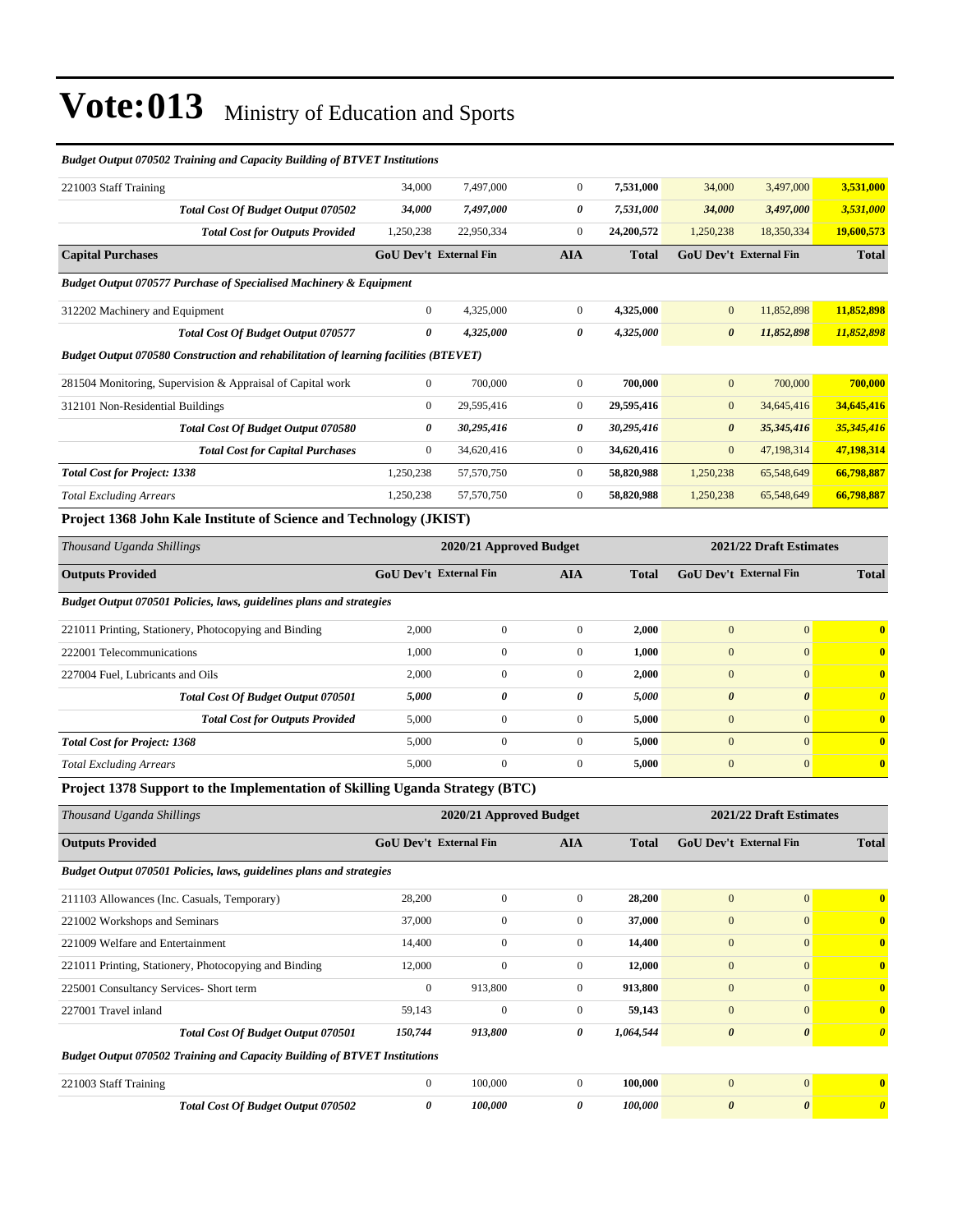| | | | | | | | |
|---|---|---|---|---|---|---|---|
| ***Budget Output 070502 Training and Capacity Building of BTVET Institutions*** | | | | | | | |
| 221003 Staff Training | 34,000 | 7,497,000 | 0 | **7,531,000** | 34,000 | 3,497,000 | **3,531,000** |
| ***Total Cost Of Budget Output 070502*** | ***34,000*** | ***7,497,000*** | ***0*** | ***7,531,000*** | ***34,000*** | ***3,497,000*** | ***3,531,000*** |
| ***Total Cost for Outputs Provided*** | 1,250,238 | 22,950,334 | 0 | **24,200,572** | 1,250,238 | 18,350,334 | **19,600,573** |
| **Capital Purchases** | **GoU Dev't** | **External Fin** | **AIA** | **Total** | **GoU Dev't** | **External Fin** | **Total** |
| ***Budget Output 070577 Purchase of Specialised Machinery & Equipment*** | | | | | | | |
| 312202 Machinery and Equipment | 0 | 4,325,000 | 0 | **4,325,000** | 0 | 11,852,898 | **11,852,898** |
| ***Total Cost Of Budget Output 070577*** | ***0*** | ***4,325,000*** | ***0*** | ***4,325,000*** | ***0*** | ***11,852,898*** | ***11,852,898*** |
| ***Budget Output 070580 Construction and rehabilitation of learning facilities (BTEVET)*** | | | | | | | |
| 281504 Monitoring, Supervision & Appraisal of Capital work | 0 | 700,000 | 0 | **700,000** | 0 | 700,000 | **700,000** |
| 312101 Non-Residential Buildings | 0 | 29,595,416 | 0 | **29,595,416** | 0 | 34,645,416 | **34,645,416** |
| ***Total Cost Of Budget Output 070580*** | ***0*** | ***30,295,416*** | ***0*** | ***30,295,416*** | ***0*** | ***35,345,416*** | ***35,345,416*** |
| ***Total Cost for Capital Purchases*** | 0 | 34,620,416 | 0 | **34,620,416** | 0 | 47,198,314 | **47,198,314** |
| ***Total Cost for Project: 1338*** | 1,250,238 | 57,570,750 | 0 | **58,820,988** | 1,250,238 | 65,548,649 | **66,798,887** |
| *Total Excluding Arrears* | 1,250,238 | 57,570,750 | 0 | **58,820,988** | 1,250,238 | 65,548,649 | **66,798,887** |

**Project 1368 John Kale Institute of Science and Technology (JKIST)**

| *Thousand Uganda Shillings* | **2020/21 Approved Budget** | | | | **2021/22 Draft Estimates** | | |
|---|---|---|---|---|---|---|---|
| **Outputs Provided** | **GoU Dev't** | **External Fin** | **AIA** | **Total** | **GoU Dev't** | **External Fin** | **Total** |
| ***Budget Output 070501 Policies, laws, guidelines plans and strategies*** | | | | | | | |
| 221011 Printing, Stationery, Photocopying and Binding | 2,000 | 0 | 0 | **2,000** | 0 | 0 | **0** |
| 222001 Telecommunications | 1,000 | 0 | 0 | **1,000** | 0 | 0 | **0** |
| 227004 Fuel, Lubricants and Oils | 2,000 | 0 | 0 | **2,000** | 0 | 0 | **0** |
| ***Total Cost Of Budget Output 070501*** | ***5,000*** | ***0*** | ***0*** | ***5,000*** | ***0*** | ***0*** | ***0*** |
| ***Total Cost for Outputs Provided*** | 5,000 | 0 | 0 | **5,000** | 0 | 0 | **0** |
| ***Total Cost for Project: 1368*** | 5,000 | 0 | 0 | **5,000** | 0 | 0 | **0** |
| *Total Excluding Arrears* | 5,000 | 0 | 0 | **5,000** | 0 | 0 | **0** |

**Project 1378 Support to the Implementation of Skilling Uganda Strategy (BTC)**

| *Thousand Uganda Shillings* | **2020/21 Approved Budget** | | | | **2021/22 Draft Estimates** | | |
|---|---|---|---|---|---|---|---|
| **Outputs Provided** | **GoU Dev't** | **External Fin** | **AIA** | **Total** | **GoU Dev't** | **External Fin** | **Total** |
| ***Budget Output 070501 Policies, laws, guidelines plans and strategies*** | | | | | | | |
| 211103 Allowances (Inc. Casuals, Temporary) | 28,200 | 0 | 0 | **28,200** | 0 | 0 | **0** |
| 221002 Workshops and Seminars | 37,000 | 0 | 0 | **37,000** | 0 | 0 | **0** |
| 221009 Welfare and Entertainment | 14,400 | 0 | 0 | **14,400** | 0 | 0 | **0** |
| 221011 Printing, Stationery, Photocopying and Binding | 12,000 | 0 | 0 | **12,000** | 0 | 0 | **0** |
| 225001 Consultancy Services- Short term | 0 | 913,800 | 0 | **913,800** | 0 | 0 | **0** |
| 227001 Travel inland | 59,143 | 0 | 0 | **59,143** | 0 | 0 | **0** |
| ***Total Cost Of Budget Output 070501*** | ***150,744*** | ***913,800*** | ***0*** | ***1,064,544*** | ***0*** | ***0*** | ***0*** |
| ***Budget Output 070502 Training and Capacity Building of BTVET Institutions*** | | | | | | | |
| 221003 Staff Training | 0 | 100,000 | 0 | **100,000** | 0 | 0 | **0** |
| ***Total Cost Of Budget Output 070502*** | ***0*** | ***100,000*** | ***0*** | ***100,000*** | ***0*** | ***0*** | ***0*** |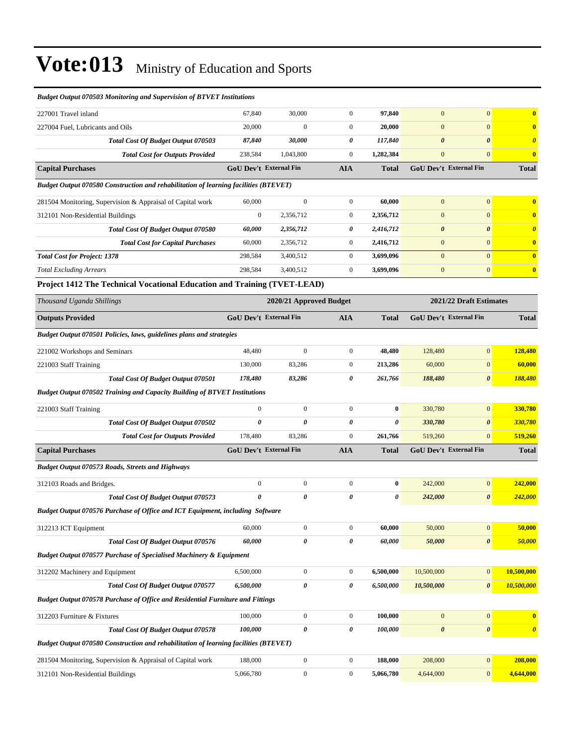# Vote:013 Ministry of Education and Sports

| | | | | | | | |
|---|---|---|---|---|---|---|---|
| ***Budget Output 070503 Monitoring and Supervision of BTVET Institutions*** | | | | | | | |
| 227001 Travel inland | 67,840 | 30,000 | 0 | **97,840** | 0 | 0 | **0** |
| 227004 Fuel, Lubricants and Oils | 20,000 | 0 | 0 | **20,000** | 0 | 0 | **0** |
| ***Total Cost Of Budget Output 070503*** | ***87,840*** | ***30,000*** | ***0*** | ***117,840*** | ***0*** | ***0*** | ***0*** |
| ***Total Cost for Outputs Provided*** | 238,584 | 1,043,800 | 0 | 1,282,384 | 0 | 0 | **0** |
| **Capital Purchases** | **GoU Dev't** | **External Fin** | **AIA** | **Total** | **GoU Dev't** | **External Fin** | **Total** |
| ***Budget Output 070580 Construction and rehabilitation of learning facilities (BTEVET)*** | | | | | | | |
| 281504 Monitoring, Supervision & Appraisal of Capital work | 60,000 | 0 | 0 | **60,000** | 0 | 0 | **0** |
| 312101 Non-Residential Buildings | 0 | 2,356,712 | 0 | **2,356,712** | 0 | 0 | **0** |
| ***Total Cost Of Budget Output 070580*** | ***60,000*** | ***2,356,712*** | ***0*** | ***2,416,712*** | ***0*** | ***0*** | ***0*** |
| ***Total Cost for Capital Purchases*** | 60,000 | 2,356,712 | 0 | 2,416,712 | 0 | 0 | **0** |
| ***Total Cost for Project: 1378*** | 298,584 | 3,400,512 | 0 | 3,699,096 | 0 | 0 | **0** |
| *Total Excluding Arrears* | 298,584 | 3,400,512 | 0 | 3,699,096 | 0 | 0 | **0** |

## Project 1412 The Technical Vocational Education and Training (TVET-LEAD)

| *Thousand Uganda Shillings* | 2020/21 Approved Budget | | | | 2021/22 Draft Estimates | | |
|---|---|---|---|---|---|---|---|
| **Outputs Provided** | **GoU Dev't** | **External Fin** | **AIA** | **Total** | **GoU Dev't** | **External Fin** | **Total** |
| ***Budget Output 070501 Policies, laws, guidelines plans and strategies*** | | | | | | | |
| 221002 Workshops and Seminars | 48,480 | 0 | 0 | **48,480** | 128,480 | 0 | **128,480** |
| 221003 Staff Training | 130,000 | 83,286 | 0 | **213,286** | 60,000 | 0 | **60,000** |
| ***Total Cost Of Budget Output 070501*** | ***178,480*** | ***83,286*** | ***0*** | ***261,766*** | ***188,480*** | ***0*** | ***188,480*** |
| ***Budget Output 070502 Training and Capacity Building of BTVET Institutions*** | | | | | | | |
| 221003 Staff Training | 0 | 0 | 0 | **0** | 330,780 | 0 | **330,780** |
| ***Total Cost Of Budget Output 070502*** | ***0*** | ***0*** | ***0*** | ***0*** | ***330,780*** | ***0*** | ***330,780*** |
| ***Total Cost for Outputs Provided*** | 178,480 | 83,286 | 0 | 261,766 | 519,260 | 0 | **519,260** |
| **Capital Purchases** | **GoU Dev't** | **External Fin** | **AIA** | **Total** | **GoU Dev't** | **External Fin** | **Total** |
| ***Budget Output 070573 Roads, Streets and Highways*** | | | | | | | |
| 312103 Roads and Bridges. | 0 | 0 | 0 | **0** | 242,000 | 0 | **242,000** |
| ***Total Cost Of Budget Output 070573*** | ***0*** | ***0*** | ***0*** | ***0*** | ***242,000*** | ***0*** | ***242,000*** |
| ***Budget Output 070576 Purchase of Office and ICT Equipment, including Software*** | | | | | | | |
| 312213 ICT Equipment | 60,000 | 0 | 0 | **60,000** | 50,000 | 0 | **50,000** |
| ***Total Cost Of Budget Output 070576*** | ***60,000*** | ***0*** | ***0*** | ***60,000*** | ***50,000*** | ***0*** | ***50,000*** |
| ***Budget Output 070577 Purchase of Specialised Machinery & Equipment*** | | | | | | | |
| 312202 Machinery and Equipment | 6,500,000 | 0 | 0 | **6,500,000** | 10,500,000 | 0 | **10,500,000** |
| ***Total Cost Of Budget Output 070577*** | ***6,500,000*** | ***0*** | ***0*** | ***6,500,000*** | ***10,500,000*** | ***0*** | ***10,500,000*** |
| ***Budget Output 070578 Purchase of Office and Residential Furniture and Fittings*** | | | | | | | |
| 312203 Furniture & Fixtures | 100,000 | 0 | 0 | **100,000** | 0 | 0 | **0** |
| ***Total Cost Of Budget Output 070578*** | ***100,000*** | ***0*** | ***0*** | ***100,000*** | ***0*** | ***0*** | ***0*** |
| ***Budget Output 070580 Construction and rehabilitation of learning facilities (BTEVET)*** | | | | | | | |
| 281504 Monitoring, Supervision & Appraisal of Capital work | 188,000 | 0 | 0 | **188,000** | 208,000 | 0 | **208,000** |
| 312101 Non-Residential Buildings | 5,066,780 | 0 | 0 | **5,066,780** | 4,644,000 | 0 | **4,644,000** |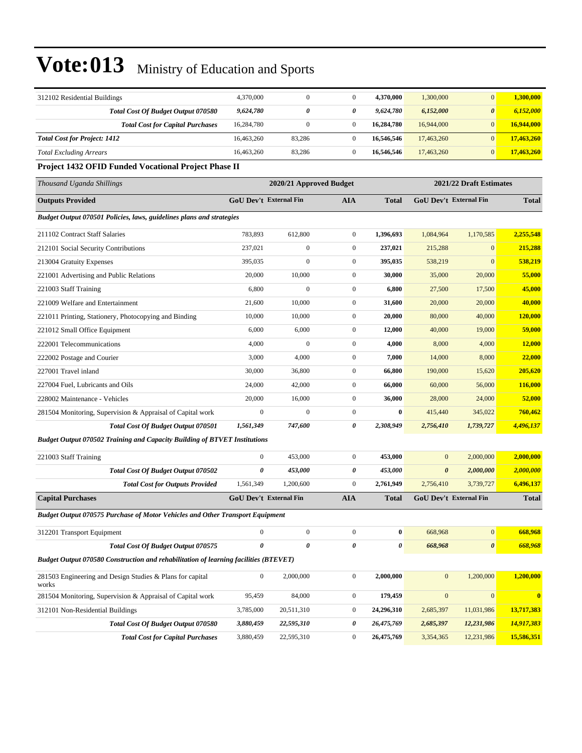# Vote:013 Ministry of Education and Sports

| | | | | | | | |
|---|---|---|---|---|---|---|---|
| 312102 Residential Buildings | 4,370,000 | 0 | 0 | **4,370,000** | 1,300,000 | 0 | **1,300,000** |
| ***Total Cost Of Budget Output 070580*** | ***9,624,780*** | ***0*** | ***0*** | ***9,624,780*** | ***6,152,000*** | ***0*** | ***6,152,000*** |
| ***Total Cost for Capital Purchases*** | 16,284,780 | 0 | 0 | **16,284,780** | 16,944,000 | 0 | **16,944,000** |
| ***Total Cost for Project: 1412*** | 16,463,260 | 83,286 | 0 | **16,546,546** | 17,463,260 | 0 | **17,463,260** |
| *Total Excluding Arrears* | 16,463,260 | 83,286 | 0 | **16,546,546** | 17,463,260 | 0 | **17,463,260** |

**Project 1432 OFID Funded Vocational Project Phase II**

| *Thousand Uganda Shillings* | 2020/21 Approved Budget | | | | 2021/22 Draft Estimates | | |
|---|---|---|---|---|---|---|---|
| **Outputs Provided** | **GoU Dev't** | **External Fin** | **AIA** | **Total** | **GoU Dev't** | **External Fin** | **Total** |
| ***Budget Output 070501 Policies, laws, guidelines plans and strategies*** | | | | | | | |
| 211102 Contract Staff Salaries | 783,893 | 612,800 | 0 | **1,396,693** | 1,084,964 | 1,170,585 | **2,255,548** |
| 212101 Social Security Contributions | 237,021 | 0 | 0 | **237,021** | 215,288 | 0 | **215,288** |
| 213004 Gratuity Expenses | 395,035 | 0 | 0 | **395,035** | 538,219 | 0 | **538,219** |
| 221001 Advertising and Public Relations | 20,000 | 10,000 | 0 | **30,000** | 35,000 | 20,000 | **55,000** |
| 221003 Staff Training | 6,800 | 0 | 0 | **6,800** | 27,500 | 17,500 | **45,000** |
| 221009 Welfare and Entertainment | 21,600 | 10,000 | 0 | **31,600** | 20,000 | 20,000 | **40,000** |
| 221011 Printing, Stationery, Photocopying and Binding | 10,000 | 10,000 | 0 | **20,000** | 80,000 | 40,000 | **120,000** |
| 221012 Small Office Equipment | 6,000 | 6,000 | 0 | **12,000** | 40,000 | 19,000 | **59,000** |
| 222001 Telecommunications | 4,000 | 0 | 0 | **4,000** | 8,000 | 4,000 | **12,000** |
| 222002 Postage and Courier | 3,000 | 4,000 | 0 | **7,000** | 14,000 | 8,000 | **22,000** |
| 227001 Travel inland | 30,000 | 36,800 | 0 | **66,800** | 190,000 | 15,620 | **205,620** |
| 227004 Fuel, Lubricants and Oils | 24,000 | 42,000 | 0 | **66,000** | 60,000 | 56,000 | **116,000** |
| 228002 Maintenance - Vehicles | 20,000 | 16,000 | 0 | **36,000** | 28,000 | 24,000 | **52,000** |
| 281504 Monitoring, Supervision & Appraisal of Capital work | 0 | 0 | 0 | **0** | 415,440 | 345,022 | **760,462** |
| ***Total Cost Of Budget Output 070501*** | ***1,561,349*** | ***747,600*** | ***0*** | ***2,308,949*** | ***2,756,410*** | ***1,739,727*** | ***4,496,137*** |
| ***Budget Output 070502 Training and Capacity Building of BTVET Institutions*** | | | | | | | |
| 221003 Staff Training | 0 | 453,000 | 0 | **453,000** | 0 | 2,000,000 | **2,000,000** |
| ***Total Cost Of Budget Output 070502*** | ***0*** | ***453,000*** | ***0*** | ***453,000*** | ***0*** | ***2,000,000*** | ***2,000,000*** |
| ***Total Cost for Outputs Provided*** | 1,561,349 | 1,200,600 | 0 | 2,761,949 | 2,756,410 | 3,739,727 | 6,496,137 |
| **Capital Purchases** | **GoU Dev't** | **External Fin** | **AIA** | **Total** | **GoU Dev't** | **External Fin** | **Total** |
| ***Budget Output 070575 Purchase of Motor Vehicles and Other Transport Equipment*** | | | | | | | |
| 312201 Transport Equipment | 0 | 0 | 0 | **0** | 668,968 | 0 | **668,968** |
| ***Total Cost Of Budget Output 070575*** | ***0*** | ***0*** | ***0*** | ***0*** | ***668,968*** | ***0*** | ***668,968*** |
| ***Budget Output 070580 Construction and rehabilitation of learning facilities (BTEVET)*** | | | | | | | |
| 281503 Engineering and Design Studies & Plans for capital works | 0 | 2,000,000 | 0 | **2,000,000** | 0 | 1,200,000 | **1,200,000** |
| 281504 Monitoring, Supervision & Appraisal of Capital work | 95,459 | 84,000 | 0 | **179,459** | 0 | 0 | **0** |
| 312101 Non-Residential Buildings | 3,785,000 | 20,511,310 | 0 | **24,296,310** | 2,685,397 | 11,031,986 | **13,717,383** |
| ***Total Cost Of Budget Output 070580*** | ***3,880,459*** | ***22,595,310*** | ***0*** | ***26,475,769*** | ***2,685,397*** | ***12,231,986*** | ***14,917,383*** |
| ***Total Cost for Capital Purchases*** | 3,880,459 | 22,595,310 | 0 | **26,475,769** | 3,354,365 | 12,231,986 | **15,586,351** |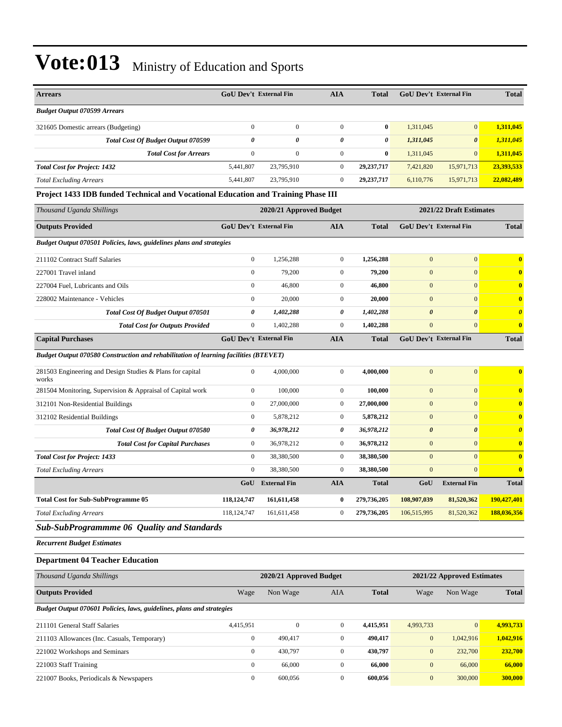# Vote:013 Ministry of Education and Sports

| Arrears | GoU Dev't | External Fin | AIA | Total | GoU Dev't | External Fin | Total |
|---|---|---|---|---|---|---|---|
| ***Budget Output 070599 Arrears*** | | | | | | | |
| 321605 Domestic arrears (Budgeting) | 0 | 0 | 0 | **0** | 1,311,045 | 0 | **1,311,045** |
| ***Total Cost Of Budget Output 070599*** | ***0*** | ***0*** | ***0*** | ***0*** | ***1,311,045*** | ***0*** | ***1,311,045*** |
| ***Total Cost for Arrears*** | 0 | 0 | 0 | **0** | 1,311,045 | 0 | **1,311,045** |
| ***Total Cost for Project: 1432*** | 5,441,807 | 23,795,910 | 0 | **29,237,717** | 7,421,820 | 15,971,713 | **23,393,533** |
| *Total Excluding Arrears* | 5,441,807 | 23,795,910 | 0 | **29,237,717** | 6,110,776 | 15,971,713 | **22,082,489** |

**Project 1433 IDB funded Technical and Vocational Education and Training Phase III**

| *Thousand Uganda Shillings* | 2020/21 Approved Budget | | | | 2021/22 Draft Estimates | | |
|---|---|---|---|---|---|---|---|
| **Outputs Provided** | **GoU Dev't** | **External Fin** | **AIA** | **Total** | **GoU Dev't** | **External Fin** | **Total** |
| ***Budget Output 070501 Policies, laws, guidelines plans and strategies*** | | | | | | | |
| 211102 Contract Staff Salaries | 0 | 1,256,288 | 0 | **1,256,288** | 0 | 0 | **0** |
| 227001 Travel inland | 0 | 79,200 | 0 | **79,200** | 0 | 0 | **0** |
| 227004 Fuel, Lubricants and Oils | 0 | 46,800 | 0 | **46,800** | 0 | 0 | **0** |
| 228002 Maintenance - Vehicles | 0 | 20,000 | 0 | **20,000** | 0 | 0 | **0** |
| ***Total Cost Of Budget Output 070501*** | ***0*** | ***1,402,288*** | ***0*** | ***1,402,288*** | ***0*** | ***0*** | ***0*** |
| ***Total Cost for Outputs Provided*** | 0 | 1,402,288 | 0 | **1,402,288** | 0 | 0 | **0** |
| **Capital Purchases** | **GoU Dev't** | **External Fin** | **AIA** | **Total** | **GoU Dev't** | **External Fin** | **Total** |
| ***Budget Output 070580 Construction and rehabilitation of learning facilities (BTEVET)*** | | | | | | | |
| 281503 Engineering and Design Studies & Plans for capital works | 0 | 4,000,000 | 0 | **4,000,000** | 0 | 0 | **0** |
| 281504 Monitoring, Supervision & Appraisal of Capital work | 0 | 100,000 | 0 | **100,000** | 0 | 0 | **0** |
| 312101 Non-Residential Buildings | 0 | 27,000,000 | 0 | **27,000,000** | 0 | 0 | **0** |
| 312102 Residential Buildings | 0 | 5,878,212 | 0 | **5,878,212** | 0 | 0 | **0** |
| ***Total Cost Of Budget Output 070580*** | ***0*** | ***36,978,212*** | ***0*** | ***36,978,212*** | ***0*** | ***0*** | ***0*** |
| ***Total Cost for Capital Purchases*** | 0 | 36,978,212 | 0 | **36,978,212** | 0 | 0 | **0** |
| ***Total Cost for Project: 1433*** | 0 | 38,380,500 | 0 | **38,380,500** | 0 | 0 | **0** |
| *Total Excluding Arrears* | 0 | 38,380,500 | 0 | **38,380,500** | 0 | 0 | **0** |
| | **GoU** | **External Fin** | **AIA** | **Total** | **GoU** | **External Fin** | **Total** |
| **Total Cost for Sub-SubProgramme 05** | **118,124,747** | **161,611,458** | **0** | **279,736,205** | **108,907,039** | **81,520,362** | **190,427,401** |
| *Total Excluding Arrears* | 118,124,747 | 161,611,458 | 0 | 279,736,205 | 106,515,995 | 81,520,362 | **188,036,356** |

## *Sub-SubProgrammme 06 Quality and Standards*

***Recurrent Budget Estimates***

**Department 04 Teacher Education**

| *Thousand Uganda Shillings* | 2020/21 Approved Budget | | | | 2021/22 Approved Estimates | | |
|---|---|---|---|---|---|---|---|
| **Outputs Provided** | Wage | Non Wage | AIA | **Total** | Wage | Non Wage | **Total** |
| ***Budget Output 070601 Policies, laws, guidelines, plans and strategies*** | | | | | | | |
| 211101 General Staff Salaries | 4,415,951 | 0 | 0 | **4,415,951** | 4,993,733 | 0 | **4,993,733** |
| 211103 Allowances (Inc. Casuals, Temporary) | 0 | 490,417 | 0 | **490,417** | 0 | 1,042,916 | **1,042,916** |
| 221002 Workshops and Seminars | 0 | 430,797 | 0 | **430,797** | 0 | 232,700 | **232,700** |
| 221003 Staff Training | 0 | 66,000 | 0 | **66,000** | 0 | 66,000 | **66,000** |
| 221007 Books, Periodicals & Newspapers | 0 | 600,056 | 0 | **600,056** | 0 | 300,000 | **300,000** |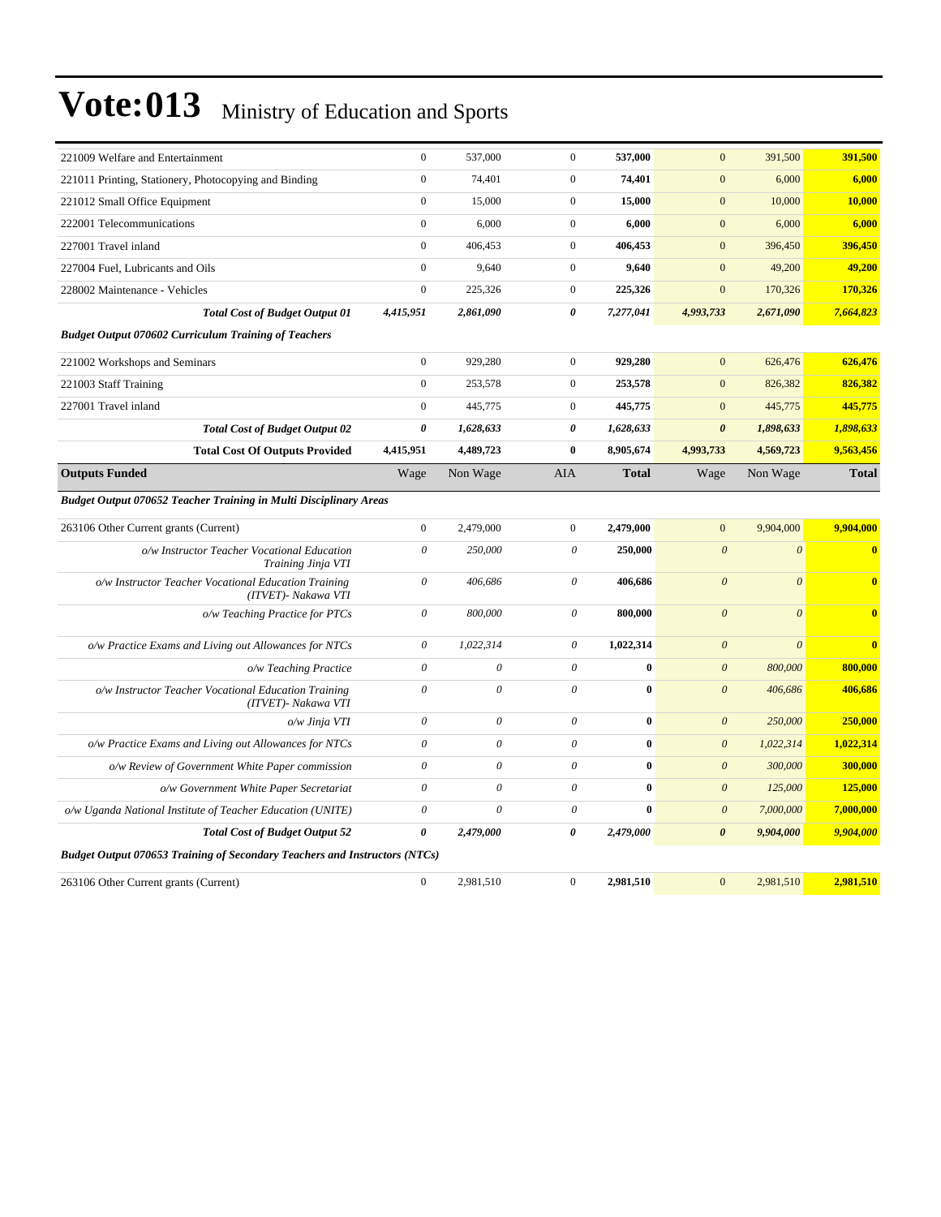# Vote:013 Ministry of Education and Sports

| | | | | | | | |
|---|---|---|---|---|---|---|---|
| 221009 Welfare and Entertainment | 0 | 537,000 | 0 | **537,000** | 0 | 391,500 | **391,500** |
| 221011 Printing, Stationery, Photocopying and Binding | 0 | 74,401 | 0 | **74,401** | 0 | 6,000 | **6,000** |
| 221012 Small Office Equipment | 0 | 15,000 | 0 | **15,000** | 0 | 10,000 | **10,000** |
| 222001 Telecommunications | 0 | 6,000 | 0 | **6,000** | 0 | 6,000 | **6,000** |
| 227001 Travel inland | 0 | 406,453 | 0 | **406,453** | 0 | 396,450 | **396,450** |
| 227004 Fuel, Lubricants and Oils | 0 | 9,640 | 0 | **9,640** | 0 | 49,200 | **49,200** |
| 228002 Maintenance - Vehicles | 0 | 225,326 | 0 | **225,326** | 0 | 170,326 | **170,326** |
| ***Total Cost of Budget Output 01*** | ***4,415,951*** | ***2,861,090*** | ***0*** | ***7,277,041*** | ***4,993,733*** | ***2,671,090*** | ***7,664,823*** |
| ***Budget Output 070602 Curriculum Training of Teachers*** | | | | | | | |
| 221002 Workshops and Seminars | 0 | 929,280 | 0 | **929,280** | 0 | 626,476 | **626,476** |
| 221003 Staff Training | 0 | 253,578 | 0 | **253,578** | 0 | 826,382 | **826,382** |
| 227001 Travel inland | 0 | 445,775 | 0 | **445,775** | 0 | 445,775 | **445,775** |
| ***Total Cost of Budget Output 02*** | ***0*** | ***1,628,633*** | ***0*** | ***1,628,633*** | ***0*** | ***1,898,633*** | ***1,898,633*** |
| **Total Cost Of Outputs Provided** | **4,415,951** | **4,489,723** | **0** | **8,905,674** | **4,993,733** | **4,569,723** | **9,563,456** |
| **Outputs Funded** | Wage | Non Wage | AIA | **Total** | Wage | Non Wage | **Total** |
| ***Budget Output 070652 Teacher Training in Multi Disciplinary Areas*** | | | | | | | |
| 263106 Other Current grants (Current) | 0 | 2,479,000 | 0 | **2,479,000** | 0 | 9,904,000 | **9,904,000** |
| *o/w Instructor Teacher Vocational Education Training Jinja VTI* | *0* | *250,000* | *0* | **250,000** | *0* | *0* | **0** |
| *o/w Instructor Teacher Vocational Education Training (ITVET)- Nakawa VTI* | *0* | *406,686* | *0* | **406,686** | *0* | *0* | **0** |
| *o/w Teaching Practice for PTCs* | *0* | *800,000* | *0* | **800,000** | *0* | *0* | **0** |
| *o/w Practice Exams and Living out Allowances for NTCs* | *0* | *1,022,314* | *0* | **1,022,314** | *0* | *0* | **0** |
| *o/w Teaching Practice* | *0* | *0* | *0* | **0** | *0* | *800,000* | **800,000** |
| *o/w Instructor Teacher Vocational Education Training (ITVET)- Nakawa VTI* | *0* | *0* | *0* | **0** | *0* | *406,686* | **406,686** |
| *o/w Jinja VTI* | *0* | *0* | *0* | **0** | *0* | *250,000* | **250,000** |
| *o/w Practice Exams and Living out Allowances for NTCs* | *0* | *0* | *0* | **0** | *0* | *1,022,314* | **1,022,314** |
| *o/w Review of Government White Paper commission* | *0* | *0* | *0* | **0** | *0* | *300,000* | **300,000** |
| *o/w Government White Paper Secretariat* | *0* | *0* | *0* | **0** | *0* | *125,000* | **125,000** |
| *o/w Uganda National Institute of Teacher Education (UNITE)* | *0* | *0* | *0* | **0** | *0* | *7,000,000* | **7,000,000** |
| ***Total Cost of Budget Output 52*** | ***0*** | ***2,479,000*** | ***0*** | ***2,479,000*** | ***0*** | ***9,904,000*** | ***9,904,000*** |
| ***Budget Output 070653 Training of Secondary Teachers and Instructors (NTCs)*** | | | | | | | |
| 263106 Other Current grants (Current) | 0 | 2,981,510 | 0 | **2,981,510** | 0 | 2,981,510 | **2,981,510** |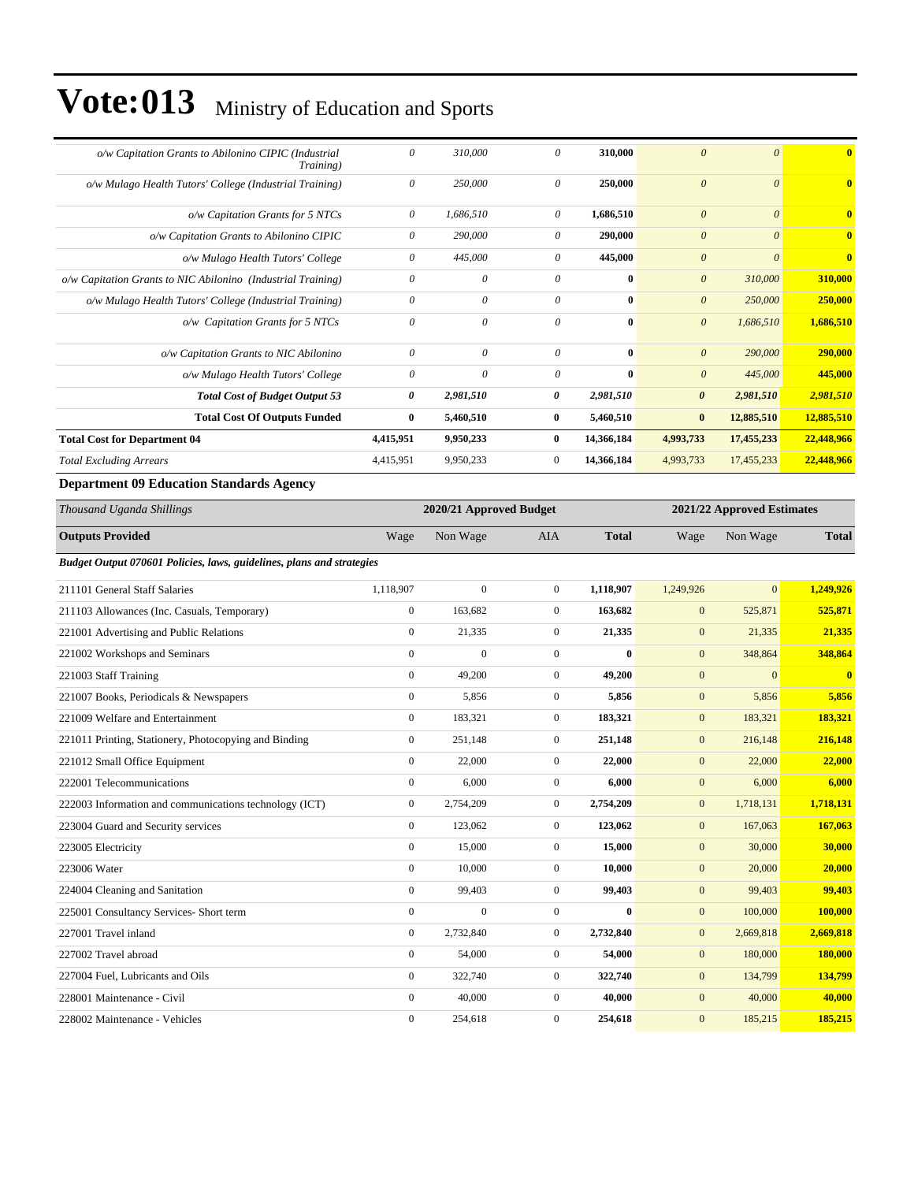# Vote:013 Ministry of Education and Sports

| | | | | | | | |
|---|---|---|---|---|---|---|---|
| *o/w Capitation Grants to Abilonino CIPIC (Industrial Training)* | *0* | *310,000* | *0* | **310,000** | *0* | *0* | **0** |
| *o/w Mulago Health Tutors' College (Industrial Training)* | *0* | *250,000* | *0* | **250,000** | *0* | *0* | **0** |
| *o/w Capitation Grants for 5 NTCs* | *0* | *1,686,510* | *0* | **1,686,510** | *0* | *0* | **0** |
| *o/w Capitation Grants to Abilonino CIPIC* | *0* | *290,000* | *0* | **290,000** | *0* | *0* | **0** |
| *o/w Mulago Health Tutors' College* | *0* | *445,000* | *0* | **445,000** | *0* | *0* | **0** |
| *o/w Capitation Grants to NIC Abilonino (Industrial Training)* | *0* | *0* | *0* | **0** | *0* | *310,000* | **310,000** |
| *o/w Mulago Health Tutors' College (Industrial Training)* | *0* | *0* | *0* | **0** | *0* | *250,000* | **250,000** |
| *o/w Capitation Grants for 5 NTCs* | *0* | *0* | *0* | **0** | *0* | *1,686,510* | **1,686,510** |
| *o/w Capitation Grants to NIC Abilonino* | *0* | *0* | *0* | **0** | *0* | *290,000* | **290,000** |
| *o/w Mulago Health Tutors' College* | *0* | *0* | *0* | **0** | *0* | *445,000* | **445,000** |
| ***Total Cost of Budget Output 53*** | ***0*** | ***2,981,510*** | ***0*** | ***2,981,510*** | ***0*** | ***2,981,510*** | ***2,981,510*** |
| **Total Cost Of Outputs Funded** | **0** | **5,460,510** | **0** | **5,460,510** | **0** | **12,885,510** | **12,885,510** |
| **Total Cost for Department 04** | **4,415,951** | **9,950,233** | **0** | **14,366,184** | **4,993,733** | **17,455,233** | **22,448,966** |
| *Total Excluding Arrears* | 4,415,951 | 9,950,233 | 0 | **14,366,184** | 4,993,733 | 17,455,233 | **22,448,966** |

**Department 09 Education Standards Agency**

| *Thousand Uganda Shillings* | 2020/21 Approved Budget | | | | 2021/22 Approved Estimates | | |
|---|---|---|---|---|---|---|---|
| **Outputs Provided** | Wage | Non Wage | AIA | **Total** | Wage | Non Wage | **Total** |
| ***Budget Output 070601 Policies, laws, guidelines, plans and strategies*** | | | | | | | |
| 211101 General Staff Salaries | 1,118,907 | 0 | 0 | **1,118,907** | 1,249,926 | 0 | **1,249,926** |
| 211103 Allowances (Inc. Casuals, Temporary) | 0 | 163,682 | 0 | **163,682** | 0 | 525,871 | **525,871** |
| 221001 Advertising and Public Relations | 0 | 21,335 | 0 | **21,335** | 0 | 21,335 | **21,335** |
| 221002 Workshops and Seminars | 0 | 0 | 0 | **0** | 0 | 348,864 | **348,864** |
| 221003 Staff Training | 0 | 49,200 | 0 | **49,200** | 0 | 0 | **0** |
| 221007 Books, Periodicals & Newspapers | 0 | 5,856 | 0 | **5,856** | 0 | 5,856 | **5,856** |
| 221009 Welfare and Entertainment | 0 | 183,321 | 0 | **183,321** | 0 | 183,321 | **183,321** |
| 221011 Printing, Stationery, Photocopying and Binding | 0 | 251,148 | 0 | **251,148** | 0 | 216,148 | **216,148** |
| 221012 Small Office Equipment | 0 | 22,000 | 0 | **22,000** | 0 | 22,000 | **22,000** |
| 222001 Telecommunications | 0 | 6,000 | 0 | **6,000** | 0 | 6,000 | **6,000** |
| 222003 Information and communications technology (ICT) | 0 | 2,754,209 | 0 | **2,754,209** | 0 | 1,718,131 | **1,718,131** |
| 223004 Guard and Security services | 0 | 123,062 | 0 | **123,062** | 0 | 167,063 | **167,063** |
| 223005 Electricity | 0 | 15,000 | 0 | **15,000** | 0 | 30,000 | **30,000** |
| 223006 Water | 0 | 10,000 | 0 | **10,000** | 0 | 20,000 | **20,000** |
| 224004 Cleaning and Sanitation | 0 | 99,403 | 0 | **99,403** | 0 | 99,403 | **99,403** |
| 225001 Consultancy Services- Short term | 0 | 0 | 0 | **0** | 0 | 100,000 | **100,000** |
| 227001 Travel inland | 0 | 2,732,840 | 0 | **2,732,840** | 0 | 2,669,818 | **2,669,818** |
| 227002 Travel abroad | 0 | 54,000 | 0 | **54,000** | 0 | 180,000 | **180,000** |
| 227004 Fuel, Lubricants and Oils | 0 | 322,740 | 0 | **322,740** | 0 | 134,799 | **134,799** |
| 228001 Maintenance - Civil | 0 | 40,000 | 0 | **40,000** | 0 | 40,000 | **40,000** |
| 228002 Maintenance - Vehicles | 0 | 254,618 | 0 | **254,618** | 0 | 185,215 | **185,215** |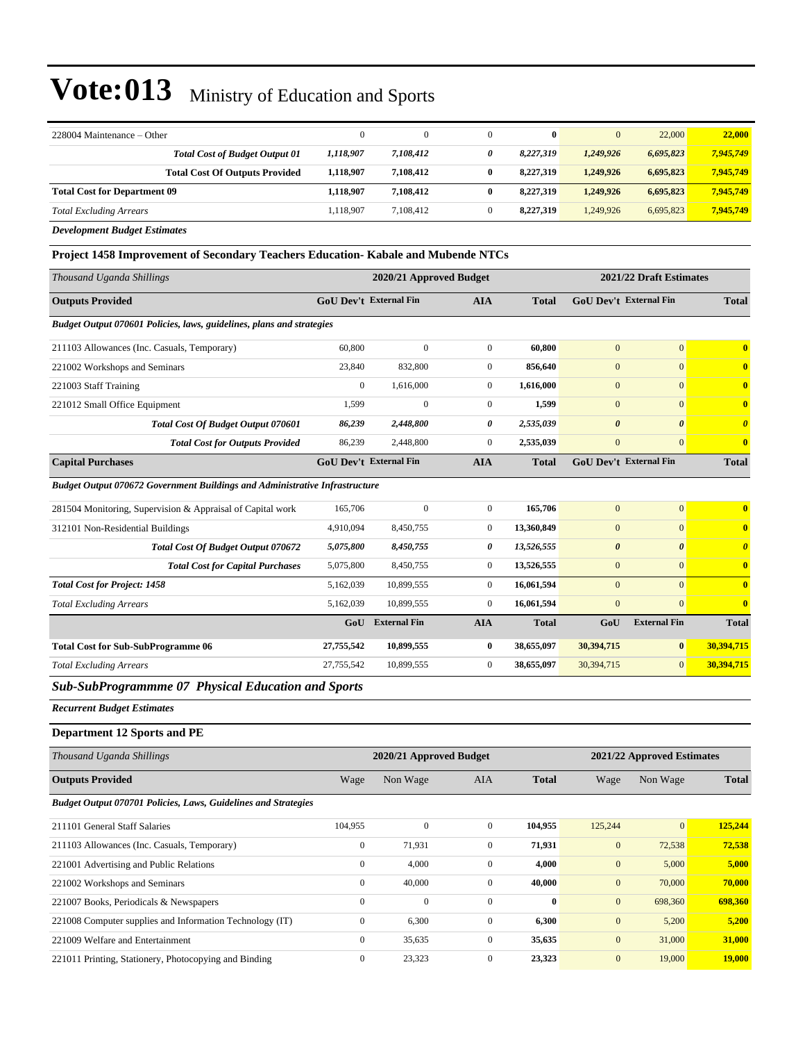# Vote:013 Ministry of Education and Sports

| | | | | | | | |
|---|---|---|---|---|---|---|---|
| 228004 Maintenance – Other | 0 | 0 | 0 | **0** | 0 | 22,000 | **22,000** |
| ***Total Cost of Budget Output 01*** | ***1,118,907*** | ***7,108,412*** | ***0*** | ***8,227,319*** | ***1,249,926*** | ***6,695,823*** | ***7,945,749*** |
| **Total Cost Of Outputs Provided** | **1,118,907** | **7,108,412** | **0** | **8,227,319** | **1,249,926** | **6,695,823** | **7,945,749** |
| **Total Cost for Department 09** | **1,118,907** | **7,108,412** | **0** | **8,227,319** | **1,249,926** | **6,695,823** | **7,945,749** |
| *Total Excluding Arrears* | 1,118,907 | 7,108,412 | 0 | **8,227,319** | 1,249,926 | 6,695,823 | **7,945,749** |

***Development Budget Estimates***

### Project 1458 Improvement of Secondary Teachers Education- Kabale and Mubende NTCs

| *Thousand Uganda Shillings* | | 2020/21 Approved Budget | | | | 2021/22 Draft Estimates | |
|---|---|---|---|---|---|---|---|
| **Outputs Provided** | **GoU Dev't** | **External Fin** | **AIA** | **Total** | **GoU Dev't** | **External Fin** | **Total** |
| ***Budget Output 070601 Policies, laws, guidelines, plans and strategies*** | | | | | | | |
| 211103 Allowances (Inc. Casuals, Temporary) | 60,800 | 0 | 0 | **60,800** | 0 | 0 | **0** |
| 221002 Workshops and Seminars | 23,840 | 832,800 | 0 | **856,640** | 0 | 0 | **0** |
| 221003 Staff Training | 0 | 1,616,000 | 0 | **1,616,000** | 0 | 0 | **0** |
| 221012 Small Office Equipment | 1,599 | 0 | 0 | **1,599** | 0 | 0 | **0** |
| ***Total Cost Of Budget Output 070601*** | ***86,239*** | ***2,448,800*** | ***0*** | ***2,535,039*** | ***0*** | ***0*** | ***0*** |
| ***Total Cost for Outputs Provided*** | 86,239 | 2,448,800 | 0 | **2,535,039** | 0 | 0 | **0** |
| **Capital Purchases** | **GoU Dev't** | **External Fin** | **AIA** | **Total** | **GoU Dev't** | **External Fin** | **Total** |
| ***Budget Output 070672 Government Buildings and Administrative Infrastructure*** | | | | | | | |
| 281504 Monitoring, Supervision & Appraisal of Capital work | 165,706 | 0 | 0 | **165,706** | 0 | 0 | **0** |
| 312101 Non-Residential Buildings | 4,910,094 | 8,450,755 | 0 | **13,360,849** | 0 | 0 | **0** |
| ***Total Cost Of Budget Output 070672*** | ***5,075,800*** | ***8,450,755*** | ***0*** | ***13,526,555*** | ***0*** | ***0*** | ***0*** |
| ***Total Cost for Capital Purchases*** | 5,075,800 | 8,450,755 | 0 | **13,526,555** | 0 | 0 | **0** |
| ***Total Cost for Project: 1458*** | 5,162,039 | 10,899,555 | 0 | **16,061,594** | 0 | 0 | **0** |
| *Total Excluding Arrears* | 5,162,039 | 10,899,555 | 0 | **16,061,594** | 0 | 0 | **0** |
| | **GoU** | **External Fin** | **AIA** | **Total** | **GoU** | **External Fin** | **Total** |
| **Total Cost for Sub-SubProgramme 06** | **27,755,542** | **10,899,555** | **0** | **38,655,097** | **30,394,715** | **0** | **30,394,715** |
| *Total Excluding Arrears* | 27,755,542 | 10,899,555 | 0 | **38,655,097** | 30,394,715 | 0 | **30,394,715** |

## *Sub-SubProgrammme 07 Physical Education and Sports*

***Recurrent Budget Estimates***

### Department 12 Sports and PE

| *Thousand Uganda Shillings* | | 2020/21 Approved Budget | | | | 2021/22 Approved Estimates | |
|---|---|---|---|---|---|---|---|
| **Outputs Provided** | Wage | Non Wage | AIA | **Total** | Wage | Non Wage | **Total** |
| ***Budget Output 070701 Policies, Laws, Guidelines and Strategies*** | | | | | | | |
| 211101 General Staff Salaries | 104,955 | 0 | 0 | **104,955** | 125,244 | 0 | **125,244** |
| 211103 Allowances (Inc. Casuals, Temporary) | 0 | 71,931 | 0 | **71,931** | 0 | 72,538 | **72,538** |
| 221001 Advertising and Public Relations | 0 | 4,000 | 0 | **4,000** | 0 | 5,000 | **5,000** |
| 221002 Workshops and Seminars | 0 | 40,000 | 0 | **40,000** | 0 | 70,000 | **70,000** |
| 221007 Books, Periodicals & Newspapers | 0 | 0 | 0 | **0** | 0 | 698,360 | **698,360** |
| 221008 Computer supplies and Information Technology (IT) | 0 | 6,300 | 0 | **6,300** | 0 | 5,200 | **5,200** |
| 221009 Welfare and Entertainment | 0 | 35,635 | 0 | **35,635** | 0 | 31,000 | **31,000** |
| 221011 Printing, Stationery, Photocopying and Binding | 0 | 23,323 | 0 | **23,323** | 0 | 19,000 | **19,000** |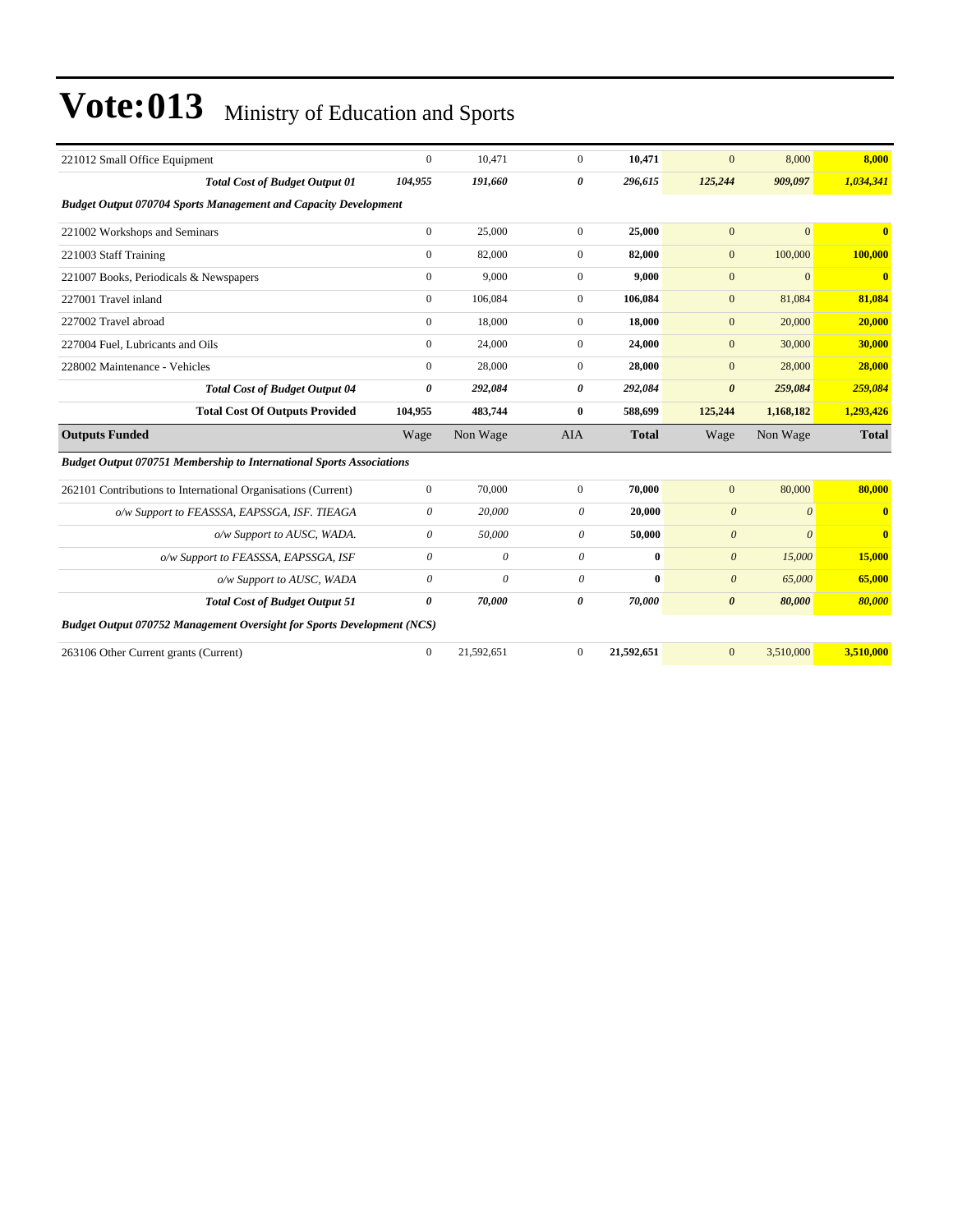# Vote:013 Ministry of Education and Sports

| | | | | | | | |
|---|---|---|---|---|---|---|---|
| 221012 Small Office Equipment | 0 | 10,471 | 0 | **10,471** | 0 | 8,000 | **8,000** |
| ***Total Cost of Budget Output 01*** | ***104,955*** | ***191,660*** | ***0*** | ***296,615*** | ***125,244*** | ***909,097*** | ***1,034,341*** |
| ***Budget Output 070704 Sports Management and Capacity Development*** | | | | | | | |
| 221002 Workshops and Seminars | 0 | 25,000 | 0 | **25,000** | 0 | 0 | **0** |
| 221003 Staff Training | 0 | 82,000 | 0 | **82,000** | 0 | 100,000 | **100,000** |
| 221007 Books, Periodicals & Newspapers | 0 | 9,000 | 0 | **9,000** | 0 | 0 | **0** |
| 227001 Travel inland | 0 | 106,084 | 0 | **106,084** | 0 | 81,084 | **81,084** |
| 227002 Travel abroad | 0 | 18,000 | 0 | **18,000** | 0 | 20,000 | **20,000** |
| 227004 Fuel, Lubricants and Oils | 0 | 24,000 | 0 | **24,000** | 0 | 30,000 | **30,000** |
| 228002 Maintenance - Vehicles | 0 | 28,000 | 0 | **28,000** | 0 | 28,000 | **28,000** |
| ***Total Cost of Budget Output 04*** | ***0*** | ***292,084*** | ***0*** | ***292,084*** | ***0*** | ***259,084*** | ***259,084*** |
| **Total Cost Of Outputs Provided** | **104,955** | **483,744** | **0** | **588,699** | **125,244** | **1,168,182** | **1,293,426** |
| **Outputs Funded** | Wage | Non Wage | AIA | **Total** | Wage | Non Wage | **Total** |
| ***Budget Output 070751 Membership to International Sports Associations*** | | | | | | | |
| 262101 Contributions to International Organisations (Current) | 0 | 70,000 | 0 | **70,000** | 0 | 80,000 | **80,000** |
| *o/w Support to FEASSSA, EAPSSGA, ISF. TIEAGA* | *0* | *20,000* | *0* | **20,000** | *0* | *0* | **0** |
| *o/w Support to AUSC, WADA.* | *0* | *50,000* | *0* | **50,000** | *0* | *0* | **0** |
| *o/w Support to FEASSSA, EAPSSGA, ISF* | *0* | *0* | *0* | **0** | *0* | *15,000* | **15,000** |
| *o/w Support to AUSC, WADA* | *0* | *0* | *0* | **0** | *0* | *65,000* | **65,000** |
| ***Total Cost of Budget Output 51*** | ***0*** | ***70,000*** | ***0*** | ***70,000*** | ***0*** | ***80,000*** | ***80,000*** |
| ***Budget Output 070752 Management Oversight for Sports Development (NCS)*** | | | | | | | |
| 263106 Other Current grants (Current) | 0 | 21,592,651 | 0 | **21,592,651** | 0 | 3,510,000 | **3,510,000** |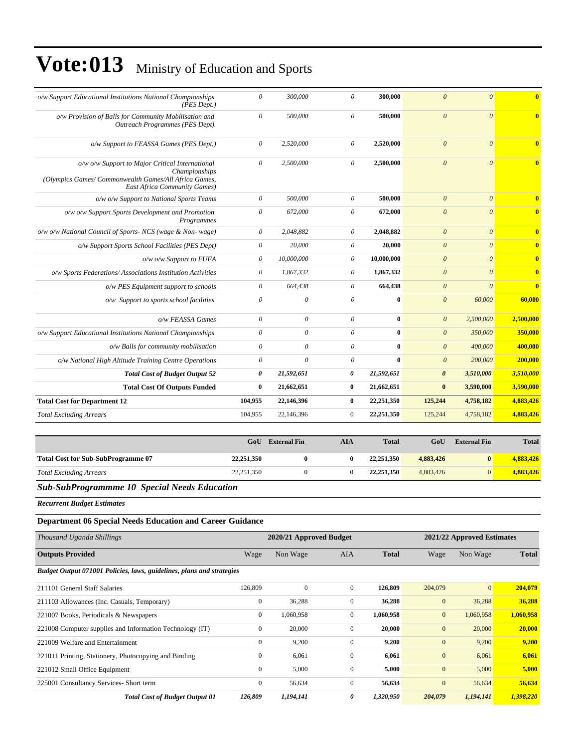# Vote:013 Ministry of Education and Sports

| | | | | | | | |
|---|---|---|---|---|---|---|---|
| *o/w Support Educational Institutions National Championships (PES Dept.)* | *0* | *300,000* | *0* | **300,000** | *0* | *0* | **0** |
| *o/w Provision of Balls for Community Mobilisation and Outreach Programmes (PES Dept).* | *0* | *500,000* | *0* | **500,000** | *0* | *0* | **0** |
| *o/w Support to FEASSA Games (PES Dept.)* | *0* | *2,520,000* | *0* | **2,520,000** | *0* | *0* | **0** |
| *o/w o/w Support to Major Critical International Championships (Olympics Games/ Commonwealth Games/All Africa Games, East Africa Community Games)* | *0* | *2,500,000* | *0* | **2,500,000** | *0* | *0* | **0** |
| *o/w o/w Support to National Sports Teams* | *0* | *500,000* | *0* | **500,000** | *0* | *0* | **0** |
| *o/w o/w Support Sports Development and Promotion Programmes* | *0* | *672,000* | *0* | **672,000** | *0* | *0* | **0** |
| *o/w o/w National Council of Sports- NCS (wage & Non- wage)* | *0* | *2,048,882* | *0* | **2,048,882** | *0* | *0* | **0** |
| *o/w Support Sports School Facilities (PES Dept)* | *0* | *20,000* | *0* | **20,000** | *0* | *0* | **0** |
| *o/w o/w Support to FUFA* | *0* | *10,000,000* | *0* | **10,000,000** | *0* | *0* | **0** |
| *o/w Sports Federations/ Associations Institution Activities* | *0* | *1,867,332* | *0* | **1,867,332** | *0* | *0* | **0** |
| *o/w PES Equipment support to schools* | *0* | *664,438* | *0* | **664,438** | *0* | *0* | **0** |
| *o/w Support to sports school facilities* | *0* | *0* | *0* | **0** | *0* | *60,000* | **60,000** |
| *o/w FEASSA Games* | *0* | *0* | *0* | **0** | *0* | *2,500,000* | **2,500,000** |
| *o/w Support Educational Institutions National Championships* | *0* | *0* | *0* | **0** | *0* | *350,000* | **350,000** |
| *o/w Balls for community mobilisation* | *0* | *0* | *0* | **0** | *0* | *400,000* | **400,000** |
| *o/w National High Altitude Training Centre Operations* | *0* | *0* | *0* | **0** | *0* | *200,000* | **200,000** |
| ***Total Cost of Budget Output 52*** | ***0*** | ***21,592,651*** | ***0*** | ***21,592,651*** | ***0*** | ***3,510,000*** | ***3,510,000*** |
| **Total Cost Of Outputs Funded** | **0** | **21,662,651** | **0** | **21,662,651** | **0** | **3,590,000** | **3,590,000** |
| **Total Cost for Department 12** | **104,955** | **22,146,396** | **0** | **22,251,350** | **125,244** | **4,758,182** | **4,883,426** |
| *Total Excluding Arrears* | 104,955 | 22,146,396 | 0 | **22,251,350** | 125,244 | 4,758,182 | **4,883,426** |

| | GoU | External Fin | AIA | Total | GoU | External Fin | Total |
|---|---|---|---|---|---|---|---|
| **Total Cost for Sub-SubProgramme 07** | **22,251,350** | **0** | **0** | **22,251,350** | **4,883,426** | **0** | **4,883,426** |
| *Total Excluding Arrears* | 22,251,350 | 0 | 0 | **22,251,350** | 4,883,426 | 0 | **4,883,426** |

## *Sub-SubProgrammme 10 Special Needs Education*

***Recurrent Budget Estimates***

### Department 06 Special Needs Education and Career Guidance

| *Thousand Uganda Shillings* | 2020/21 Approved Budget | | | | 2021/22 Approved Estimates | | |
|---|---|---|---|---|---|---|---|
| **Outputs Provided** | Wage | Non Wage | AIA | **Total** | Wage | Non Wage | **Total** |
| ***Budget Output 071001 Policies, laws, guidelines, plans and strategies*** | | | | | | | |
| 211101 General Staff Salaries | 126,809 | 0 | 0 | **126,809** | 204,079 | 0 | **204,079** |
| 211103 Allowances (Inc. Casuals, Temporary) | 0 | 36,288 | 0 | **36,288** | 0 | 36,288 | **36,288** |
| 221007 Books, Periodicals & Newspapers | 0 | 1,060,958 | 0 | **1,060,958** | 0 | 1,060,958 | **1,060,958** |
| 221008 Computer supplies and Information Technology (IT) | 0 | 20,000 | 0 | **20,000** | 0 | 20,000 | **20,000** |
| 221009 Welfare and Entertainment | 0 | 9,200 | 0 | **9,200** | 0 | 9,200 | **9,200** |
| 221011 Printing, Stationery, Photocopying and Binding | 0 | 6,061 | 0 | **6,061** | 0 | 6,061 | **6,061** |
| 221012 Small Office Equipment | 0 | 5,000 | 0 | **5,000** | 0 | 5,000 | **5,000** |
| 225001 Consultancy Services- Short term | 0 | 56,634 | 0 | **56,634** | 0 | 56,634 | **56,634** |
| ***Total Cost of Budget Output 01*** | ***126,809*** | ***1,194,141*** | ***0*** | ***1,320,950*** | ***204,079*** | ***1,194,141*** | ***1,398,220*** |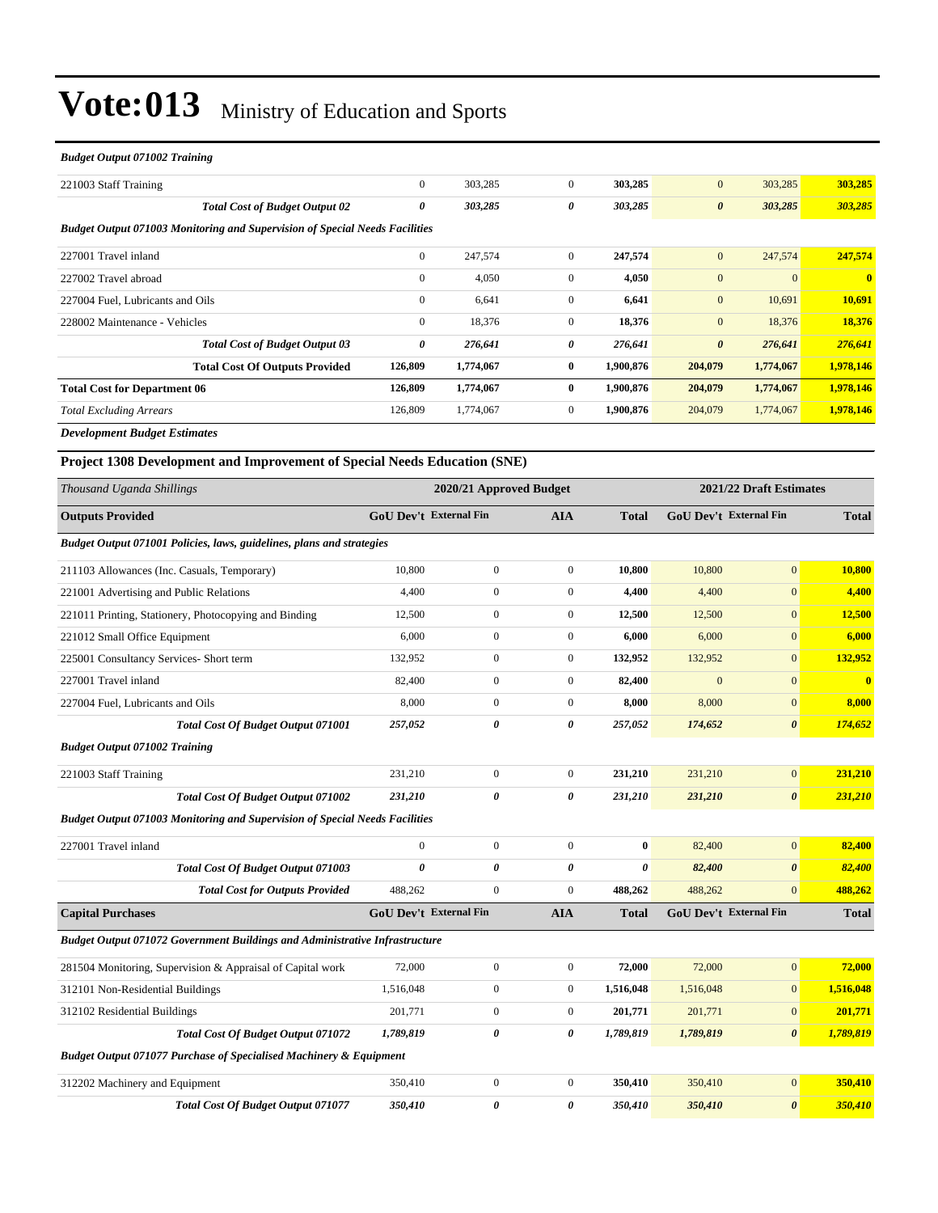# Vote:013 Ministry of Education and Sports

| | | | | | | | |
|---|---|---|---|---|---|---|---|
| ***Budget Output 071002 Training*** | | | | | | | |
| 221003 Staff Training | 0 | 303,285 | 0 | **303,285** | 0 | 303,285 | **303,285** |
| ***Total Cost of Budget Output 02*** | ***0*** | ***303,285*** | ***0*** | ***303,285*** | ***0*** | ***303,285*** | ***303,285*** |
| ***Budget Output 071003 Monitoring and Supervision of Special Needs Facilities*** | | | | | | | |
| 227001 Travel inland | 0 | 247,574 | 0 | **247,574** | 0 | 247,574 | **247,574** |
| 227002 Travel abroad | 0 | 4,050 | 0 | **4,050** | 0 | 0 | **0** |
| 227004 Fuel, Lubricants and Oils | 0 | 6,641 | 0 | **6,641** | 0 | 10,691 | **10,691** |
| 228002 Maintenance - Vehicles | 0 | 18,376 | 0 | **18,376** | 0 | 18,376 | **18,376** |
| ***Total Cost of Budget Output 03*** | ***0*** | ***276,641*** | ***0*** | ***276,641*** | ***0*** | ***276,641*** | ***276,641*** |
| **Total Cost Of Outputs Provided** | **126,809** | **1,774,067** | **0** | **1,900,876** | **204,079** | **1,774,067** | **1,978,146** |
| **Total Cost for Department 06** | **126,809** | **1,774,067** | **0** | **1,900,876** | **204,079** | **1,774,067** | **1,978,146** |
| *Total Excluding Arrears* | 126,809 | 1,774,067 | 0 | **1,900,876** | 204,079 | 1,774,067 | **1,978,146** |

***Development Budget Estimates***

**Project 1308 Development and Improvement of Special Needs Education (SNE)**

| *Thousand Uganda Shillings* | 2020/21 Approved Budget | | | | 2021/22 Draft Estimates | | |
|---|---|---|---|---|---|---|---|
| **Outputs Provided** | **GoU Dev't** | **External Fin** | **AIA** | **Total** | **GoU Dev't** | **External Fin** | **Total** |
| ***Budget Output 071001 Policies, laws, guidelines, plans and strategies*** | | | | | | | |
| 211103 Allowances (Inc. Casuals, Temporary) | 10,800 | 0 | 0 | **10,800** | 10,800 | 0 | **10,800** |
| 221001 Advertising and Public Relations | 4,400 | 0 | 0 | **4,400** | 4,400 | 0 | **4,400** |
| 221011 Printing, Stationery, Photocopying and Binding | 12,500 | 0 | 0 | **12,500** | 12,500 | 0 | **12,500** |
| 221012 Small Office Equipment | 6,000 | 0 | 0 | **6,000** | 6,000 | 0 | **6,000** |
| 225001 Consultancy Services- Short term | 132,952 | 0 | 0 | **132,952** | 132,952 | 0 | **132,952** |
| 227001 Travel inland | 82,400 | 0 | 0 | **82,400** | 0 | 0 | **0** |
| 227004 Fuel, Lubricants and Oils | 8,000 | 0 | 0 | **8,000** | 8,000 | 0 | **8,000** |
| ***Total Cost Of Budget Output 071001*** | ***257,052*** | ***0*** | ***0*** | ***257,052*** | ***174,652*** | ***0*** | ***174,652*** |
| ***Budget Output 071002 Training*** | | | | | | | |
| 221003 Staff Training | 231,210 | 0 | 0 | **231,210** | 231,210 | 0 | **231,210** |
| ***Total Cost Of Budget Output 071002*** | ***231,210*** | ***0*** | ***0*** | ***231,210*** | ***231,210*** | ***0*** | ***231,210*** |
| ***Budget Output 071003 Monitoring and Supervision of Special Needs Facilities*** | | | | | | | |
| 227001 Travel inland | 0 | 0 | 0 | **0** | 82,400 | 0 | **82,400** |
| ***Total Cost Of Budget Output 071003*** | ***0*** | ***0*** | ***0*** | ***0*** | ***82,400*** | ***0*** | ***82,400*** |
| ***Total Cost for Outputs Provided*** | 488,262 | 0 | 0 | 488,262 | 488,262 | 0 | 488,262 |
| **Capital Purchases** | **GoU Dev't** | **External Fin** | **AIA** | **Total** | **GoU Dev't** | **External Fin** | **Total** |
| ***Budget Output 071072 Government Buildings and Administrative Infrastructure*** | | | | | | | |
| 281504 Monitoring, Supervision & Appraisal of Capital work | 72,000 | 0 | 0 | **72,000** | 72,000 | 0 | **72,000** |
| 312101 Non-Residential Buildings | 1,516,048 | 0 | 0 | **1,516,048** | 1,516,048 | 0 | **1,516,048** |
| 312102 Residential Buildings | 201,771 | 0 | 0 | **201,771** | 201,771 | 0 | **201,771** |
| ***Total Cost Of Budget Output 071072*** | ***1,789,819*** | ***0*** | ***0*** | ***1,789,819*** | ***1,789,819*** | ***0*** | ***1,789,819*** |
| ***Budget Output 071077 Purchase of Specialised Machinery & Equipment*** | | | | | | | |
| 312202 Machinery and Equipment | 350,410 | 0 | 0 | **350,410** | 350,410 | 0 | **350,410** |
| ***Total Cost Of Budget Output 071077*** | ***350,410*** | ***0*** | ***0*** | ***350,410*** | ***350,410*** | ***0*** | ***350,410*** |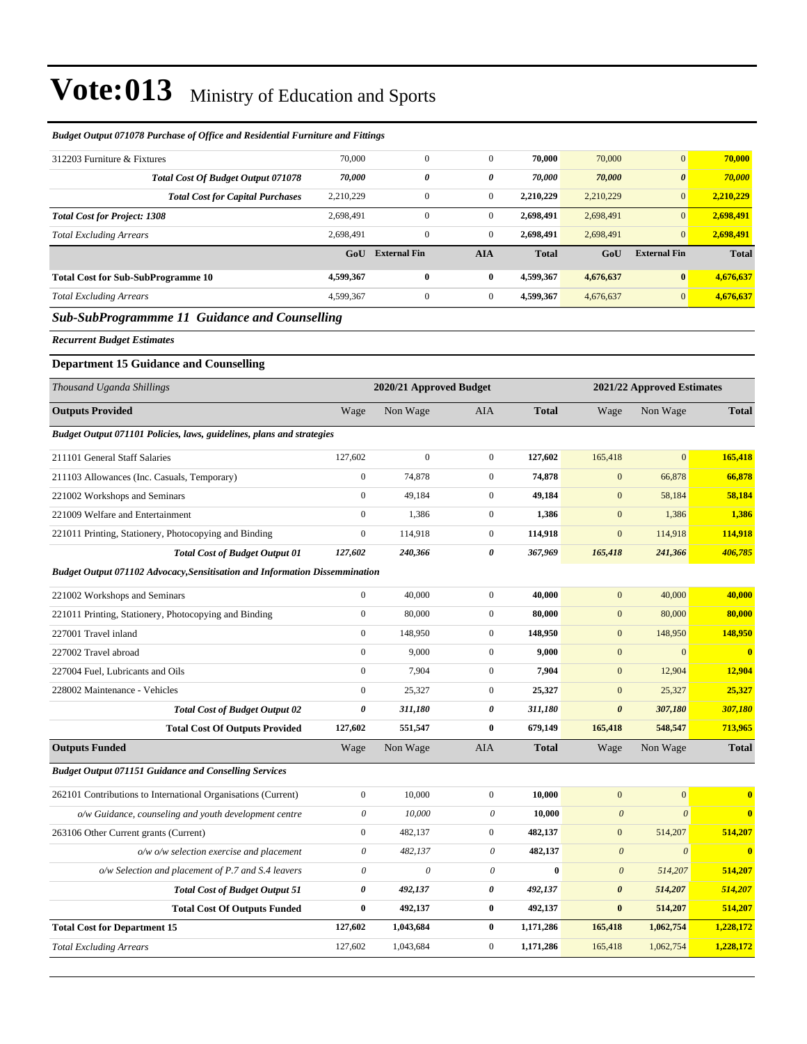# Vote:013 Ministry of Education and Sports

| *Budget Output 071078 Purchase of Office and Residential Furniture and Fittings* | | | | | | | |
|---|---|---|---|---|---|---|---|
| 312203 Furniture & Fixtures | 70,000 | 0 | 0 | **70,000** | 70,000 | 0 | **70,000** |
| ***Total Cost Of Budget Output 071078*** | ***70,000*** | ***0*** | ***0*** | ***70,000*** | ***70,000*** | ***0*** | ***70,000*** |
| ***Total Cost for Capital Purchases*** | 2,210,229 | 0 | 0 | **2,210,229** | 2,210,229 | 0 | **2,210,229** |
| ***Total Cost for Project: 1308*** | 2,698,491 | 0 | 0 | **2,698,491** | 2,698,491 | 0 | **2,698,491** |
| *Total Excluding Arrears* | 2,698,491 | 0 | 0 | **2,698,491** | 2,698,491 | 0 | **2,698,491** |
| | **GoU** | **External Fin** | **AIA** | **Total** | **GoU** | **External Fin** | **Total** |
| **Total Cost for Sub-SubProgramme 10** | **4,599,367** | **0** | **0** | **4,599,367** | **4,676,637** | **0** | **4,676,637** |
| *Total Excluding Arrears* | 4,599,367 | 0 | 0 | **4,599,367** | 4,676,637 | 0 | **4,676,637** |

## *Sub-SubProgrammme 11 Guidance and Counselling*

***Recurrent Budget Estimates***

### Department 15 Guidance and Counselling

| *Thousand Uganda Shillings* | **2020/21 Approved Budget** | | | | **2021/22 Approved Estimates** | | |
|---|---|---|---|---|---|---|---|
| **Outputs Provided** | Wage | Non Wage | AIA | **Total** | Wage | Non Wage | **Total** |
| ***Budget Output 071101 Policies, laws, guidelines, plans and strategies*** | | | | | | | |
| 211101 General Staff Salaries | 127,602 | 0 | 0 | **127,602** | 165,418 | 0 | **165,418** |
| 211103 Allowances (Inc. Casuals, Temporary) | 0 | 74,878 | 0 | **74,878** | 0 | 66,878 | **66,878** |
| 221002 Workshops and Seminars | 0 | 49,184 | 0 | **49,184** | 0 | 58,184 | **58,184** |
| 221009 Welfare and Entertainment | 0 | 1,386 | 0 | **1,386** | 0 | 1,386 | **1,386** |
| 221011 Printing, Stationery, Photocopying and Binding | 0 | 114,918 | 0 | **114,918** | 0 | 114,918 | **114,918** |
| ***Total Cost of Budget Output 01*** | ***127,602*** | ***240,366*** | ***0*** | ***367,969*** | ***165,418*** | ***241,366*** | ***406,785*** |
| ***Budget Output 071102 Advocacy,Sensitisation and Information Dissemination*** | | | | | | | |
| 221002 Workshops and Seminars | 0 | 40,000 | 0 | **40,000** | 0 | 40,000 | **40,000** |
| 221011 Printing, Stationery, Photocopying and Binding | 0 | 80,000 | 0 | **80,000** | 0 | 80,000 | **80,000** |
| 227001 Travel inland | 0 | 148,950 | 0 | **148,950** | 0 | 148,950 | **148,950** |
| 227002 Travel abroad | 0 | 9,000 | 0 | **9,000** | 0 | 0 | **0** |
| 227004 Fuel, Lubricants and Oils | 0 | 7,904 | 0 | **7,904** | 0 | 12,904 | **12,904** |
| 228002 Maintenance - Vehicles | 0 | 25,327 | 0 | **25,327** | 0 | 25,327 | **25,327** |
| ***Total Cost of Budget Output 02*** | ***0*** | ***311,180*** | ***0*** | ***311,180*** | ***0*** | ***307,180*** | ***307,180*** |
| **Total Cost Of Outputs Provided** | **127,602** | **551,547** | **0** | **679,149** | **165,418** | **548,547** | **713,965** |
| **Outputs Funded** | Wage | Non Wage | AIA | **Total** | Wage | Non Wage | **Total** |
| ***Budget Output 071151 Guidance and Conselling Services*** | | | | | | | |
| 262101 Contributions to International Organisations (Current) | 0 | 10,000 | 0 | **10,000** | 0 | 0 | **0** |
| *o/w Guidance, counseling and youth development centre* | *0* | *10,000* | *0* | **10,000** | *0* | *0* | **0** |
| 263106 Other Current grants (Current) | 0 | 482,137 | 0 | **482,137** | 0 | 514,207 | **514,207** |
| *o/w o/w selection exercise and placement* | *0* | *482,137* | *0* | **482,137** | *0* | *0* | **0** |
| *o/w Selection and placement of P.7 and S.4 leavers* | *0* | *0* | *0* | **0** | *0* | *514,207* | **514,207** |
| ***Total Cost of Budget Output 51*** | ***0*** | ***492,137*** | ***0*** | ***492,137*** | ***0*** | ***514,207*** | ***514,207*** |
| **Total Cost Of Outputs Funded** | **0** | **492,137** | **0** | **492,137** | **0** | **514,207** | **514,207** |
| **Total Cost for Department 15** | **127,602** | **1,043,684** | **0** | **1,171,286** | **165,418** | **1,062,754** | **1,228,172** |
| *Total Excluding Arrears* | 127,602 | 1,043,684 | 0 | **1,171,286** | 165,418 | 1,062,754 | **1,228,172** |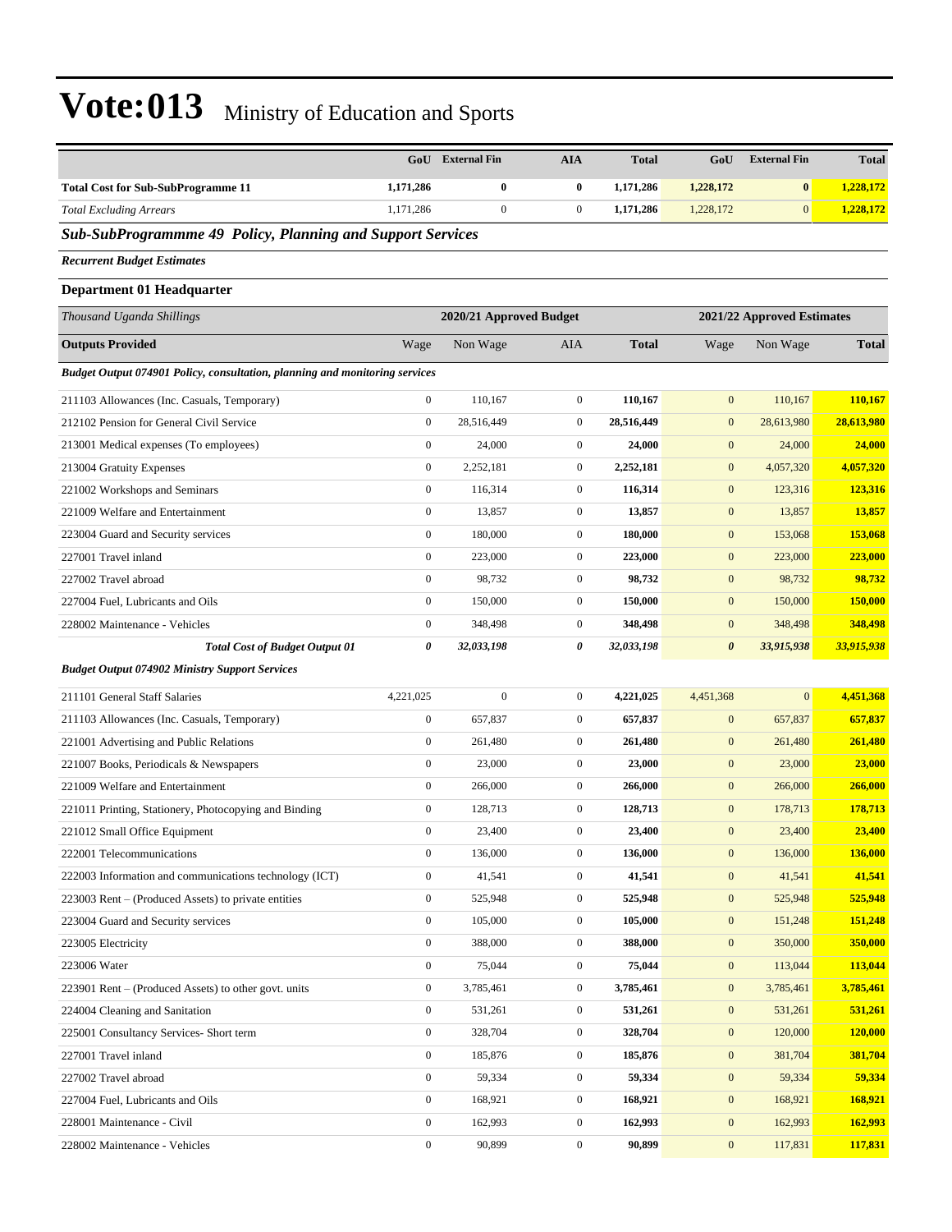# Vote:013 Ministry of Education and Sports

| | GoU | External Fin | AIA | Total | GoU | External Fin | Total |
|---|---|---|---|---|---|---|---|
| **Total Cost for Sub-SubProgramme 11** | **1,171,286** | **0** | **0** | **1,171,286** | **1,228,172** | **0** | **1,228,172** |
| *Total Excluding Arrears* | 1,171,286 | 0 | 0 | **1,171,286** | 1,228,172 | 0 | **1,228,172** |

## *Sub-SubProgrammme 49 Policy, Planning and Support Services*

***Recurrent Budget Estimates***

### Department 01 Headquarter

| *Thousand Uganda Shillings* | 2020/21 Approved Budget | | | | 2021/22 Approved Estimates | | |
|---|---|---|---|---|---|---|---|
| **Outputs Provided** | Wage | Non Wage | AIA | **Total** | Wage | Non Wage | **Total** |
| ***Budget Output 074901 Policy, consultation, planning and monitoring services*** | | | | | | | |
| 211103 Allowances (Inc. Casuals, Temporary) | 0 | 110,167 | 0 | **110,167** | 0 | 110,167 | **110,167** |
| 212102 Pension for General Civil Service | 0 | 28,516,449 | 0 | **28,516,449** | 0 | 28,613,980 | **28,613,980** |
| 213001 Medical expenses (To employees) | 0 | 24,000 | 0 | **24,000** | 0 | 24,000 | **24,000** |
| 213004 Gratuity Expenses | 0 | 2,252,181 | 0 | **2,252,181** | 0 | 4,057,320 | **4,057,320** |
| 221002 Workshops and Seminars | 0 | 116,314 | 0 | **116,314** | 0 | 123,316 | **123,316** |
| 221009 Welfare and Entertainment | 0 | 13,857 | 0 | **13,857** | 0 | 13,857 | **13,857** |
| 223004 Guard and Security services | 0 | 180,000 | 0 | **180,000** | 0 | 153,068 | **153,068** |
| 227001 Travel inland | 0 | 223,000 | 0 | **223,000** | 0 | 223,000 | **223,000** |
| 227002 Travel abroad | 0 | 98,732 | 0 | **98,732** | 0 | 98,732 | **98,732** |
| 227004 Fuel, Lubricants and Oils | 0 | 150,000 | 0 | **150,000** | 0 | 150,000 | **150,000** |
| 228002 Maintenance - Vehicles | 0 | 348,498 | 0 | **348,498** | 0 | 348,498 | **348,498** |
| ***Total Cost of Budget Output 01*** | ***0*** | ***32,033,198*** | ***0*** | ***32,033,198*** | ***0*** | ***33,915,938*** | ***33,915,938*** |
| ***Budget Output 074902 Ministry Support Services*** | | | | | | | |
| 211101 General Staff Salaries | 4,221,025 | 0 | 0 | **4,221,025** | 4,451,368 | 0 | **4,451,368** |
| 211103 Allowances (Inc. Casuals, Temporary) | 0 | 657,837 | 0 | **657,837** | 0 | 657,837 | **657,837** |
| 221001 Advertising and Public Relations | 0 | 261,480 | 0 | **261,480** | 0 | 261,480 | **261,480** |
| 221007 Books, Periodicals & Newspapers | 0 | 23,000 | 0 | **23,000** | 0 | 23,000 | **23,000** |
| 221009 Welfare and Entertainment | 0 | 266,000 | 0 | **266,000** | 0 | 266,000 | **266,000** |
| 221011 Printing, Stationery, Photocopying and Binding | 0 | 128,713 | 0 | **128,713** | 0 | 178,713 | **178,713** |
| 221012 Small Office Equipment | 0 | 23,400 | 0 | **23,400** | 0 | 23,400 | **23,400** |
| 222001 Telecommunications | 0 | 136,000 | 0 | **136,000** | 0 | 136,000 | **136,000** |
| 222003 Information and communications technology (ICT) | 0 | 41,541 | 0 | **41,541** | 0 | 41,541 | **41,541** |
| 223003 Rent – (Produced Assets) to private entities | 0 | 525,948 | 0 | **525,948** | 0 | 525,948 | **525,948** |
| 223004 Guard and Security services | 0 | 105,000 | 0 | **105,000** | 0 | 151,248 | **151,248** |
| 223005 Electricity | 0 | 388,000 | 0 | **388,000** | 0 | 350,000 | **350,000** |
| 223006 Water | 0 | 75,044 | 0 | **75,044** | 0 | 113,044 | **113,044** |
| 223901 Rent – (Produced Assets) to other govt. units | 0 | 3,785,461 | 0 | **3,785,461** | 0 | 3,785,461 | **3,785,461** |
| 224004 Cleaning and Sanitation | 0 | 531,261 | 0 | **531,261** | 0 | 531,261 | **531,261** |
| 225001 Consultancy Services- Short term | 0 | 328,704 | 0 | **328,704** | 0 | 120,000 | **120,000** |
| 227001 Travel inland | 0 | 185,876 | 0 | **185,876** | 0 | 381,704 | **381,704** |
| 227002 Travel abroad | 0 | 59,334 | 0 | **59,334** | 0 | 59,334 | **59,334** |
| 227004 Fuel, Lubricants and Oils | 0 | 168,921 | 0 | **168,921** | 0 | 168,921 | **168,921** |
| 228001 Maintenance - Civil | 0 | 162,993 | 0 | **162,993** | 0 | 162,993 | **162,993** |
| 228002 Maintenance - Vehicles | 0 | 90,899 | 0 | **90,899** | 0 | 117,831 | **117,831** |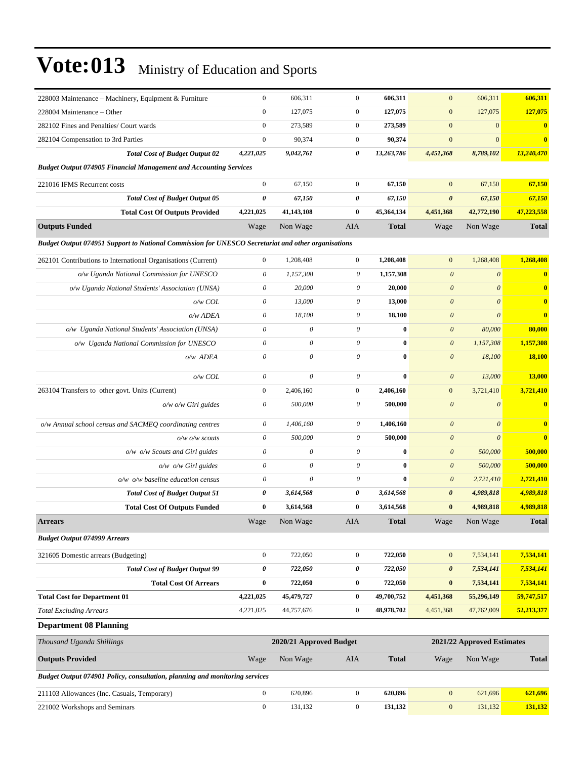# Vote:013 Ministry of Education and Sports

| | | | | | | | |
|---|---|---|---|---|---|---|---|
| 228003 Maintenance – Machinery, Equipment & Furniture | 0 | 606,311 | 0 | **606,311** | 0 | 606,311 | **606,311** |
| 228004 Maintenance – Other | 0 | 127,075 | 0 | **127,075** | 0 | 127,075 | **127,075** |
| 282102 Fines and Penalties/ Court wards | 0 | 273,589 | 0 | **273,589** | 0 | 0 | **0** |
| 282104 Compensation to 3rd Parties | 0 | 90,374 | 0 | **90,374** | 0 | 0 | **0** |
| ***Total Cost of Budget Output 02*** | ***4,221,025*** | ***9,042,761*** | ***0*** | ***13,263,786*** | ***4,451,368*** | ***8,789,102*** | ***13,240,470*** |
| ***Budget Output 074905 Financial Management and Accounting Services*** | | | | | | | |
| 221016 IFMS Recurrent costs | 0 | 67,150 | 0 | **67,150** | 0 | 67,150 | **67,150** |
| ***Total Cost of Budget Output 05*** | ***0*** | ***67,150*** | ***0*** | ***67,150*** | ***0*** | ***67,150*** | ***67,150*** |
| **Total Cost Of Outputs Provided** | **4,221,025** | **41,143,108** | **0** | **45,364,134** | **4,451,368** | **42,772,190** | **47,223,558** |
| **Outputs Funded** | Wage | Non Wage | AIA | **Total** | Wage | Non Wage | **Total** |
| ***Budget Output 074951 Support to National Commission for UNESCO Secretariat and other organisations*** | | | | | | | |
| 262101 Contributions to International Organisations (Current) | 0 | 1,208,408 | 0 | **1,208,408** | 0 | 1,268,408 | **1,268,408** |
| *o/w Uganda National Commission for UNESCO* | *0* | *1,157,308* | *0* | **1,157,308** | *0* | *0* | **0** |
| *o/w Uganda National Students' Association (UNSA)* | *0* | *20,000* | *0* | **20,000** | *0* | *0* | **0** |
| *o/w COL* | *0* | *13,000* | *0* | **13,000** | *0* | *0* | **0** |
| *o/w ADEA* | *0* | *18,100* | *0* | **18,100** | *0* | *0* | **0** |
| *o/w Uganda National Students' Association (UNSA)* | *0* | *0* | *0* | **0** | *0* | *80,000* | **80,000** |
| *o/w Uganda National Commission for UNESCO* | *0* | *0* | *0* | **0** | *0* | *1,157,308* | **1,157,308** |
| *o/w ADEA* | *0* | *0* | *0* | **0** | *0* | *18,100* | **18,100** |
| *o/w COL* | *0* | *0* | *0* | **0** | *0* | *13,000* | **13,000** |
| 263104 Transfers to other govt. Units (Current) | 0 | 2,406,160 | 0 | **2,406,160** | 0 | 3,721,410 | **3,721,410** |
| *o/w o/w Girl guides* | *0* | *500,000* | *0* | **500,000** | *0* | *0* | **0** |
| *o/w Annual school census and SACMEQ coordinating centres* | *0* | *1,406,160* | *0* | **1,406,160** | *0* | *0* | **0** |
| *o/w o/w scouts* | *0* | *500,000* | *0* | **500,000** | *0* | *0* | **0** |
| *o/w o/w Scouts and Girl guides* | *0* | *0* | *0* | **0** | *0* | *500,000* | **500,000** |
| *o/w o/w Girl guides* | *0* | *0* | *0* | **0** | *0* | *500,000* | **500,000** |
| *o/w o/w baseline education census* | *0* | *0* | *0* | **0** | *0* | *2,721,410* | **2,721,410** |
| ***Total Cost of Budget Output 51*** | ***0*** | ***3,614,568*** | ***0*** | ***3,614,568*** | ***0*** | ***4,989,818*** | ***4,989,818*** |
| **Total Cost Of Outputs Funded** | **0** | **3,614,568** | **0** | **3,614,568** | **0** | **4,989,818** | **4,989,818** |
| **Arrears** | Wage | Non Wage | AIA | **Total** | Wage | Non Wage | **Total** |
| ***Budget Output 074999 Arrears*** | | | | | | | |
| 321605 Domestic arrears (Budgeting) | 0 | 722,050 | 0 | **722,050** | 0 | 7,534,141 | **7,534,141** |
| ***Total Cost of Budget Output 99*** | ***0*** | ***722,050*** | ***0*** | ***722,050*** | ***0*** | ***7,534,141*** | ***7,534,141*** |
| **Total Cost Of Arrears** | **0** | **722,050** | **0** | **722,050** | **0** | **7,534,141** | **7,534,141** |
| **Total Cost for Department 01** | **4,221,025** | **45,479,727** | **0** | **49,700,752** | **4,451,368** | **55,296,149** | **59,747,517** |
| *Total Excluding Arrears* | 4,221,025 | 44,757,676 | 0 | **48,978,702** | 4,451,368 | 47,762,009 | **52,213,377** |

**Department 08 Planning**

| *Thousand Uganda Shillings* | 2020/21 Approved Budget | | | | 2021/22 Approved Estimates | | |
|---|---|---|---|---|---|---|---|
| **Outputs Provided** | Wage | Non Wage | AIA | **Total** | Wage | Non Wage | **Total** |
| ***Budget Output 074901 Policy, consultation, planning and monitoring services*** | | | | | | | |
| 211103 Allowances (Inc. Casuals, Temporary) | 0 | 620,896 | 0 | **620,896** | 0 | 621,696 | **621,696** |
| 221002 Workshops and Seminars | 0 | 131,132 | 0 | **131,132** | 0 | 131,132 | **131,132** |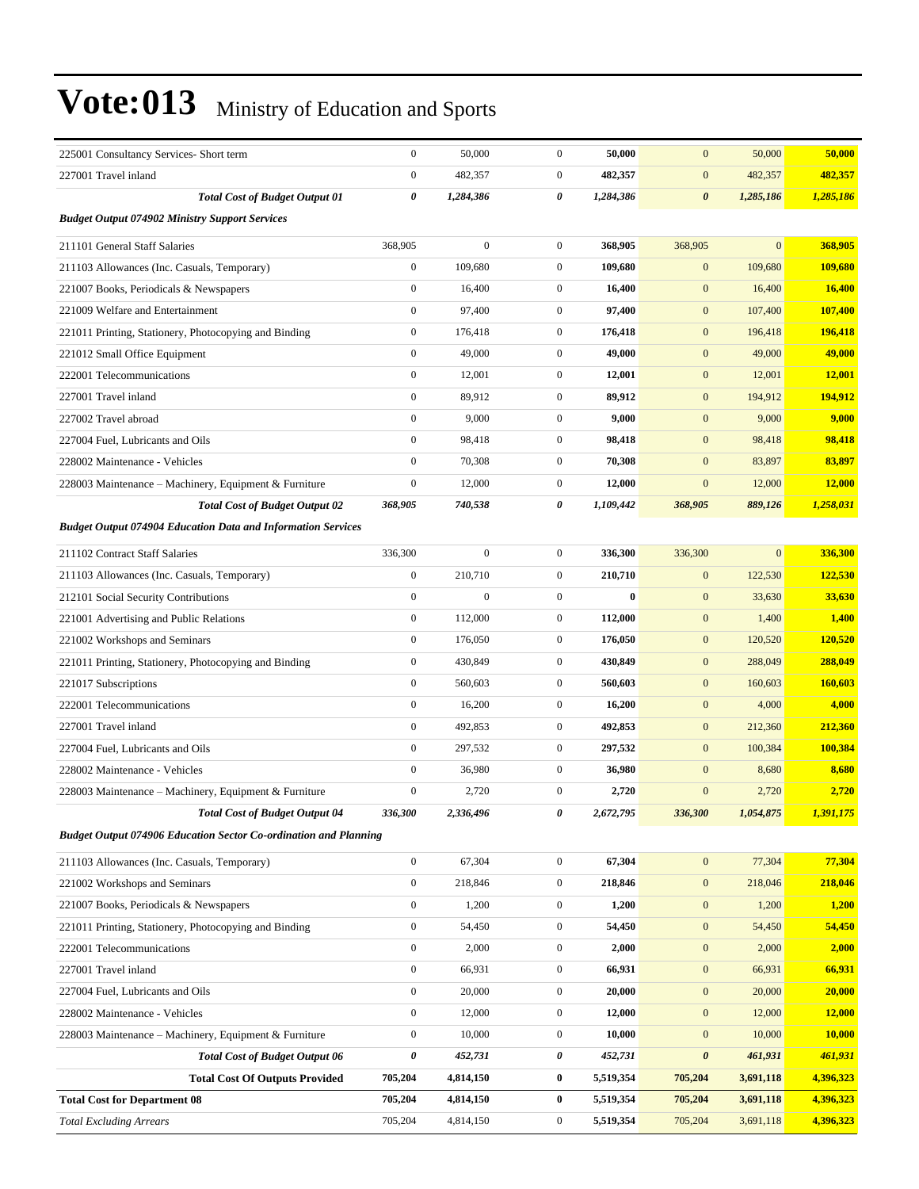# Vote:013 Ministry of Education and Sports

| | | | | | | | |
|---|---|---|---|---|---|---|---|
| 225001 Consultancy Services- Short term | 0 | 50,000 | 0 | **50,000** | 0 | 50,000 | **50,000** |
| 227001 Travel inland | 0 | 482,357 | 0 | **482,357** | 0 | 482,357 | **482,357** |
| ***Total Cost of Budget Output 01*** | ***0*** | ***1,284,386*** | ***0*** | ***1,284,386*** | ***0*** | ***1,285,186*** | ***1,285,186*** |
| ***Budget Output 074902 Ministry Support Services*** | | | | | | | |
| 211101 General Staff Salaries | 368,905 | 0 | 0 | **368,905** | 368,905 | 0 | **368,905** |
| 211103 Allowances (Inc. Casuals, Temporary) | 0 | 109,680 | 0 | **109,680** | 0 | 109,680 | **109,680** |
| 221007 Books, Periodicals & Newspapers | 0 | 16,400 | 0 | **16,400** | 0 | 16,400 | **16,400** |
| 221009 Welfare and Entertainment | 0 | 97,400 | 0 | **97,400** | 0 | 107,400 | **107,400** |
| 221011 Printing, Stationery, Photocopying and Binding | 0 | 176,418 | 0 | **176,418** | 0 | 196,418 | **196,418** |
| 221012 Small Office Equipment | 0 | 49,000 | 0 | **49,000** | 0 | 49,000 | **49,000** |
| 222001 Telecommunications | 0 | 12,001 | 0 | **12,001** | 0 | 12,001 | **12,001** |
| 227001 Travel inland | 0 | 89,912 | 0 | **89,912** | 0 | 194,912 | **194,912** |
| 227002 Travel abroad | 0 | 9,000 | 0 | **9,000** | 0 | 9,000 | **9,000** |
| 227004 Fuel, Lubricants and Oils | 0 | 98,418 | 0 | **98,418** | 0 | 98,418 | **98,418** |
| 228002 Maintenance - Vehicles | 0 | 70,308 | 0 | **70,308** | 0 | 83,897 | **83,897** |
| 228003 Maintenance – Machinery, Equipment & Furniture | 0 | 12,000 | 0 | **12,000** | 0 | 12,000 | **12,000** |
| ***Total Cost of Budget Output 02*** | ***368,905*** | ***740,538*** | ***0*** | ***1,109,442*** | ***368,905*** | ***889,126*** | ***1,258,031*** |
| ***Budget Output 074904 Education Data and Information Services*** | | | | | | | |
| 211102 Contract Staff Salaries | 336,300 | 0 | 0 | **336,300** | 336,300 | 0 | **336,300** |
| 211103 Allowances (Inc. Casuals, Temporary) | 0 | 210,710 | 0 | **210,710** | 0 | 122,530 | **122,530** |
| 212101 Social Security Contributions | 0 | 0 | 0 | **0** | 0 | 33,630 | **33,630** |
| 221001 Advertising and Public Relations | 0 | 112,000 | 0 | **112,000** | 0 | 1,400 | **1,400** |
| 221002 Workshops and Seminars | 0 | 176,050 | 0 | **176,050** | 0 | 120,520 | **120,520** |
| 221011 Printing, Stationery, Photocopying and Binding | 0 | 430,849 | 0 | **430,849** | 0 | 288,049 | **288,049** |
| 221017 Subscriptions | 0 | 560,603 | 0 | **560,603** | 0 | 160,603 | **160,603** |
| 222001 Telecommunications | 0 | 16,200 | 0 | **16,200** | 0 | 4,000 | **4,000** |
| 227001 Travel inland | 0 | 492,853 | 0 | **492,853** | 0 | 212,360 | **212,360** |
| 227004 Fuel, Lubricants and Oils | 0 | 297,532 | 0 | **297,532** | 0 | 100,384 | **100,384** |
| 228002 Maintenance - Vehicles | 0 | 36,980 | 0 | **36,980** | 0 | 8,680 | **8,680** |
| 228003 Maintenance – Machinery, Equipment & Furniture | 0 | 2,720 | 0 | **2,720** | 0 | 2,720 | **2,720** |
| ***Total Cost of Budget Output 04*** | ***336,300*** | ***2,336,496*** | ***0*** | ***2,672,795*** | ***336,300*** | ***1,054,875*** | ***1,391,175*** |
| ***Budget Output 074906 Education Sector Co-ordination and Planning*** | | | | | | | |
| 211103 Allowances (Inc. Casuals, Temporary) | 0 | 67,304 | 0 | **67,304** | 0 | 77,304 | **77,304** |
| 221002 Workshops and Seminars | 0 | 218,846 | 0 | **218,846** | 0 | 218,046 | **218,046** |
| 221007 Books, Periodicals & Newspapers | 0 | 1,200 | 0 | **1,200** | 0 | 1,200 | **1,200** |
| 221011 Printing, Stationery, Photocopying and Binding | 0 | 54,450 | 0 | **54,450** | 0 | 54,450 | **54,450** |
| 222001 Telecommunications | 0 | 2,000 | 0 | **2,000** | 0 | 2,000 | **2,000** |
| 227001 Travel inland | 0 | 66,931 | 0 | **66,931** | 0 | 66,931 | **66,931** |
| 227004 Fuel, Lubricants and Oils | 0 | 20,000 | 0 | **20,000** | 0 | 20,000 | **20,000** |
| 228002 Maintenance - Vehicles | 0 | 12,000 | 0 | **12,000** | 0 | 12,000 | **12,000** |
| 228003 Maintenance – Machinery, Equipment & Furniture | 0 | 10,000 | 0 | **10,000** | 0 | 10,000 | **10,000** |
| ***Total Cost of Budget Output 06*** | ***0*** | ***452,731*** | ***0*** | ***452,731*** | ***0*** | ***461,931*** | ***461,931*** |
| **Total Cost Of Outputs Provided** | **705,204** | **4,814,150** | **0** | **5,519,354** | **705,204** | **3,691,118** | **4,396,323** |
| **Total Cost for Department 08** | **705,204** | **4,814,150** | **0** | **5,519,354** | **705,204** | **3,691,118** | **4,396,323** |
| *Total Excluding Arrears* | 705,204 | 4,814,150 | 0 | **5,519,354** | 705,204 | 3,691,118 | **4,396,323** |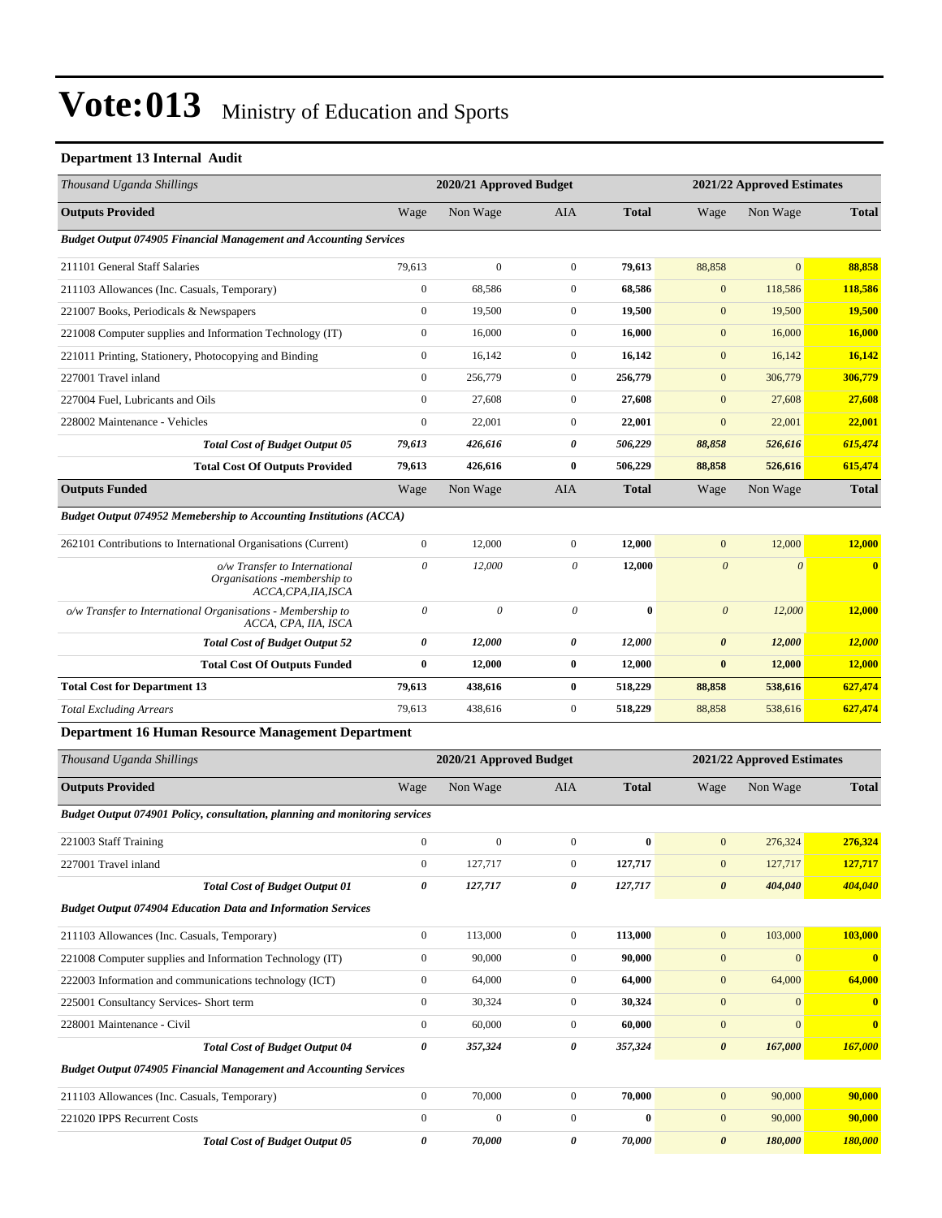# Vote:013 Ministry of Education and Sports

### Department 13 Internal Audit

| *Thousand Uganda Shillings* | 2020/21 Approved Budget | | | | 2021/22 Approved Estimates | | |
|---|---|---|---|---|---|---|---|
| **Outputs Provided** | Wage | Non Wage | AIA | **Total** | Wage | Non Wage | **Total** |
| ***Budget Output 074905 Financial Management and Accounting Services*** | | | | | | | |
| 211101 General Staff Salaries | 79,613 | 0 | 0 | **79,613** | 88,858 | 0 | **88,858** |
| 211103 Allowances (Inc. Casuals, Temporary) | 0 | 68,586 | 0 | **68,586** | 0 | 118,586 | **118,586** |
| 221007 Books, Periodicals & Newspapers | 0 | 19,500 | 0 | **19,500** | 0 | 19,500 | **19,500** |
| 221008 Computer supplies and Information Technology (IT) | 0 | 16,000 | 0 | **16,000** | 0 | 16,000 | **16,000** |
| 221011 Printing, Stationery, Photocopying and Binding | 0 | 16,142 | 0 | **16,142** | 0 | 16,142 | **16,142** |
| 227001 Travel inland | 0 | 256,779 | 0 | **256,779** | 0 | 306,779 | **306,779** |
| 227004 Fuel, Lubricants and Oils | 0 | 27,608 | 0 | **27,608** | 0 | 27,608 | **27,608** |
| 228002 Maintenance - Vehicles | 0 | 22,001 | 0 | **22,001** | 0 | 22,001 | **22,001** |
| ***Total Cost of Budget Output 05*** | ***79,613*** | ***426,616*** | ***0*** | ***506,229*** | ***88,858*** | ***526,616*** | ***615,474*** |
| **Total Cost Of Outputs Provided** | **79,613** | **426,616** | **0** | **506,229** | **88,858** | **526,616** | **615,474** |
| **Outputs Funded** | Wage | Non Wage | AIA | **Total** | Wage | Non Wage | **Total** |
| ***Budget Output 074952 Memebership to Accounting Institutions (ACCA)*** | | | | | | | |
| 262101 Contributions to International Organisations (Current) | 0 | 12,000 | 0 | **12,000** | 0 | 12,000 | **12,000** |
| *o/w Transfer to International Organisations -membership to ACCA,CPA,IIA,ISCA* | *0* | *12,000* | *0* | **12,000** | *0* | *0* | **0** |
| *o/w Transfer to International Organisations - Membership to ACCA, CPA, IIA, ISCA* | *0* | *0* | *0* | **0** | *0* | *12,000* | **12,000** |
| ***Total Cost of Budget Output 52*** | ***0*** | ***12,000*** | ***0*** | ***12,000*** | ***0*** | ***12,000*** | ***12,000*** |
| **Total Cost Of Outputs Funded** | **0** | **12,000** | **0** | **12,000** | **0** | **12,000** | **12,000** |
| **Total Cost for Department 13** | **79,613** | **438,616** | **0** | **518,229** | **88,858** | **538,616** | **627,474** |
| *Total Excluding Arrears* | 79,613 | 438,616 | 0 | **518,229** | 88,858 | 538,616 | **627,474** |

### Department 16 Human Resource Management Department

| *Thousand Uganda Shillings* | 2020/21 Approved Budget | | | | 2021/22 Approved Estimates | | |
|---|---|---|---|---|---|---|---|
| **Outputs Provided** | Wage | Non Wage | AIA | **Total** | Wage | Non Wage | **Total** |
| ***Budget Output 074901 Policy, consultation, planning and monitoring services*** | | | | | | | |
| 221003 Staff Training | 0 | 0 | 0 | **0** | 0 | 276,324 | **276,324** |
| 227001 Travel inland | 0 | 127,717 | 0 | **127,717** | 0 | 127,717 | **127,717** |
| ***Total Cost of Budget Output 01*** | ***0*** | ***127,717*** | ***0*** | ***127,717*** | ***0*** | ***404,040*** | ***404,040*** |
| ***Budget Output 074904 Education Data and Information Services*** | | | | | | | |
| 211103 Allowances (Inc. Casuals, Temporary) | 0 | 113,000 | 0 | **113,000** | 0 | 103,000 | **103,000** |
| 221008 Computer supplies and Information Technology (IT) | 0 | 90,000 | 0 | **90,000** | 0 | 0 | **0** |
| 222003 Information and communications technology (ICT) | 0 | 64,000 | 0 | **64,000** | 0 | 64,000 | **64,000** |
| 225001 Consultancy Services- Short term | 0 | 30,324 | 0 | **30,324** | 0 | 0 | **0** |
| 228001 Maintenance - Civil | 0 | 60,000 | 0 | **60,000** | 0 | 0 | **0** |
| ***Total Cost of Budget Output 04*** | ***0*** | ***357,324*** | ***0*** | ***357,324*** | ***0*** | ***167,000*** | ***167,000*** |
| ***Budget Output 074905 Financial Management and Accounting Services*** | | | | | | | |
| 211103 Allowances (Inc. Casuals, Temporary) | 0 | 70,000 | 0 | **70,000** | 0 | 90,000 | **90,000** |
| 221020 IPPS Recurrent Costs | 0 | 0 | 0 | **0** | 0 | 90,000 | **90,000** |
| ***Total Cost of Budget Output 05*** | ***0*** | ***70,000*** | ***0*** | ***70,000*** | ***0*** | ***180,000*** | ***180,000*** |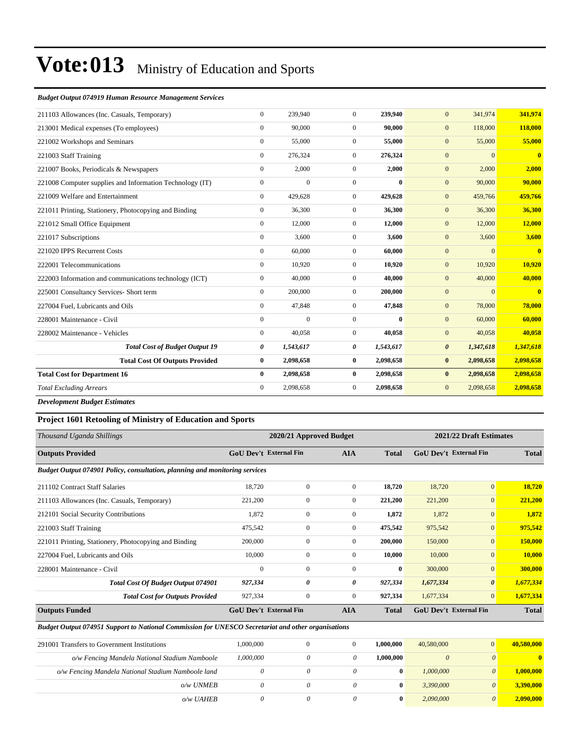# Vote:013 Ministry of Education and Sports

***Budget Output 074919 Human Resource Management Services***

| | | | | | | | |
|---|---|---|---|---|---|---|---|
| 211103 Allowances (Inc. Casuals, Temporary) | 0 | 239,940 | 0 | **239,940** | 0 | 341,974 | **341,974** |
| 213001 Medical expenses (To employees) | 0 | 90,000 | 0 | **90,000** | 0 | 118,000 | **118,000** |
| 221002 Workshops and Seminars | 0 | 55,000 | 0 | **55,000** | 0 | 55,000 | **55,000** |
| 221003 Staff Training | 0 | 276,324 | 0 | **276,324** | 0 | 0 | **0** |
| 221007 Books, Periodicals & Newspapers | 0 | 2,000 | 0 | **2,000** | 0 | 2,000 | **2,000** |
| 221008 Computer supplies and Information Technology (IT) | 0 | 0 | 0 | **0** | 0 | 90,000 | **90,000** |
| 221009 Welfare and Entertainment | 0 | 429,628 | 0 | **429,628** | 0 | 459,766 | **459,766** |
| 221011 Printing, Stationery, Photocopying and Binding | 0 | 36,300 | 0 | **36,300** | 0 | 36,300 | **36,300** |
| 221012 Small Office Equipment | 0 | 12,000 | 0 | **12,000** | 0 | 12,000 | **12,000** |
| 221017 Subscriptions | 0 | 3,600 | 0 | **3,600** | 0 | 3,600 | **3,600** |
| 221020 IPPS Recurrent Costs | 0 | 60,000 | 0 | **60,000** | 0 | 0 | **0** |
| 222001 Telecommunications | 0 | 10,920 | 0 | **10,920** | 0 | 10,920 | **10,920** |
| 222003 Information and communications technology (ICT) | 0 | 40,000 | 0 | **40,000** | 0 | 40,000 | **40,000** |
| 225001 Consultancy Services- Short term | 0 | 200,000 | 0 | **200,000** | 0 | 0 | **0** |
| 227004 Fuel, Lubricants and Oils | 0 | 47,848 | 0 | **47,848** | 0 | 78,000 | **78,000** |
| 228001 Maintenance - Civil | 0 | 0 | 0 | **0** | 0 | 60,000 | **60,000** |
| 228002 Maintenance - Vehicles | 0 | 40,058 | 0 | **40,058** | 0 | 40,058 | **40,058** |
| ***Total Cost of Budget Output 19*** | ***0*** | ***1,543,617*** | ***0*** | ***1,543,617*** | ***0*** | ***1,347,618*** | ***1,347,618*** |
| **Total Cost Of Outputs Provided** | **0** | **2,098,658** | **0** | **2,098,658** | **0** | **2,098,658** | **2,098,658** |
| **Total Cost for Department 16** | **0** | **2,098,658** | **0** | **2,098,658** | **0** | **2,098,658** | **2,098,658** |
| *Total Excluding Arrears* | 0 | 2,098,658 | 0 | **2,098,658** | 0 | 2,098,658 | **2,098,658** |

***Development Budget Estimates***

### Project 1601 Retooling of Ministry of Education and Sports

| *Thousand Uganda Shillings* | 2020/21 Approved Budget | | | | 2021/22 Draft Estimates | | |
|---|---|---|---|---|---|---|---|
| **Outputs Provided** | **GoU Dev't** | **External Fin** | **AIA** | **Total** | **GoU Dev't** | **External Fin** | **Total** |
| ***Budget Output 074901 Policy, consultation, planning and monitoring services*** | | | | | | | |
| 211102 Contract Staff Salaries | 18,720 | 0 | 0 | **18,720** | 18,720 | 0 | **18,720** |
| 211103 Allowances (Inc. Casuals, Temporary) | 221,200 | 0 | 0 | **221,200** | 221,200 | 0 | **221,200** |
| 212101 Social Security Contributions | 1,872 | 0 | 0 | **1,872** | 1,872 | 0 | **1,872** |
| 221003 Staff Training | 475,542 | 0 | 0 | **475,542** | 975,542 | 0 | **975,542** |
| 221011 Printing, Stationery, Photocopying and Binding | 200,000 | 0 | 0 | **200,000** | 150,000 | 0 | **150,000** |
| 227004 Fuel, Lubricants and Oils | 10,000 | 0 | 0 | **10,000** | 10,000 | 0 | **10,000** |
| 228001 Maintenance - Civil | 0 | 0 | 0 | **0** | 300,000 | 0 | **300,000** |
| ***Total Cost Of Budget Output 074901*** | ***927,334*** | ***0*** | ***0*** | ***927,334*** | ***1,677,334*** | ***0*** | ***1,677,334*** |
| ***Total Cost for Outputs Provided*** | 927,334 | 0 | 0 | **927,334** | 1,677,334 | 0 | **1,677,334** |
| **Outputs Funded** | **GoU Dev't** | **External Fin** | **AIA** | **Total** | **GoU Dev't** | **External Fin** | **Total** |
| ***Budget Output 074951 Support to National Commission for UNESCO Secretariat and other organisations*** | | | | | | | |
| 291001 Transfers to Government Institutions | 1,000,000 | 0 | 0 | **1,000,000** | 40,580,000 | 0 | **40,580,000** |
| *o/w Fencing Mandela National Stadium Namboole* | *1,000,000* | *0* | *0* | **1,000,000** | *0* | *0* | **0** |
| *o/w Fencing Mandela National Stadium Namboole land* | *0* | *0* | *0* | **0** | *1,000,000* | *0* | **1,000,000** |
| *o/w UNMEB* | *0* | *0* | *0* | **0** | *3,390,000* | *0* | **3,390,000** |
| *o/w UAHEB* | *0* | *0* | *0* | **0** | *2,090,000* | *0* | **2,090,000** |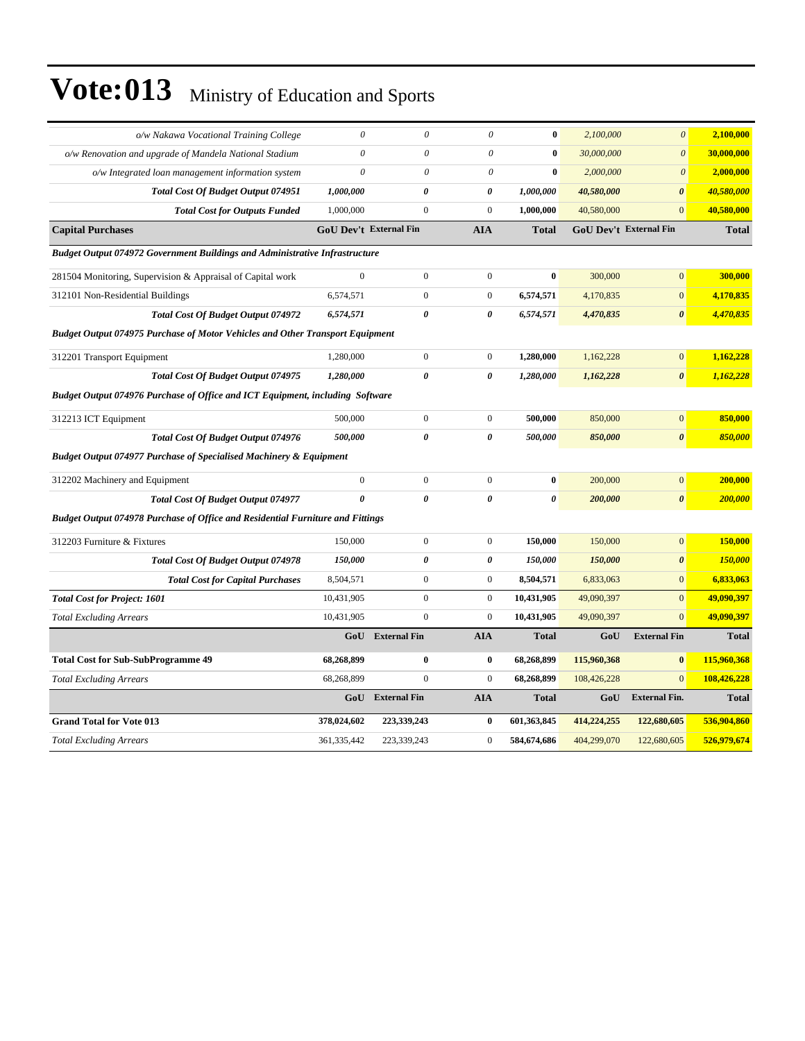# Vote:013 Ministry of Education and Sports

| | | | | | | | |
|---|---|---|---|---|---|---|---|
| *o/w Nakawa Vocational Training College* | *0* | *0* | *0* | **0** | *2,100,000* | *0* | **2,100,000** |
| *o/w Renovation and upgrade of Mandela National Stadium* | *0* | *0* | *0* | **0** | *30,000,000* | *0* | **30,000,000** |
| *o/w Integrated loan management information system* | *0* | *0* | *0* | **0** | *2,000,000* | *0* | **2,000,000** |
| ***Total Cost Of Budget Output 074951*** | ***1,000,000*** | ***0*** | ***0*** | ***1,000,000*** | ***40,580,000*** | ***0*** | ***40,580,000*** |
| ***Total Cost for Outputs Funded*** | 1,000,000 | 0 | 0 | **1,000,000** | 40,580,000 | 0 | **40,580,000** |
| **Capital Purchases** | **GoU Dev't** | **External Fin** | **AIA** | **Total** | **GoU Dev't** | **External Fin** | **Total** |
| ***Budget Output 074972 Government Buildings and Administrative Infrastructure*** | | | | | | | |
| 281504 Monitoring, Supervision & Appraisal of Capital work | 0 | 0 | 0 | **0** | 300,000 | 0 | **300,000** |
| 312101 Non-Residential Buildings | 6,574,571 | 0 | 0 | **6,574,571** | 4,170,835 | 0 | **4,170,835** |
| ***Total Cost Of Budget Output 074972*** | ***6,574,571*** | ***0*** | ***0*** | ***6,574,571*** | ***4,470,835*** | ***0*** | ***4,470,835*** |
| ***Budget Output 074975 Purchase of Motor Vehicles and Other Transport Equipment*** | | | | | | | |
| 312201 Transport Equipment | 1,280,000 | 0 | 0 | **1,280,000** | 1,162,228 | 0 | **1,162,228** |
| ***Total Cost Of Budget Output 074975*** | ***1,280,000*** | ***0*** | ***0*** | ***1,280,000*** | ***1,162,228*** | ***0*** | ***1,162,228*** |
| ***Budget Output 074976 Purchase of Office and ICT Equipment, including Software*** | | | | | | | |
| 312213 ICT Equipment | 500,000 | 0 | 0 | **500,000** | 850,000 | 0 | **850,000** |
| ***Total Cost Of Budget Output 074976*** | ***500,000*** | ***0*** | ***0*** | ***500,000*** | ***850,000*** | ***0*** | ***850,000*** |
| ***Budget Output 074977 Purchase of Specialised Machinery & Equipment*** | | | | | | | |
| 312202 Machinery and Equipment | 0 | 0 | 0 | **0** | 200,000 | 0 | **200,000** |
| ***Total Cost Of Budget Output 074977*** | ***0*** | ***0*** | ***0*** | ***0*** | ***200,000*** | ***0*** | ***200,000*** |
| ***Budget Output 074978 Purchase of Office and Residential Furniture and Fittings*** | | | | | | | |
| 312203 Furniture & Fixtures | 150,000 | 0 | 0 | **150,000** | 150,000 | 0 | **150,000** |
| ***Total Cost Of Budget Output 074978*** | ***150,000*** | ***0*** | ***0*** | ***150,000*** | ***150,000*** | ***0*** | ***150,000*** |
| ***Total Cost for Capital Purchases*** | 8,504,571 | 0 | 0 | **8,504,571** | 6,833,063 | 0 | **6,833,063** |
| ***Total Cost for Project: 1601*** | 10,431,905 | 0 | 0 | **10,431,905** | 49,090,397 | 0 | **49,090,397** |
| *Total Excluding Arrears* | 10,431,905 | 0 | 0 | **10,431,905** | 49,090,397 | 0 | **49,090,397** |
| | **GoU** | **External Fin** | **AIA** | **Total** | **GoU** | **External Fin** | **Total** |
| **Total Cost for Sub-SubProgramme 49** | **68,268,899** | **0** | **0** | **68,268,899** | **115,960,368** | **0** | **115,960,368** |
| *Total Excluding Arrears* | 68,268,899 | 0 | 0 | **68,268,899** | 108,426,228 | 0 | **108,426,228** |
| | **GoU** | **External Fin** | **AIA** | **Total** | **GoU** | **External Fin.** | **Total** |
| **Grand Total for Vote 013** | **378,024,602** | **223,339,243** | **0** | **601,363,845** | **414,224,255** | **122,680,605** | **536,904,860** |
| *Total Excluding Arrears* | 361,335,442 | 223,339,243 | 0 | **584,674,686** | 404,299,070 | 122,680,605 | **526,979,674** |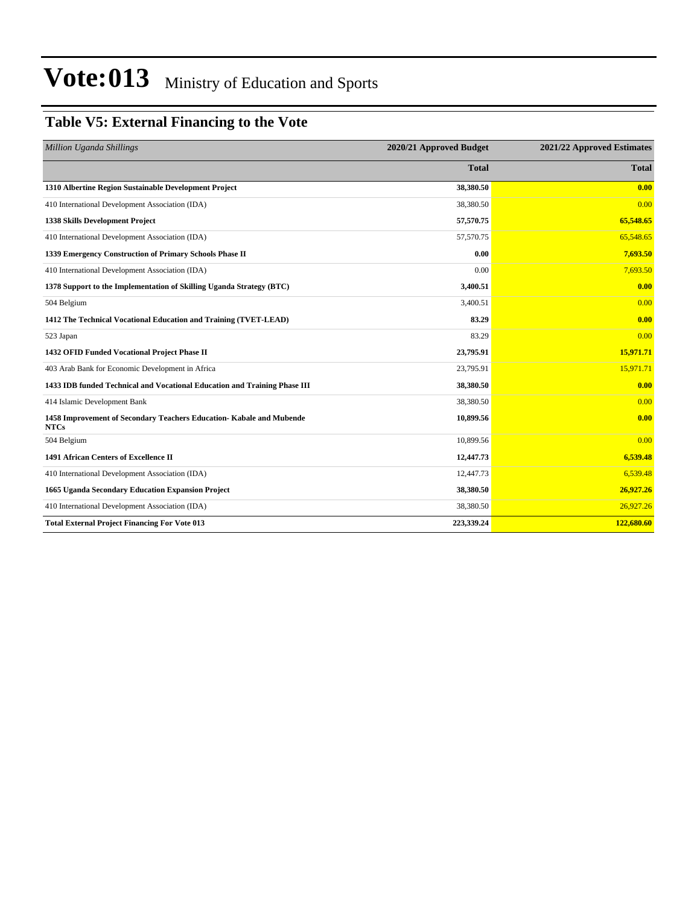# Vote:013 Ministry of Education and Sports

## Table V5: External Financing to the Vote

| *Million Uganda Shillings* | 2020/21 Approved Budget | 2021/22 Approved Estimates |
|---|---|---|
| | **Total** | **Total** |
| **1310 Albertine Region Sustainable Development Project** | **38,380.50** | **0.00** |
| 410 International Development Association (IDA) | 38,380.50 | 0.00 |
| **1338 Skills Development Project** | **57,570.75** | **65,548.65** |
| 410 International Development Association (IDA) | 57,570.75 | 65,548.65 |
| **1339 Emergency Construction of Primary Schools Phase II** | **0.00** | **7,693.50** |
| 410 International Development Association (IDA) | 0.00 | 7,693.50 |
| **1378 Support to the Implementation of Skilling Uganda Strategy (BTC)** | **3,400.51** | **0.00** |
| 504 Belgium | 3,400.51 | 0.00 |
| **1412 The Technical Vocational Education and Training (TVET-LEAD)** | **83.29** | **0.00** |
| 523 Japan | 83.29 | 0.00 |
| **1432 OFID Funded Vocational Project Phase II** | **23,795.91** | **15,971.71** |
| 403 Arab Bank for Economic Development in Africa | 23,795.91 | 15,971.71 |
| **1433 IDB funded Technical and Vocational Education and Training Phase III** | **38,380.50** | **0.00** |
| 414 Islamic Development Bank | 38,380.50 | 0.00 |
| **1458 Improvement of Secondary Teachers Education- Kabale and Mubende NTCs** | **10,899.56** | **0.00** |
| 504 Belgium | 10,899.56 | 0.00 |
| **1491 African Centers of Excellence II** | **12,447.73** | **6,539.48** |
| 410 International Development Association (IDA) | 12,447.73 | 6,539.48 |
| **1665 Uganda Secondary Education Expansion Project** | **38,380.50** | **26,927.26** |
| 410 International Development Association (IDA) | 38,380.50 | 26,927.26 |
| **Total External Project Financing For Vote 013** | **223,339.24** | **122,680.60** |